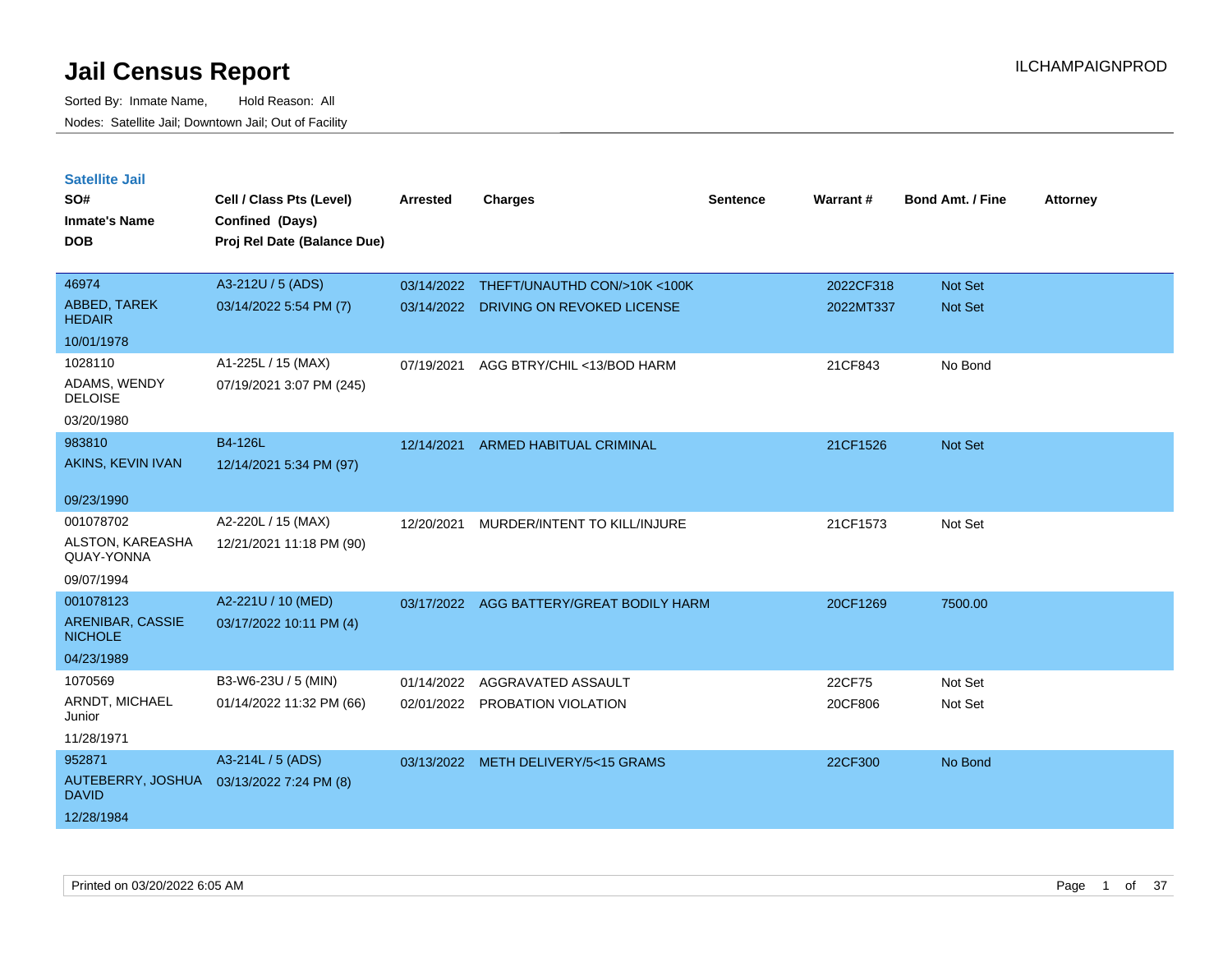# Jail Census Report

ILCHAMPAIGNPROD

Sorted By: Inmate Name, Hold Reason: All

Nodes: Satellite Jail; Downtown Jail; Out of Facility

## Satellite Jail

| SO# / Inmate's Name / DOB | Cell / Class Pts (Level) / Confined (Days) / Proj Rel Date (Balance Due) | Arrested | Charges | Sentence | Warrant # | Bond Amt. / Fine | Attorney |
|---|---|---|---|---|---|---|---|
| 46974<br>ABBED, TAREK HEDAIR<br>10/01/1978 | A3-212U / 5 (ADS)<br>03/14/2022 5:54 PM (7) | 03/14/2022<br>03/14/2022 | THEFT/UNAUTHD CON/>10K <100K<br>DRIVING ON REVOKED LICENSE | | 2022CF318<br>2022MT337 | Not Set<br>Not Set | |
| 1028110<br>ADAMS, WENDY DELOISE<br>03/20/1980 | A1-225L / 15 (MAX)<br>07/19/2021 3:07 PM (245) | 07/19/2021 | AGG BTRY/CHIL <13/BOD HARM | | 21CF843 | No Bond | |
| 983810<br>AKINS, KEVIN IVAN<br>09/23/1990 | B4-126L<br>12/14/2021 5:34 PM (97) | 12/14/2021 | ARMED HABITUAL CRIMINAL | | 21CF1526 | Not Set | |
| 001078702<br>ALSTON, KAREASHA QUAY-YONNA<br>09/07/1994 | A2-220L / 15 (MAX)<br>12/21/2021 11:18 PM (90) | 12/20/2021 | MURDER/INTENT TO KILL/INJURE | | 21CF1573 | Not Set | |
| 001078123<br>ARENIBAR, CASSIE NICHOLE<br>04/23/1989 | A2-221U / 10 (MED)<br>03/17/2022 10:11 PM (4) | 03/17/2022 | AGG BATTERY/GREAT BODILY HARM | | 20CF1269 | 7500.00 | |
| 1070569<br>ARNDT, MICHAEL Junior<br>11/28/1971 | B3-W6-23U / 5 (MIN)<br>01/14/2022 11:32 PM (66) | 01/14/2022<br>02/01/2022 | AGGRAVATED ASSAULT<br>PROBATION VIOLATION | | 22CF75<br>20CF806 | Not Set<br>Not Set | |
| 952871<br>AUTEBERRY, JOSHUA DAVID<br>12/28/1984 | A3-214L / 5 (ADS)<br>03/13/2022 7:24 PM (8) | 03/13/2022 | METH DELIVERY/5<15 GRAMS | | 22CF300 | No Bond | |

Printed on 03/20/2022 6:05 AM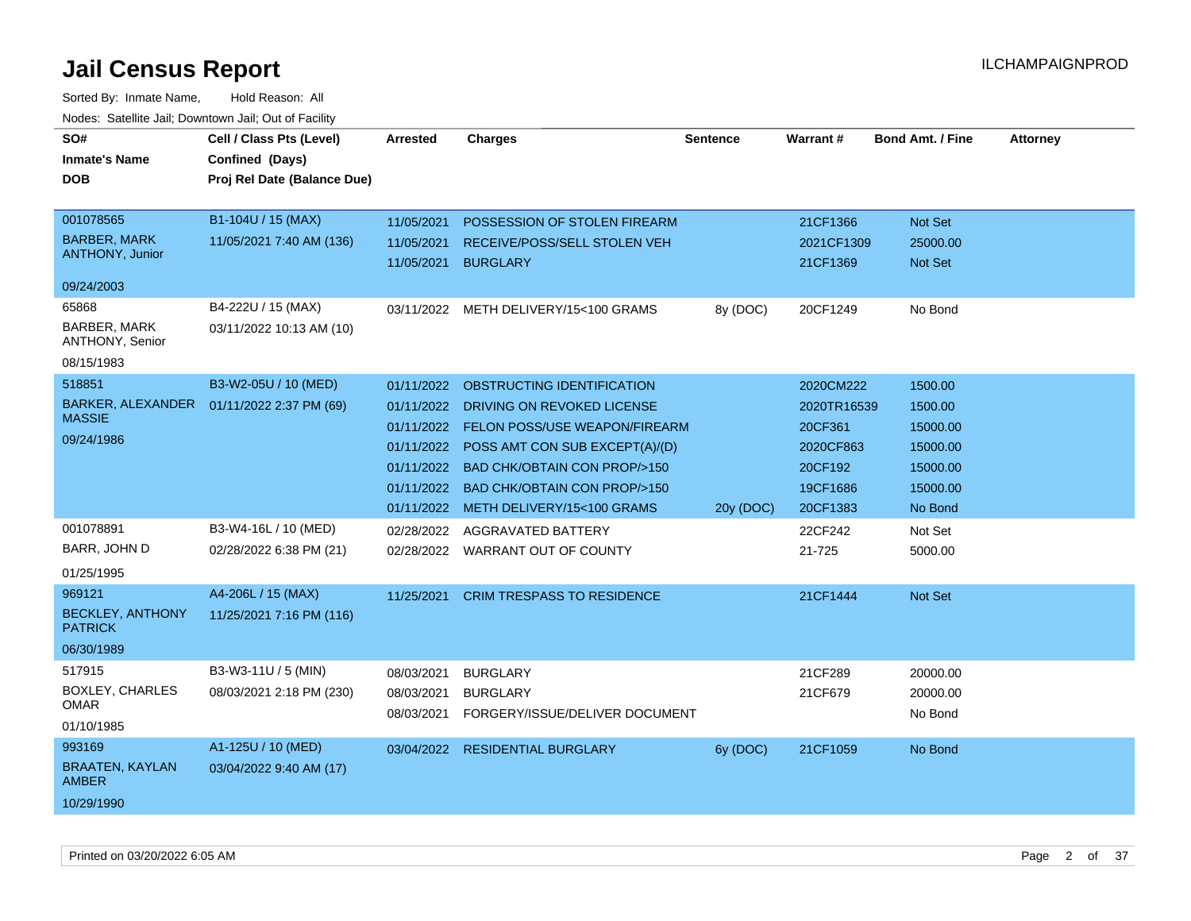# Jail Census Report

ILCHAMPAIGNPROD

Sorted By: Inmate Name, Hold Reason: All

Nodes: Satellite Jail; Downtown Jail; Out of Facility

| SO# / Inmate's Name / DOB | Cell / Class Pts (Level) / Confined (Days) / Proj Rel Date (Balance Due) | Arrested | Charges | Sentence | Warrant # | Bond Amt. / Fine | Attorney |
|---|---|---|---|---|---|---|---|
| 001078565<br>BARBER, MARK ANTHONY, Junior<br>09/24/2003 | B1-104U / 15 (MAX)<br>11/05/2021 7:40 AM (136) | 11/05/2021 | POSSESSION OF STOLEN FIREARM | | 21CF1366 | Not Set | |
| | | 11/05/2021 | RECEIVE/POSS/SELL STOLEN VEH | | 2021CF1309 | 25000.00 | |
| | | 11/05/2021 | BURGLARY | | 21CF1369 | Not Set | |
| 65868<br>BARBER, MARK ANTHONY, Senior<br>08/15/1983 | B4-222U / 15 (MAX)<br>03/11/2022 10:13 AM (10) | 03/11/2022 | METH DELIVERY/15<100 GRAMS | 8y (DOC) | 20CF1249 | No Bond | |
| 518851<br>BARKER, ALEXANDER MASSIE<br>09/24/1986 | B3-W2-05U / 10 (MED)<br>01/11/2022 2:37 PM (69) | 01/11/2022 | OBSTRUCTING IDENTIFICATION | | 2020CM222 | 1500.00 | |
| | | 01/11/2022 | DRIVING ON REVOKED LICENSE | | 2020TR16539 | 1500.00 | |
| | | 01/11/2022 | FELON POSS/USE WEAPON/FIREARM | | 20CF361 | 15000.00 | |
| | | 01/11/2022 | POSS AMT CON SUB EXCEPT(A)/(D) | | 2020CF863 | 15000.00 | |
| | | 01/11/2022 | BAD CHK/OBTAIN CON PROP/>150 | | 20CF192 | 15000.00 | |
| | | 01/11/2022 | BAD CHK/OBTAIN CON PROP/>150 | | 19CF1686 | 15000.00 | |
| | | 01/11/2022 | METH DELIVERY/15<100 GRAMS | 20y (DOC) | 20CF1383 | No Bond | |
| 001078891<br>BARR, JOHN D<br>01/25/1995 | B3-W4-16L / 10 (MED)<br>02/28/2022 6:38 PM (21) | 02/28/2022 | AGGRAVATED BATTERY | | 22CF242 | Not Set | |
| | | 02/28/2022 | WARRANT OUT OF COUNTY | | 21-725 | 5000.00 | |
| 969121<br>BECKLEY, ANTHONY PATRICK<br>06/30/1989 | A4-206L / 15 (MAX)<br>11/25/2021 7:16 PM (116) | 11/25/2021 | CRIM TRESPASS TO RESIDENCE | | 21CF1444 | Not Set | |
| 517915<br>BOXLEY, CHARLES OMAR<br>01/10/1985 | B3-W3-11U / 5 (MIN)<br>08/03/2021 2:18 PM (230) | 08/03/2021 | BURGLARY | | 21CF289 | 20000.00 | |
| | | 08/03/2021 | BURGLARY | | 21CF679 | 20000.00 | |
| | | 08/03/2021 | FORGERY/ISSUE/DELIVER DOCUMENT | | | No Bond | |
| 993169<br>BRAATEN, KAYLAN AMBER<br>10/29/1990 | A1-125U / 10 (MED)<br>03/04/2022 9:40 AM (17) | 03/04/2022 | RESIDENTIAL BURGLARY | 6y (DOC) | 21CF1059 | No Bond | |

Printed on 03/20/2022 6:05 AM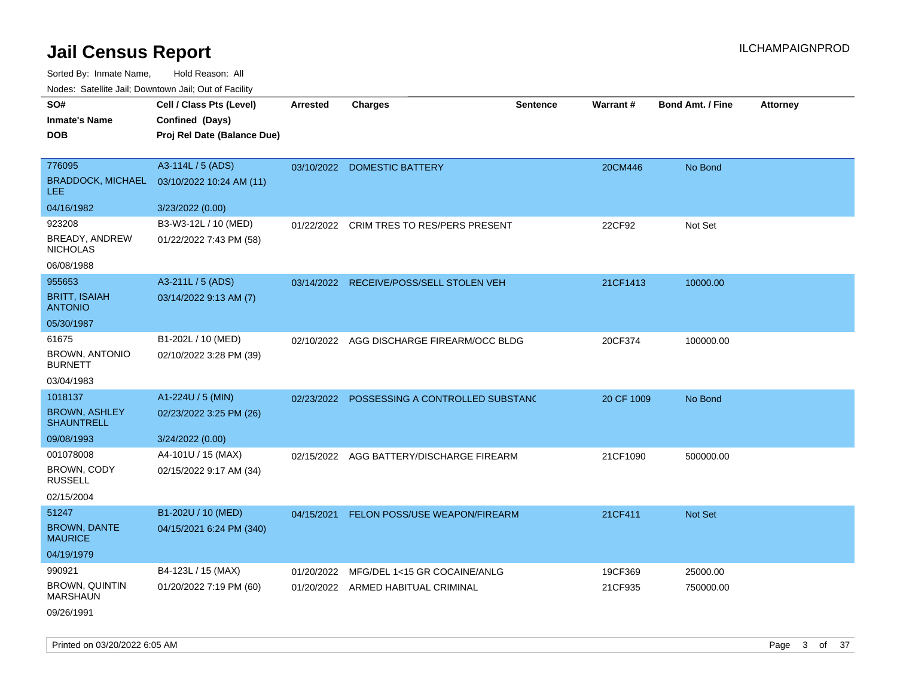# Jail Census Report

ILCHAMPAIGNPROD

Sorted By: Inmate Name, Hold Reason: All

Nodes: Satellite Jail; Downtown Jail; Out of Facility

| SO# / Inmate's Name / DOB | Cell / Class Pts (Level) / Confined (Days) / Proj Rel Date (Balance Due) | Arrested | Charges | Sentence | Warrant # | Bond Amt. / Fine | Attorney |
|---|---|---|---|---|---|---|---|
| 776095<br>BRADDOCK, MICHAEL LEE<br>04/16/1982 | A3-114L / 5 (ADS)<br>03/10/2022 10:24 AM (11)<br>3/23/2022 (0.00) | 03/10/2022 | DOMESTIC BATTERY | | 20CM446 | No Bond | |
| 923208<br>BREADY, ANDREW NICHOLAS<br>06/08/1988 | B3-W3-12L / 10 (MED)<br>01/22/2022 7:43 PM (58) | 01/22/2022 | CRIM TRES TO RES/PERS PRESENT | | 22CF92 | Not Set | |
| 955653<br>BRITT, ISAIAH ANTONIO<br>05/30/1987 | A3-211L / 5 (ADS)<br>03/14/2022 9:13 AM (7) | 03/14/2022 | RECEIVE/POSS/SELL STOLEN VEH | | 21CF1413 | 10000.00 | |
| 61675<br>BROWN, ANTONIO BURNETT<br>03/04/1983 | B1-202L / 10 (MED)<br>02/10/2022 3:28 PM (39) | 02/10/2022 | AGG DISCHARGE FIREARM/OCC BLDG | | 20CF374 | 100000.00 | |
| 1018137<br>BROWN, ASHLEY SHAUNTRELL<br>09/08/1993 | A1-224U / 5 (MIN)<br>02/23/2022 3:25 PM (26)<br>3/24/2022 (0.00) | 02/23/2022 | POSSESSING A CONTROLLED SUBSTANC | | 20 CF 1009 | No Bond | |
| 001078008<br>BROWN, CODY RUSSELL<br>02/15/2004 | A4-101U / 15 (MAX)<br>02/15/2022 9:17 AM (34) | 02/15/2022 | AGG BATTERY/DISCHARGE FIREARM | | 21CF1090 | 500000.00 | |
| 51247<br>BROWN, DANTE MAURICE<br>04/19/1979 | B1-202U / 10 (MED)<br>04/15/2021 6:24 PM (340) | 04/15/2021 | FELON POSS/USE WEAPON/FIREARM | | 21CF411 | Not Set | |
| 990921<br>BROWN, QUINTIN MARSHAUN<br>09/26/1991 | B4-123L / 15 (MAX)<br>01/20/2022 7:19 PM (60) | 01/20/2022<br>01/20/2022 | MFG/DEL 1<15 GR COCAINE/ANLG<br>ARMED HABITUAL CRIMINAL | | 19CF369<br>21CF935 | 25000.00<br>750000.00 | |

Printed on 03/20/2022 6:05 AM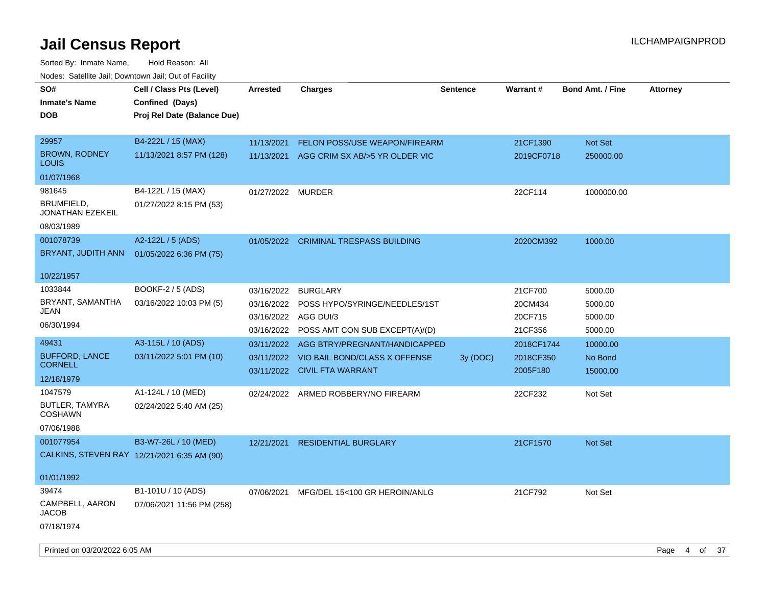# Jail Census Report

ILCHAMPAIGNPROD

Sorted By: Inmate Name, Hold Reason: All

Nodes: Satellite Jail; Downtown Jail; Out of Facility

| SO# / Inmate's Name / DOB | Cell / Class Pts (Level) / Confined (Days) / Proj Rel Date (Balance Due) | Arrested | Charges | Sentence | Warrant # | Bond Amt. / Fine | Attorney |
|---|---|---|---|---|---|---|---|
| 29957<br>BROWN, RODNEY LOUIS<br>01/07/1968 | B4-222L / 15 (MAX)<br>11/13/2021 8:57 PM (128) | 11/13/2021 | FELON POSS/USE WEAPON/FIREARM | | 21CF1390 | Not Set | |
| | | 11/13/2021 | AGG CRIM SX AB/>5 YR OLDER VIC | | 2019CF0718 | 250000.00 | |
| 981645<br>BRUMFIELD, JONATHAN EZEKEIL<br>08/03/1989 | B4-122L / 15 (MAX)<br>01/27/2022 8:15 PM (53) | 01/27/2022 | MURDER | | 22CF114 | 1000000.00 | |
| 001078739<br>BRYANT, JUDITH ANN<br>10/22/1957 | A2-122L / 5 (ADS)<br>01/05/2022 6:36 PM (75) | 01/05/2022 | CRIMINAL TRESPASS BUILDING | | 2020CM392 | 1000.00 | |
| 1033844<br>BRYANT, SAMANTHA JEAN<br>06/30/1994 | BOOKF-2 / 5 (ADS)<br>03/16/2022 10:03 PM (5) | 03/16/2022 | BURGLARY | | 21CF700 | 5000.00 | |
| | | 03/16/2022 | POSS HYPO/SYRINGE/NEEDLES/1ST | | 20CM434 | 5000.00 | |
| | | 03/16/2022 | AGG DUI/3 | | 20CF715 | 5000.00 | |
| | | 03/16/2022 | POSS AMT CON SUB EXCEPT(A)/(D) | | 21CF356 | 5000.00 | |
| 49431<br>BUFFORD, LANCE CORNELL<br>12/18/1979 | A3-115L / 10 (ADS)<br>03/11/2022 5:01 PM (10) | 03/11/2022 | AGG BTRY/PREGNANT/HANDICAPPED | | 2018CF1744 | 10000.00 | |
| | | 03/11/2022 | VIO BAIL BOND/CLASS X OFFENSE | 3y (DOC) | 2018CF350 | No Bond | |
| | | 03/11/2022 | CIVIL FTA WARRANT | | 2005F180 | 15000.00 | |
| 1047579<br>BUTLER, TAMYRA COSHAWN<br>07/06/1988 | A1-124L / 10 (MED)<br>02/24/2022 5:40 AM (25) | 02/24/2022 | ARMED ROBBERY/NO FIREARM | | 22CF232 | Not Set | |
| 001077954<br>CALKINS, STEVEN RAY<br>01/01/1992 | B3-W7-26L / 10 (MED)<br>12/21/2021 6:35 AM (90) | 12/21/2021 | RESIDENTIAL BURGLARY | | 21CF1570 | Not Set | |
| 39474<br>CAMPBELL, AARON JACOB<br>07/18/1974 | B1-101U / 10 (ADS)<br>07/06/2021 11:56 PM (258) | 07/06/2021 | MFG/DEL 15<100 GR HEROIN/ANLG | | 21CF792 | Not Set | |

Printed on 03/20/2022 6:05 AM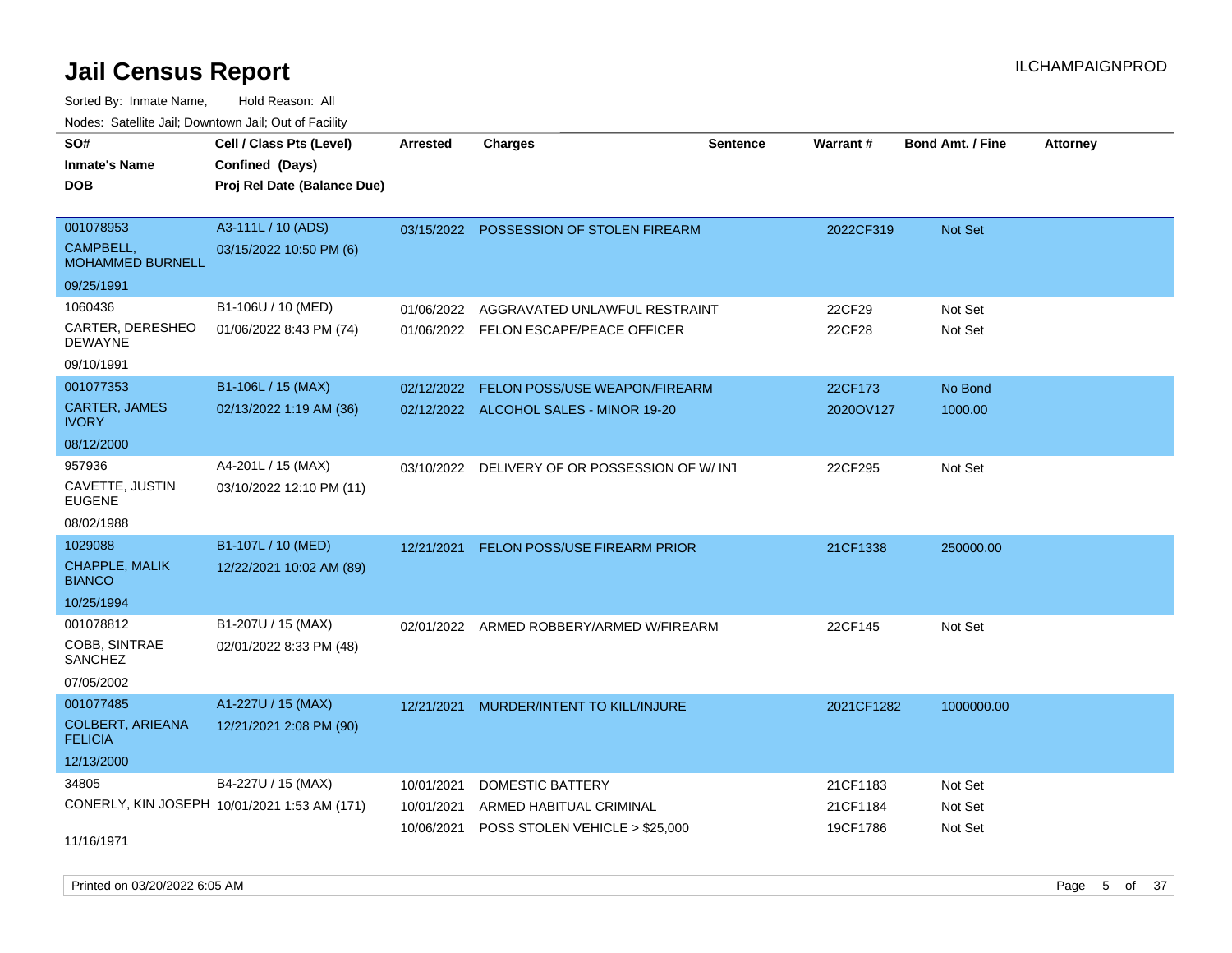# Jail Census Report

ILCHAMPAIGNPROD

Sorted By: Inmate Name, Hold Reason: All

Nodes: Satellite Jail; Downtown Jail; Out of Facility

| SO# / Inmate's Name / DOB | Cell / Class Pts (Level) / Confined (Days) / Proj Rel Date (Balance Due) | Arrested | Charges | Sentence | Warrant # | Bond Amt. / Fine | Attorney |
|---|---|---|---|---|---|---|---|
| 001078953<br>CAMPBELL, MOHAMMED BURNELL<br>09/25/1991 | A3-111L / 10 (ADS)<br>03/15/2022 10:50 PM (6) | 03/15/2022 | POSSESSION OF STOLEN FIREARM | | 2022CF319 | Not Set | |
| 1060436<br>CARTER, DERESHEO DEWAYNE<br>09/10/1991 | B1-106U / 10 (MED)<br>01/06/2022 8:43 PM (74) | 01/06/2022 | AGGRAVATED UNLAWFUL RESTRAINT | | 22CF29 | Not Set | |
| | | 01/06/2022 | FELON ESCAPE/PEACE OFFICER | | 22CF28 | Not Set | |
| 001077353<br>CARTER, JAMES IVORY<br>08/12/2000 | B1-106L / 15 (MAX)<br>02/13/2022 1:19 AM (36) | 02/12/2022 | FELON POSS/USE WEAPON/FIREARM | | 22CF173 | No Bond | |
| | | 02/12/2022 | ALCOHOL SALES - MINOR 19-20 | | 2020OV127 | 1000.00 | |
| 957936<br>CAVETTE, JUSTIN EUGENE<br>08/02/1988 | A4-201L / 15 (MAX)<br>03/10/2022 12:10 PM (11) | 03/10/2022 | DELIVERY OF OR POSSESSION OF W/ INT | | 22CF295 | Not Set | |
| 1029088<br>CHAPPLE, MALIK BIANCO<br>10/25/1994 | B1-107L / 10 (MED)<br>12/22/2021 10:02 AM (89) | 12/21/2021 | FELON POSS/USE FIREARM PRIOR | | 21CF1338 | 250000.00 | |
| 001078812<br>COBB, SINTRAE SANCHEZ<br>07/05/2002 | B1-207U / 15 (MAX)<br>02/01/2022 8:33 PM (48) | 02/01/2022 | ARMED ROBBERY/ARMED W/FIREARM | | 22CF145 | Not Set | |
| 001077485<br>COLBERT, ARIEANA FELICIA<br>12/13/2000 | A1-227U / 15 (MAX)<br>12/21/2021 2:08 PM (90) | 12/21/2021 | MURDER/INTENT TO KILL/INJURE | | 2021CF1282 | 1000000.00 | |
| 34805<br>CONERLY, KIN JOSEPH<br>11/16/1971 | B4-227U / 15 (MAX)<br>10/01/2021 1:53 AM (171) | 10/01/2021 | DOMESTIC BATTERY | | 21CF1183 | Not Set | |
| | | 10/01/2021 | ARMED HABITUAL CRIMINAL | | 21CF1184 | Not Set | |
| | | 10/06/2021 | POSS STOLEN VEHICLE > $25,000 | | 19CF1786 | Not Set | |

Printed on 03/20/2022 6:05 AM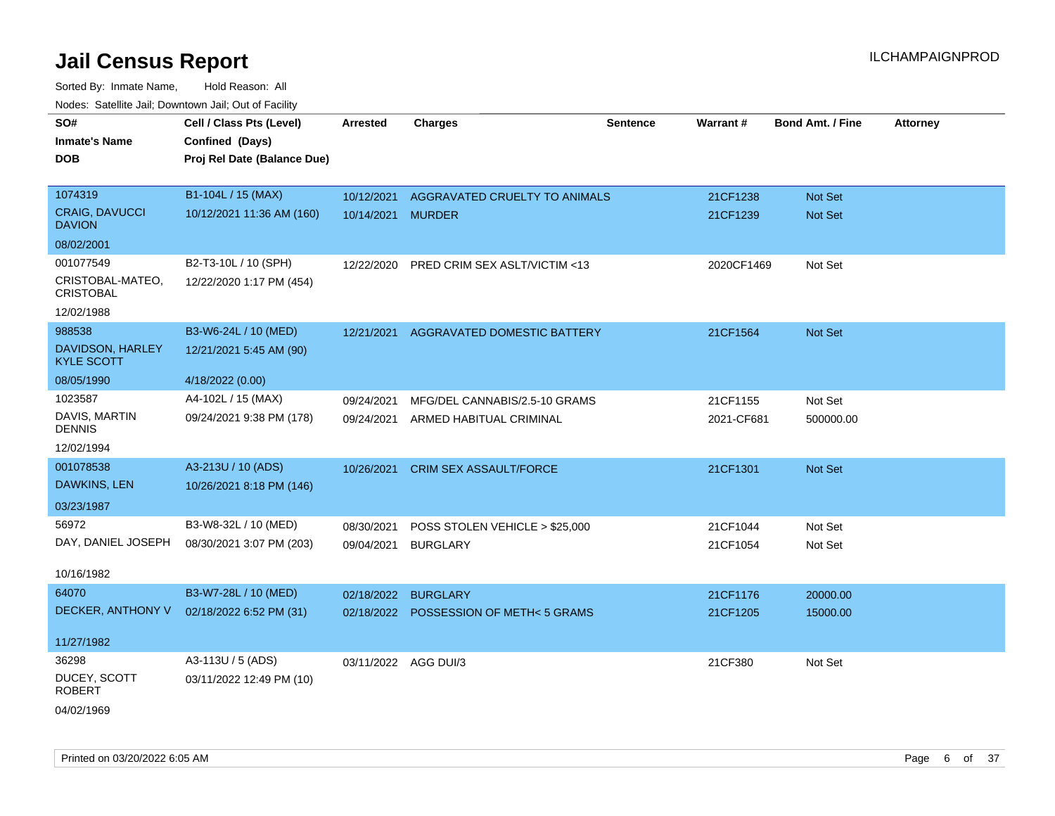# Jail Census Report

ILCHAMPAIGNPROD

Sorted By: Inmate Name, Hold Reason: All

Nodes: Satellite Jail; Downtown Jail; Out of Facility

| SO# / Inmate's Name / DOB | Cell / Class Pts (Level) / Confined (Days) / Proj Rel Date (Balance Due) | Arrested | Charges | Sentence | Warrant # | Bond Amt. / Fine | Attorney |
|---|---|---|---|---|---|---|---|
| 1074319<br>CRAIG, DAVUCCI DAVION<br>08/02/2001 | B1-104L / 15 (MAX)<br>10/12/2021 11:36 AM (160) | 10/12/2021<br>10/14/2021 | AGGRAVATED CRUELTY TO ANIMALS<br>MURDER | | 21CF1238<br>21CF1239 | Not Set<br>Not Set | |
| 001077549<br>CRISTOBAL-MATEO, CRISTOBAL<br>12/02/1988 | B2-T3-10L / 10 (SPH)<br>12/22/2020 1:17 PM (454) | 12/22/2020 | PRED CRIM SEX ASLT/VICTIM <13 | | 2020CF1469 | Not Set | |
| 988538<br>DAVIDSON, HARLEY KYLE SCOTT<br>08/05/1990 | B3-W6-24L / 10 (MED)<br>12/21/2021 5:45 AM (90)<br>4/18/2022 (0.00) | 12/21/2021 | AGGRAVATED DOMESTIC BATTERY | | 21CF1564 | Not Set | |
| 1023587<br>DAVIS, MARTIN DENNIS<br>12/02/1994 | A4-102L / 15 (MAX)<br>09/24/2021 9:38 PM (178) | 09/24/2021<br>09/24/2021 | MFG/DEL CANNABIS/2.5-10 GRAMS<br>ARMED HABITUAL CRIMINAL | | 21CF1155<br>2021-CF681 | Not Set<br>500000.00 | |
| 001078538<br>DAWKINS, LEN<br>03/23/1987 | A3-213U / 10 (ADS)<br>10/26/2021 8:18 PM (146) | 10/26/2021 | CRIM SEX ASSAULT/FORCE | | 21CF1301 | Not Set | |
| 56972<br>DAY, DANIEL JOSEPH<br>10/16/1982 | B3-W8-32L / 10 (MED)<br>08/30/2021 3:07 PM (203) | 08/30/2021<br>09/04/2021 | POSS STOLEN VEHICLE > $25,000<br>BURGLARY | | 21CF1044<br>21CF1054 | Not Set<br>Not Set | |
| 64070<br>DECKER, ANTHONY V<br>11/27/1982 | B3-W7-28L / 10 (MED)<br>02/18/2022 6:52 PM (31) | 02/18/2022<br>02/18/2022 | BURGLARY<br>POSSESSION OF METH< 5 GRAMS | | 21CF1176<br>21CF1205 | 20000.00<br>15000.00 | |
| 36298<br>DUCEY, SCOTT ROBERT<br>04/02/1969 | A3-113U / 5 (ADS)<br>03/11/2022 12:49 PM (10) | 03/11/2022 | AGG DUI/3 | | 21CF380 | Not Set | |

Printed on 03/20/2022 6:05 AM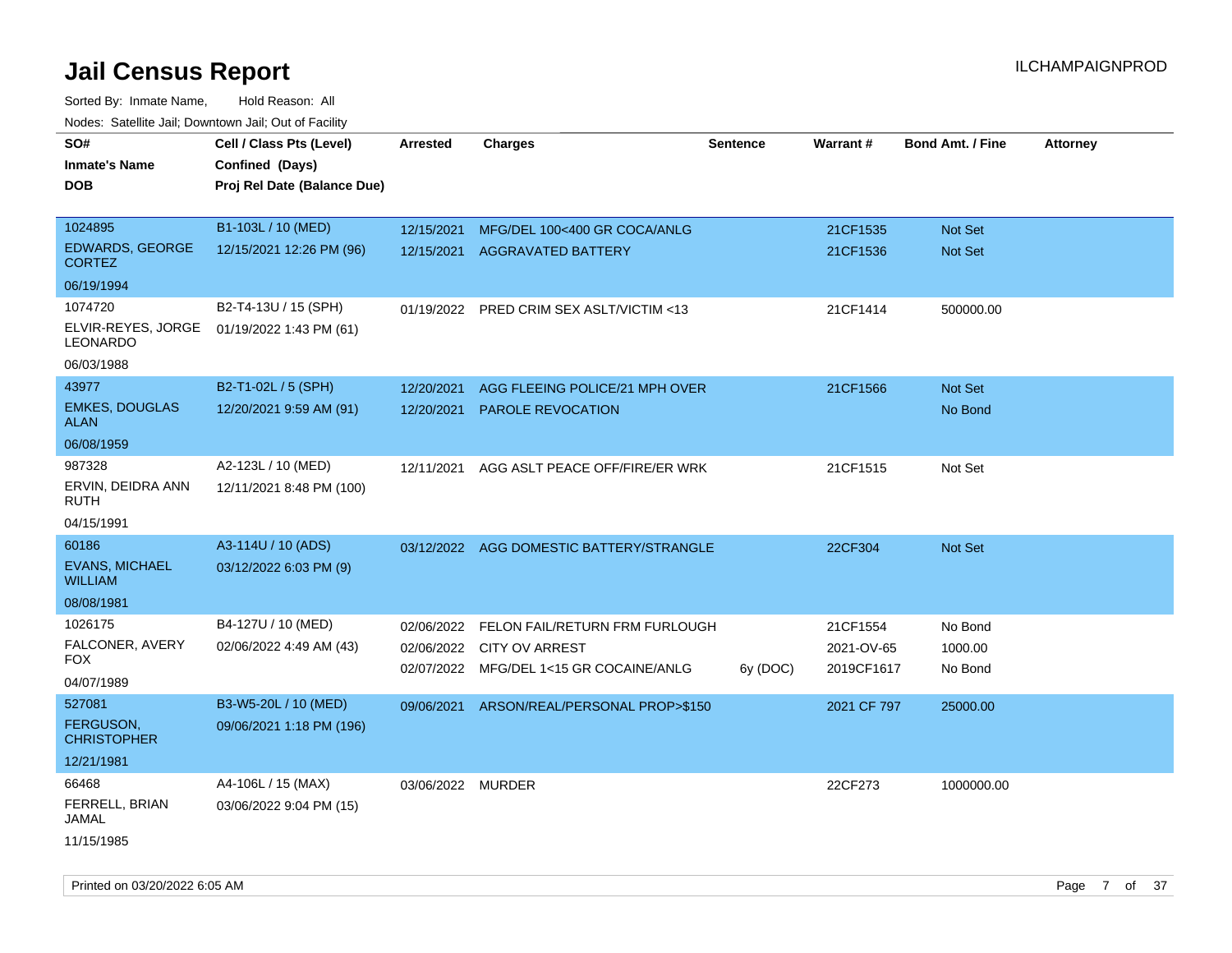# Jail Census Report

ILCHAMPAIGNPROD

Sorted By: Inmate Name, Hold Reason: All

Nodes: Satellite Jail; Downtown Jail; Out of Facility

| SO# / Inmate's Name / DOB | Cell / Class Pts (Level) / Confined (Days) / Proj Rel Date (Balance Due) | Arrested | Charges | Sentence | Warrant # | Bond Amt. / Fine | Attorney |
|---|---|---|---|---|---|---|---|
| 1024895<br>EDWARDS, GEORGE CORTEZ<br>06/19/1994 | B1-103L / 10 (MED)<br>12/15/2021 12:26 PM (96) | 12/15/2021<br>12/15/2021 | MFG/DEL 100<400 GR COCA/ANLG<br>AGGRAVATED BATTERY | | 21CF1535<br>21CF1536 | Not Set<br>Not Set | |
| 1074720<br>ELVIR-REYES, JORGE LEONARDO<br>06/03/1988 | B2-T4-13U / 15 (SPH)<br>01/19/2022 1:43 PM (61) | 01/19/2022 | PRED CRIM SEX ASLT/VICTIM <13 | | 21CF1414 | 500000.00 | |
| 43977<br>EMKES, DOUGLAS ALAN<br>06/08/1959 | B2-T1-02L / 5 (SPH)<br>12/20/2021 9:59 AM (91) | 12/20/2021<br>12/20/2021 | AGG FLEEING POLICE/21 MPH OVER<br>PAROLE REVOCATION | | 21CF1566 | Not Set<br>No Bond | |
| 987328<br>ERVIN, DEIDRA ANN RUTH<br>04/15/1991 | A2-123L / 10 (MED)<br>12/11/2021 8:48 PM (100) | 12/11/2021 | AGG ASLT PEACE OFF/FIRE/ER WRK | | 21CF1515 | Not Set | |
| 60186<br>EVANS, MICHAEL WILLIAM<br>08/08/1981 | A3-114U / 10 (ADS)<br>03/12/2022 6:03 PM (9) | 03/12/2022 | AGG DOMESTIC BATTERY/STRANGLE | | 22CF304 | Not Set | |
| 1026175<br>FALCONER, AVERY FOX<br>04/07/1989 | B4-127U / 10 (MED)<br>02/06/2022 4:49 AM (43) | 02/06/2022<br>02/06/2022<br>02/07/2022 | FELON FAIL/RETURN FRM FURLOUGH<br>CITY OV ARREST<br>MFG/DEL 1<15 GR COCAINE/ANLG | <br><br>6y (DOC) | 21CF1554<br>2021-OV-65<br>2019CF1617 | No Bond<br>1000.00<br>No Bond | |
| 527081<br>FERGUSON, CHRISTOPHER<br>12/21/1981 | B3-W5-20L / 10 (MED)<br>09/06/2021 1:18 PM (196) | 09/06/2021 | ARSON/REAL/PERSONAL PROP>$150 | | 2021 CF 797 | 25000.00 | |
| 66468<br>FERRELL, BRIAN JAMAL<br>11/15/1985 | A4-106L / 15 (MAX)<br>03/06/2022 9:04 PM (15) | 03/06/2022 | MURDER | | 22CF273 | 1000000.00 | |

Printed on 03/20/2022 6:05 AM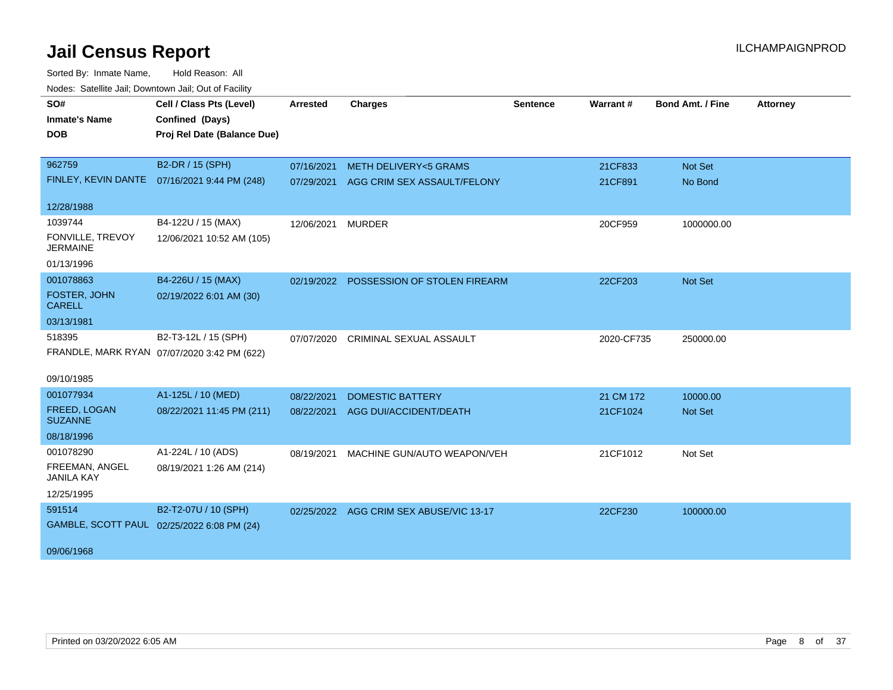# Jail Census Report

ILCHAMPAIGNPROD

Sorted By: Inmate Name, Hold Reason: All

Nodes: Satellite Jail; Downtown Jail; Out of Facility

| SO# / Inmate's Name / DOB | Cell / Class Pts (Level) / Confined (Days) / Proj Rel Date (Balance Due) | Arrested | Charges | Sentence | Warrant # | Bond Amt. / Fine | Attorney |
|---|---|---|---|---|---|---|---|
| 962759 FINLEY, KEVIN DANTE 12/28/1988 | B2-DR / 15 (SPH) 07/16/2021 9:44 PM (248) | 07/16/2021 | METH DELIVERY<5 GRAMS | | 21CF833 | Not Set | |
| | | 07/29/2021 | AGG CRIM SEX ASSAULT/FELONY | | 21CF891 | No Bond | |
| 1039744 FONVILLE, TREVOY JERMAINE 01/13/1996 | B4-122U / 15 (MAX) 12/06/2021 10:52 AM (105) | 12/06/2021 | MURDER | | 20CF959 | 1000000.00 | |
| 001078863 FOSTER, JOHN CARELL 03/13/1981 | B4-226U / 15 (MAX) 02/19/2022 6:01 AM (30) | 02/19/2022 | POSSESSION OF STOLEN FIREARM | | 22CF203 | Not Set | |
| 518395 FRANDLE, MARK RYAN 09/10/1985 | B2-T3-12L / 15 (SPH) 07/07/2020 3:42 PM (622) | 07/07/2020 | CRIMINAL SEXUAL ASSAULT | | 2020-CF735 | 250000.00 | |
| 001077934 FREED, LOGAN SUZANNE 08/18/1996 | A1-125L / 10 (MED) 08/22/2021 11:45 PM (211) | 08/22/2021 | DOMESTIC BATTERY | | 21 CM 172 | 10000.00 | |
| | | 08/22/2021 | AGG DUI/ACCIDENT/DEATH | | 21CF1024 | Not Set | |
| 001078290 FREEMAN, ANGEL JANILA KAY 12/25/1995 | A1-224L / 10 (ADS) 08/19/2021 1:26 AM (214) | 08/19/2021 | MACHINE GUN/AUTO WEAPON/VEH | | 21CF1012 | Not Set | |
| 591514 GAMBLE, SCOTT PAUL 09/06/1968 | B2-T2-07U / 10 (SPH) 02/25/2022 6:08 PM (24) | 02/25/2022 | AGG CRIM SEX ABUSE/VIC 13-17 | | 22CF230 | 100000.00 | |

Printed on 03/20/2022 6:05 AM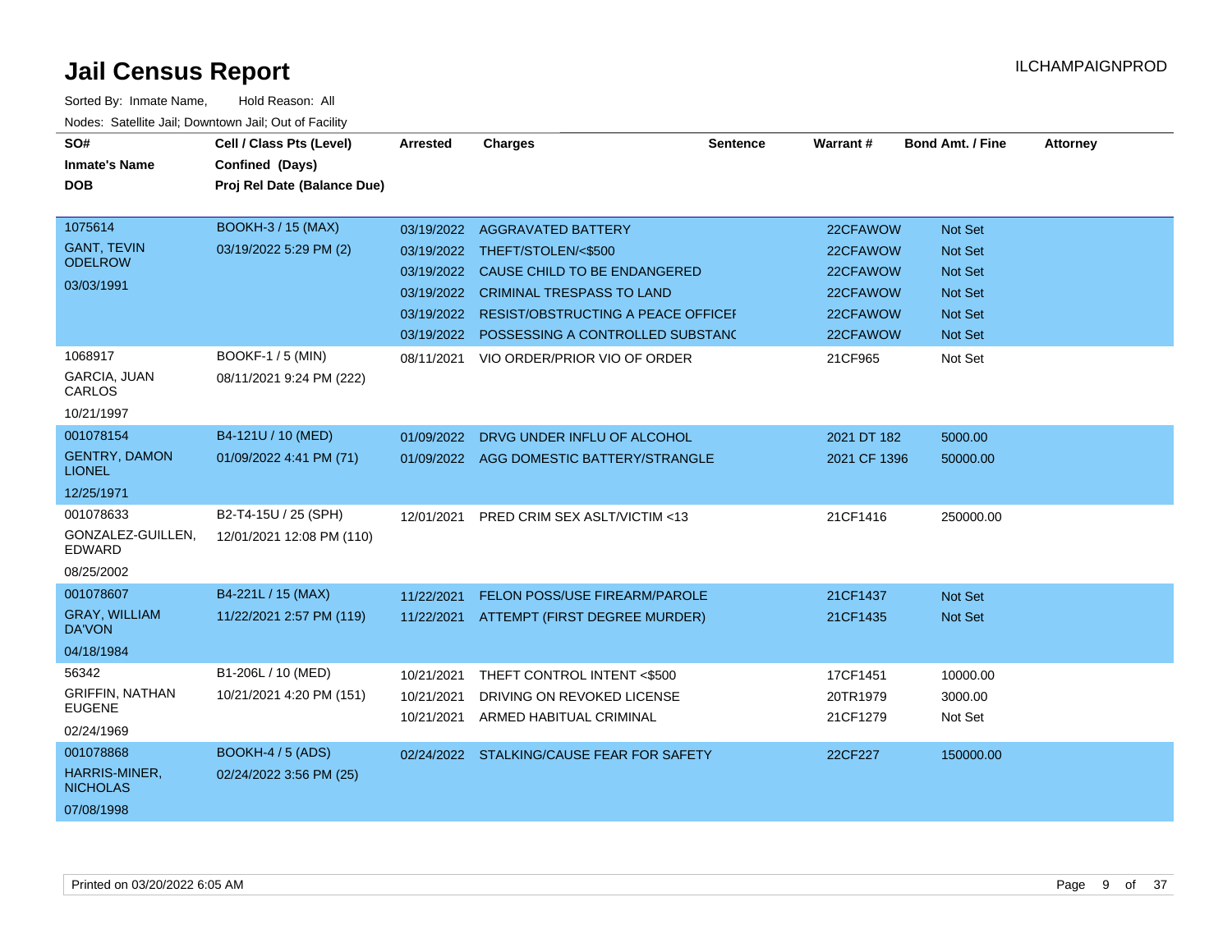# Jail Census Report

ILCHAMPAIGNPROD

Sorted By: Inmate Name, Hold Reason: All

Nodes: Satellite Jail; Downtown Jail; Out of Facility

| SO# / Inmate's Name / DOB | Cell / Class Pts (Level) / Confined (Days) / Proj Rel Date (Balance Due) | Arrested | Charges | Sentence | Warrant # | Bond Amt. / Fine | Attorney |
|---|---|---|---|---|---|---|---|
| 1075614 GANT, TEVIN ODELROW 03/03/1991 | BOOKH-3 / 15 (MAX) 03/19/2022 5:29 PM (2) | 03/19/2022 | AGGRAVATED BATTERY | | 22CFAWOW | Not Set | |
| | | 03/19/2022 | THEFT/STOLEN/<$500 | | 22CFAWOW | Not Set | |
| | | 03/19/2022 | CAUSE CHILD TO BE ENDANGERED | | 22CFAWOW | Not Set | |
| | | 03/19/2022 | CRIMINAL TRESPASS TO LAND | | 22CFAWOW | Not Set | |
| | | 03/19/2022 | RESIST/OBSTRUCTING A PEACE OFFICEI | | 22CFAWOW | Not Set | |
| | | 03/19/2022 | POSSESSING A CONTROLLED SUBSTANC | | 22CFAWOW | Not Set | |
| 1068917 GARCIA, JUAN CARLOS 10/21/1997 | BOOKF-1 / 5 (MIN) 08/11/2021 9:24 PM (222) | 08/11/2021 | VIO ORDER/PRIOR VIO OF ORDER | | 21CF965 | Not Set | |
| 001078154 GENTRY, DAMON LIONEL 12/25/1971 | B4-121U / 10 (MED) 01/09/2022 4:41 PM (71) | 01/09/2022 | DRVG UNDER INFLU OF ALCOHOL | | 2021 DT 182 | 5000.00 | |
| | | 01/09/2022 | AGG DOMESTIC BATTERY/STRANGLE | | 2021 CF 1396 | 50000.00 | |
| 001078633 GONZALEZ-GUILLEN, EDWARD 08/25/2002 | B2-T4-15U / 25 (SPH) 12/01/2021 12:08 PM (110) | 12/01/2021 | PRED CRIM SEX ASLT/VICTIM <13 | | 21CF1416 | 250000.00 | |
| 001078607 GRAY, WILLIAM DA'VON 04/18/1984 | B4-221L / 15 (MAX) 11/22/2021 2:57 PM (119) | 11/22/2021 | FELON POSS/USE FIREARM/PAROLE | | 21CF1437 | Not Set | |
| | | 11/22/2021 | ATTEMPT (FIRST DEGREE MURDER) | | 21CF1435 | Not Set | |
| 56342 GRIFFIN, NATHAN EUGENE 02/24/1969 | B1-206L / 10 (MED) 10/21/2021 4:20 PM (151) | 10/21/2021 | THEFT CONTROL INTENT <$500 | | 17CF1451 | 10000.00 | |
| | | 10/21/2021 | DRIVING ON REVOKED LICENSE | | 20TR1979 | 3000.00 | |
| | | 10/21/2021 | ARMED HABITUAL CRIMINAL | | 21CF1279 | Not Set | |
| 001078868 HARRIS-MINER, NICHOLAS 07/08/1998 | BOOKH-4 / 5 (ADS) 02/24/2022 3:56 PM (25) | 02/24/2022 | STALKING/CAUSE FEAR FOR SAFETY | | 22CF227 | 150000.00 | |

Printed on 03/20/2022 6:05 AM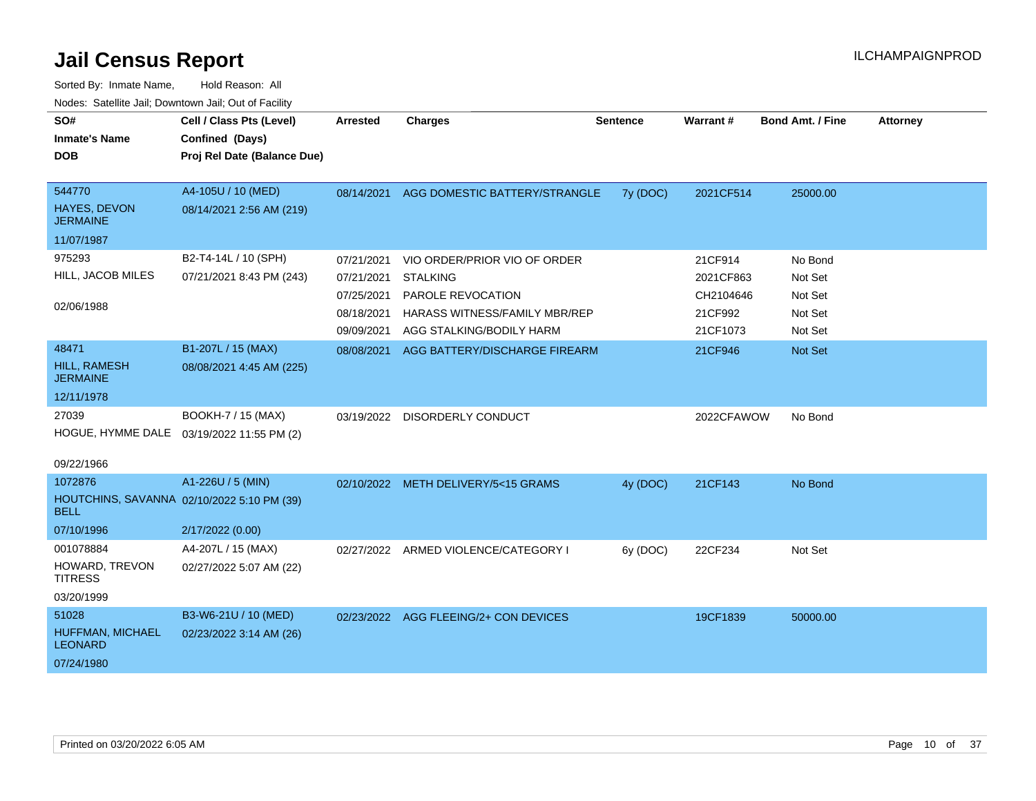# Jail Census Report

ILCHAMPAIGNPROD

Sorted By: Inmate Name, Hold Reason: All

Nodes: Satellite Jail; Downtown Jail; Out of Facility

| SO# / Inmate's Name / DOB | Cell / Class Pts (Level) / Confined (Days) / Proj Rel Date (Balance Due) | Arrested | Charges | Sentence | Warrant # | Bond Amt. / Fine | Attorney |
|---|---|---|---|---|---|---|---|
| 544770<br>HAYES, DEVON JERMAINE<br>11/07/1987 | A4-105U / 10 (MED)<br>08/14/2021 2:56 AM (219) | 08/14/2021 | AGG DOMESTIC BATTERY/STRANGLE | 7y (DOC) | 2021CF514 | 25000.00 | |
| 975293<br>HILL, JACOB MILES<br>02/06/1988 | B2-T4-14L / 10 (SPH)<br>07/21/2021 8:43 PM (243) | 07/21/2021 | VIO ORDER/PRIOR VIO OF ORDER | | 21CF914 | No Bond | |
| | | 07/21/2021 | STALKING | | 2021CF863 | Not Set | |
| | | 07/25/2021 | PAROLE REVOCATION | | CH2104646 | Not Set | |
| | | 08/18/2021 | HARASS WITNESS/FAMILY MBR/REP | | 21CF992 | Not Set | |
| | | 09/09/2021 | AGG STALKING/BODILY HARM | | 21CF1073 | Not Set | |
| 48471<br>HILL, RAMESH JERMAINE<br>12/11/1978 | B1-207L / 15 (MAX)<br>08/08/2021 4:45 AM (225) | 08/08/2021 | AGG BATTERY/DISCHARGE FIREARM | | 21CF946 | Not Set | |
| 27039<br>HOGUE, HYMME DALE<br>09/22/1966 | BOOKH-7 / 15 (MAX)<br>03/19/2022 11:55 PM (2) | 03/19/2022 | DISORDERLY CONDUCT | | 2022CFAWOW | No Bond | |
| 1072876<br>HOUTCHINS, SAVANNA BELL<br>07/10/1996 | A1-226U / 5 (MIN)<br>02/10/2022 5:10 PM (39)<br>2/17/2022 (0.00) | 02/10/2022 | METH DELIVERY/5<15 GRAMS | 4y (DOC) | 21CF143 | No Bond | |
| 001078884<br>HOWARD, TREVON TITRESS<br>03/20/1999 | A4-207L / 15 (MAX)<br>02/27/2022 5:07 AM (22) | 02/27/2022 | ARMED VIOLENCE/CATEGORY I | 6y (DOC) | 22CF234 | Not Set | |
| 51028<br>HUFFMAN, MICHAEL LEONARD<br>07/24/1980 | B3-W6-21U / 10 (MED)<br>02/23/2022 3:14 AM (26) | 02/23/2022 | AGG FLEEING/2+ CON DEVICES | | 19CF1839 | 50000.00 | |

Printed on 03/20/2022 6:05 AM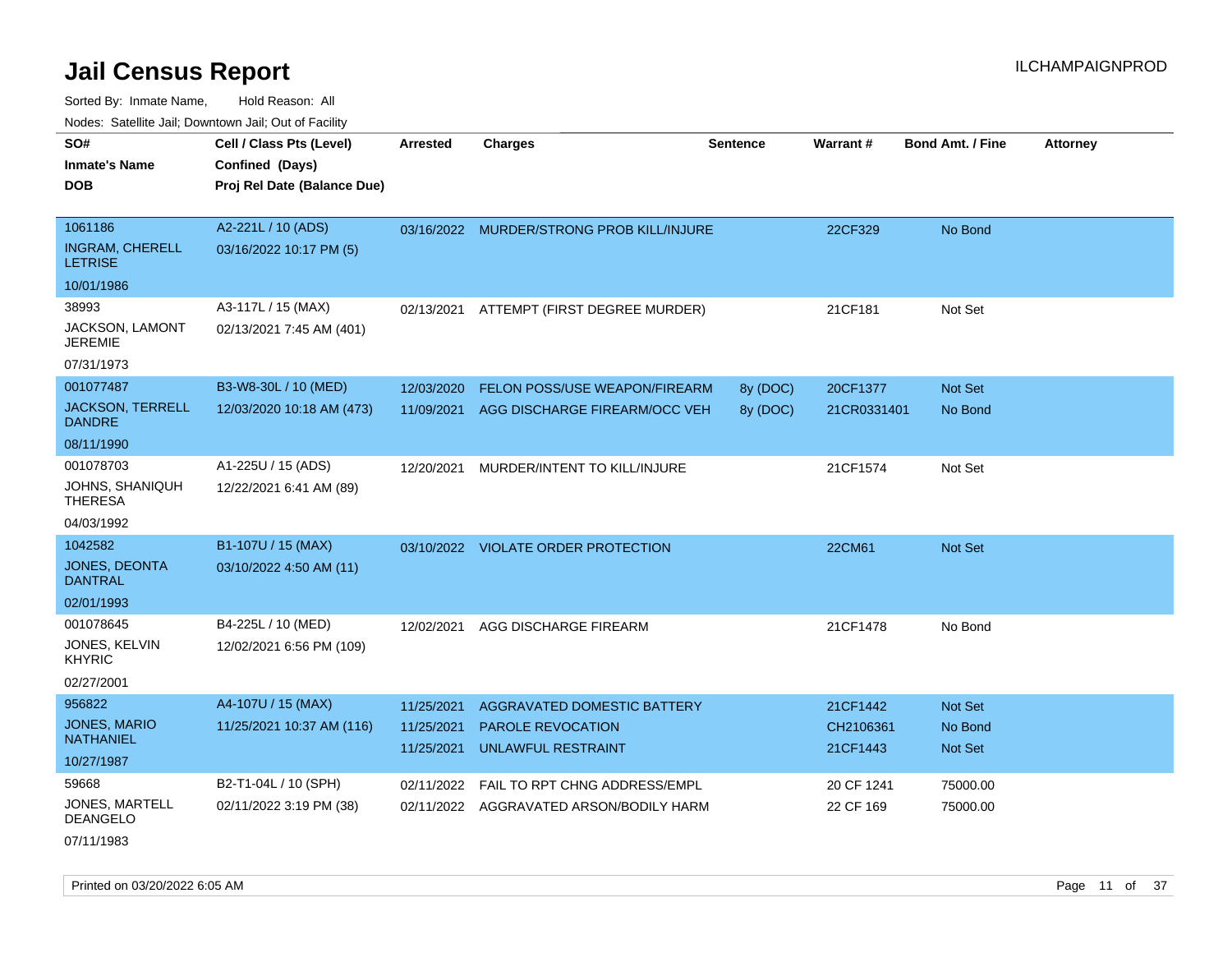# Jail Census Report

ILCHAMPAIGNPROD

Sorted By: Inmate Name, Hold Reason: All

Nodes: Satellite Jail; Downtown Jail; Out of Facility

| SO# / Inmate's Name / DOB | Cell / Class Pts (Level) / Confined (Days) / Proj Rel Date (Balance Due) | Arrested | Charges | Sentence | Warrant # | Bond Amt. / Fine | Attorney |
|---|---|---|---|---|---|---|---|
| 1061186 INGRAM, CHERELL LETRISE 10/01/1986 | A2-221L / 10 (ADS) 03/16/2022 10:17 PM (5) | 03/16/2022 | MURDER/STRONG PROB KILL/INJURE | | 22CF329 | No Bond | |
| 38993 JACKSON, LAMONT JEREMIE 07/31/1973 | A3-117L / 15 (MAX) 02/13/2021 7:45 AM (401) | 02/13/2021 | ATTEMPT (FIRST DEGREE MURDER) | | 21CF181 | Not Set | |
| 001077487 JACKSON, TERRELL DANDRE 08/11/1990 | B3-W8-30L / 10 (MED) 12/03/2020 10:18 AM (473) | 12/03/2020 | FELON POSS/USE WEAPON/FIREARM | 8y (DOC) | 20CF1377 | Not Set | |
| | | 11/09/2021 | AGG DISCHARGE FIREARM/OCC VEH | 8y (DOC) | 21CR0331401 | No Bond | |
| 001078703 JOHNS, SHANIQUH THERESA 04/03/1992 | A1-225U / 15 (ADS) 12/22/2021 6:41 AM (89) | 12/20/2021 | MURDER/INTENT TO KILL/INJURE | | 21CF1574 | Not Set | |
| 1042582 JONES, DEONTA DANTRAL 02/01/1993 | B1-107U / 15 (MAX) 03/10/2022 4:50 AM (11) | 03/10/2022 | VIOLATE ORDER PROTECTION | | 22CM61 | Not Set | |
| 001078645 JONES, KELVIN KHYRIC 02/27/2001 | B4-225L / 10 (MED) 12/02/2021 6:56 PM (109) | 12/02/2021 | AGG DISCHARGE FIREARM | | 21CF1478 | No Bond | |
| 956822 JONES, MARIO NATHANIEL 10/27/1987 | A4-107U / 15 (MAX) 11/25/2021 10:37 AM (116) | 11/25/2021 | AGGRAVATED DOMESTIC BATTERY | | 21CF1442 | Not Set | |
| | | 11/25/2021 | PAROLE REVOCATION | | CH2106361 | No Bond | |
| | | 11/25/2021 | UNLAWFUL RESTRAINT | | 21CF1443 | Not Set | |
| 59668 JONES, MARTELL DEANGELO 07/11/1983 | B2-T1-04L / 10 (SPH) 02/11/2022 3:19 PM (38) | 02/11/2022 | FAIL TO RPT CHNG ADDRESS/EMPL | | 20 CF 1241 | 75000.00 | |
| | | 02/11/2022 | AGGRAVATED ARSON/BODILY HARM | | 22 CF 169 | 75000.00 | |

Printed on 03/20/2022 6:05 AM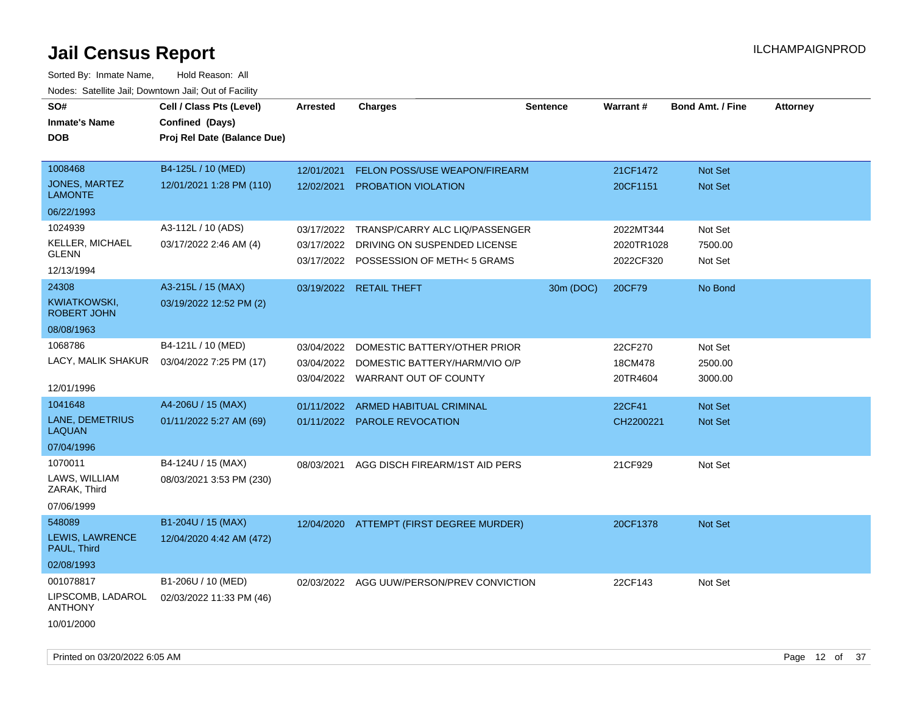# Jail Census Report

ILCHAMPAIGNPROD

Sorted By: Inmate Name, Hold Reason: All

Nodes: Satellite Jail; Downtown Jail; Out of Facility

| SO# / Inmate's Name / DOB | Cell / Class Pts (Level) / Confined (Days) / Proj Rel Date (Balance Due) | Arrested | Charges | Sentence | Warrant # | Bond Amt. / Fine | Attorney |
|---|---|---|---|---|---|---|---|
| 1008468<br>JONES, MARTEZ LAMONTE<br>06/22/1993 | B4-125L / 10 (MED)<br>12/01/2021 1:28 PM (110) | 12/01/2021<br>12/02/2021 | FELON POSS/USE WEAPON/FIREARM<br>PROBATION VIOLATION | | 21CF1472<br>20CF1151 | Not Set<br>Not Set | |
| 1024939<br>KELLER, MICHAEL GLENN<br>12/13/1994 | A3-112L / 10 (ADS)<br>03/17/2022 2:46 AM (4) | 03/17/2022<br>03/17/2022<br>03/17/2022 | TRANSP/CARRY ALC LIQ/PASSENGER<br>DRIVING ON SUSPENDED LICENSE<br>POSSESSION OF METH< 5 GRAMS | | 2022MT344<br>2020TR1028<br>2022CF320 | Not Set<br>7500.00<br>Not Set | |
| 24308<br>KWIATKOWSKI, ROBERT JOHN<br>08/08/1963 | A3-215L / 15 (MAX)<br>03/19/2022 12:52 PM (2) | 03/19/2022 | RETAIL THEFT | 30m (DOC) | 20CF79 | No Bond | |
| 1068786<br>LACY, MALIK SHAKUR<br>12/01/1996 | B4-121L / 10 (MED)<br>03/04/2022 7:25 PM (17) | 03/04/2022<br>03/04/2022<br>03/04/2022 | DOMESTIC BATTERY/OTHER PRIOR<br>DOMESTIC BATTERY/HARM/VIO O/P<br>WARRANT OUT OF COUNTY | | 22CF270<br>18CM478<br>20TR4604 | Not Set<br>2500.00<br>3000.00 | |
| 1041648<br>LANE, DEMETRIUS LAQUAN<br>07/04/1996 | A4-206U / 15 (MAX)<br>01/11/2022 5:27 AM (69) | 01/11/2022<br>01/11/2022 | ARMED HABITUAL CRIMINAL<br>PAROLE REVOCATION | | 22CF41<br>CH2200221 | Not Set<br>Not Set | |
| 1070011<br>LAWS, WILLIAM ZARAK, Third<br>07/06/1999 | B4-124U / 15 (MAX)<br>08/03/2021 3:53 PM (230) | 08/03/2021 | AGG DISCH FIREARM/1ST AID PERS | | 21CF929 | Not Set | |
| 548089<br>LEWIS, LAWRENCE PAUL, Third<br>02/08/1993 | B1-204U / 15 (MAX)<br>12/04/2020 4:42 AM (472) | 12/04/2020 | ATTEMPT (FIRST DEGREE MURDER) | | 20CF1378 | Not Set | |
| 001078817<br>LIPSCOMB, LADAROL ANTHONY<br>10/01/2000 | B1-206U / 10 (MED)<br>02/03/2022 11:33 PM (46) | 02/03/2022 | AGG UUW/PERSON/PREV CONVICTION | | 22CF143 | Not Set | |

Printed on 03/20/2022 6:05 AM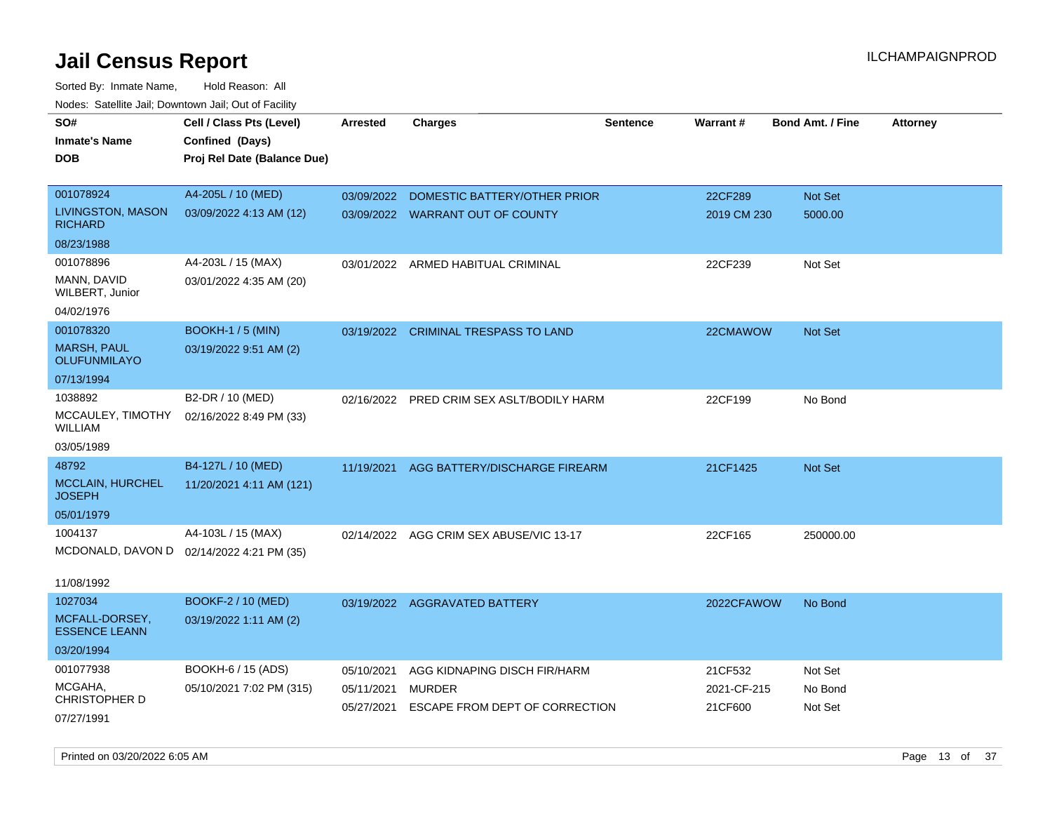# Jail Census Report

ILCHAMPAIGNPROD

Sorted By: Inmate Name, Hold Reason: All

Nodes: Satellite Jail; Downtown Jail; Out of Facility

| SO# / Inmate's Name / DOB | Cell / Class Pts (Level) / Confined (Days) / Proj Rel Date (Balance Due) | Arrested | Charges | Sentence | Warrant # | Bond Amt. / Fine | Attorney |
|---|---|---|---|---|---|---|---|
| 001078924<br>LIVINGSTON, MASON RICHARD<br>08/23/1988 | A4-205L / 10 (MED)<br>03/09/2022 4:13 AM (12) | 03/09/2022<br>03/09/2022 | DOMESTIC BATTERY/OTHER PRIOR<br>WARRANT OUT OF COUNTY | | 22CF289<br>2019 CM 230 | Not Set<br>5000.00 | |
| 001078896<br>MANN, DAVID WILBERT, Junior<br>04/02/1976 | A4-203L / 15 (MAX)<br>03/01/2022 4:35 AM (20) | 03/01/2022 | ARMED HABITUAL CRIMINAL | | 22CF239 | Not Set | |
| 001078320<br>MARSH, PAUL OLUFUNMILAYO<br>07/13/1994 | BOOKH-1 / 5 (MIN)<br>03/19/2022 9:51 AM (2) | 03/19/2022 | CRIMINAL TRESPASS TO LAND | | 22CMAWOW | Not Set | |
| 1038892<br>MCCAULEY, TIMOTHY WILLIAM<br>03/05/1989 | B2-DR / 10 (MED)<br>02/16/2022 8:49 PM (33) | 02/16/2022 | PRED CRIM SEX ASLT/BODILY HARM | | 22CF199 | No Bond | |
| 48792<br>MCCLAIN, HURCHEL JOSEPH<br>05/01/1979 | B4-127L / 10 (MED)<br>11/20/2021 4:11 AM (121) | 11/19/2021 | AGG BATTERY/DISCHARGE FIREARM | | 21CF1425 | Not Set | |
| 1004137<br>MCDONALD, DAVON D<br>11/08/1992 | A4-103L / 15 (MAX)<br>02/14/2022 4:21 PM (35) | 02/14/2022 | AGG CRIM SEX ABUSE/VIC 13-17 | | 22CF165 | 250000.00 | |
| 1027034<br>MCFALL-DORSEY, ESSENCE LEANN<br>03/20/1994 | BOOKF-2 / 10 (MED)<br>03/19/2022 1:11 AM (2) | 03/19/2022 | AGGRAVATED BATTERY | | 2022CFAWOW | No Bond | |
| 001077938<br>MCGAHA, CHRISTOPHER D<br>07/27/1991 | BOOKH-6 / 15 (ADS)<br>05/10/2021 7:02 PM (315) | 05/10/2021<br>05/11/2021<br>05/27/2021 | AGG KIDNAPING DISCH FIR/HARM<br>MURDER<br>ESCAPE FROM DEPT OF CORRECTION | | 21CF532<br>2021-CF-215<br>21CF600 | Not Set<br>No Bond<br>Not Set | |

Printed on 03/20/2022 6:05 AM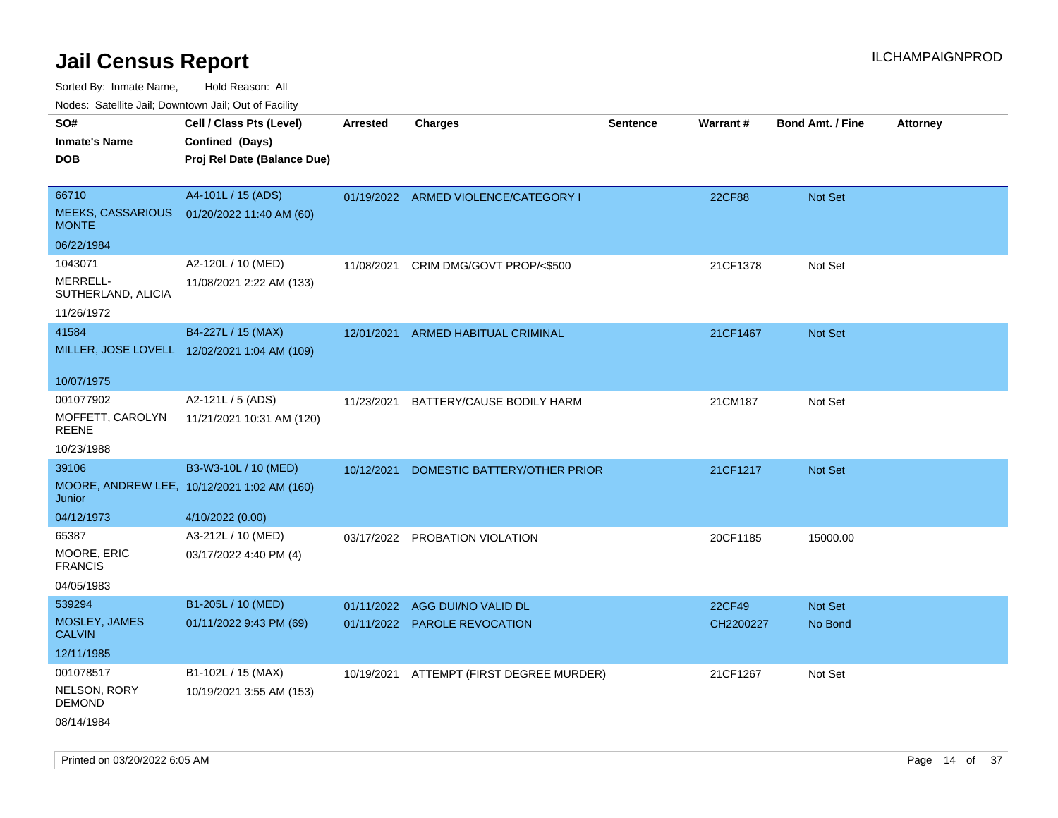# Jail Census Report

ILCHAMPAIGNPROD

Sorted By: Inmate Name, Hold Reason: All

Nodes: Satellite Jail; Downtown Jail; Out of Facility

| SO# / Inmate's Name / DOB | Cell / Class Pts (Level) / Confined (Days) / Proj Rel Date (Balance Due) | Arrested | Charges | Sentence | Warrant # | Bond Amt. / Fine | Attorney |
|---|---|---|---|---|---|---|---|
| 66710<br>MEEKS, CASSARIOUS MONTE<br>06/22/1984 | A4-101L / 15 (ADS)<br>01/20/2022 11:40 AM (60) | 01/19/2022 | ARMED VIOLENCE/CATEGORY I | | 22CF88 | Not Set | |
| 1043071<br>MERRELL-SUTHERLAND, ALICIA<br>11/26/1972 | A2-120L / 10 (MED)<br>11/08/2021 2:22 AM (133) | 11/08/2021 | CRIM DMG/GOVT PROP/<$500 | | 21CF1378 | Not Set | |
| 41584<br>MILLER, JOSE LOVELL<br>10/07/1975 | B4-227L / 15 (MAX)<br>12/02/2021 1:04 AM (109) | 12/01/2021 | ARMED HABITUAL CRIMINAL | | 21CF1467 | Not Set | |
| 001077902<br>MOFFETT, CAROLYN REENE<br>10/23/1988 | A2-121L / 5 (ADS)<br>11/21/2021 10:31 AM (120) | 11/23/2021 | BATTERY/CAUSE BODILY HARM | | 21CM187 | Not Set | |
| 39106<br>MOORE, ANDREW LEE, Junior<br>04/12/1973 | B3-W3-10L / 10 (MED)<br>10/12/2021 1:02 AM (160)<br>4/10/2022 (0.00) | 10/12/2021 | DOMESTIC BATTERY/OTHER PRIOR | | 21CF1217 | Not Set | |
| 65387<br>MOORE, ERIC FRANCIS<br>04/05/1983 | A3-212L / 10 (MED)<br>03/17/2022 4:40 PM (4) | 03/17/2022 | PROBATION VIOLATION | | 20CF1185 | 15000.00 | |
| 539294<br>MOSLEY, JAMES CALVIN<br>12/11/1985 | B1-205L / 10 (MED)<br>01/11/2022 9:43 PM (69) | 01/11/2022 | AGG DUI/NO VALID DL | | 22CF49 | Not Set | |
| | | 01/11/2022 | PAROLE REVOCATION | | CH2200227 | No Bond | |
| 001078517<br>NELSON, RORY DEMOND<br>08/14/1984 | B1-102L / 15 (MAX)<br>10/19/2021 3:55 AM (153) | 10/19/2021 | ATTEMPT (FIRST DEGREE MURDER) | | 21CF1267 | Not Set | |

Printed on 03/20/2022 6:05 AM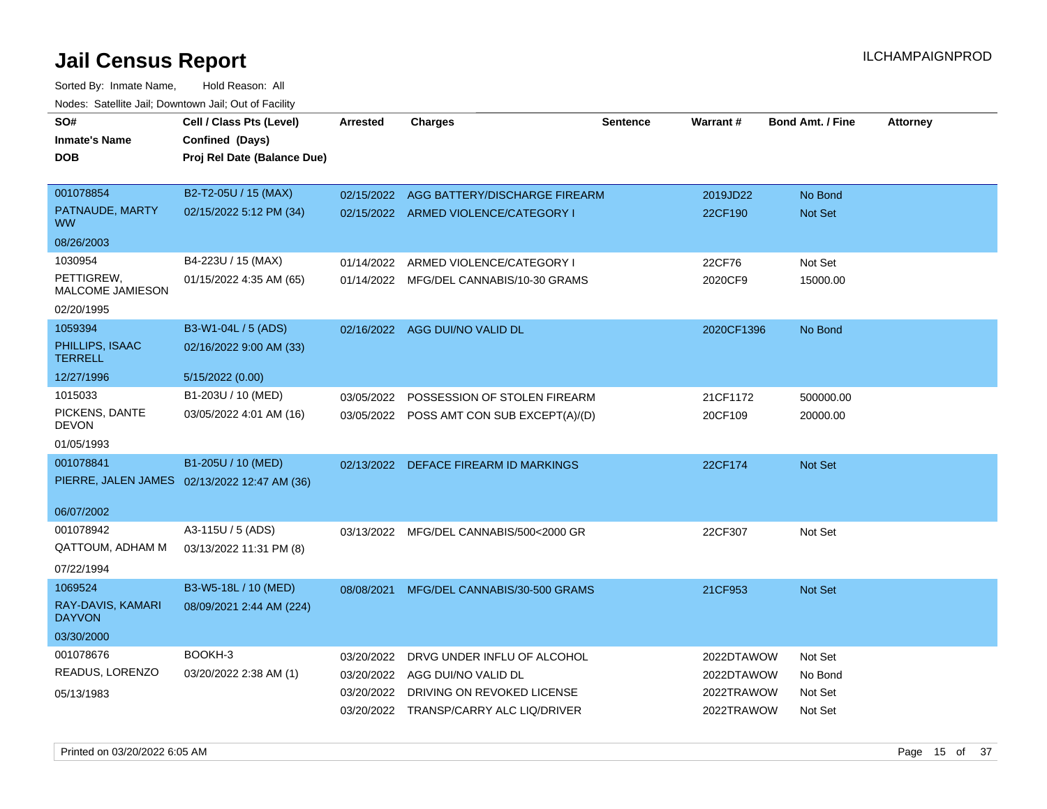# Jail Census Report

ILCHAMPAIGNPROD

Sorted By: Inmate Name, Hold Reason: All

Nodes: Satellite Jail; Downtown Jail; Out of Facility

| SO# / Inmate's Name / DOB | Cell / Class Pts (Level) / Confined (Days) / Proj Rel Date (Balance Due) | Arrested | Charges | Sentence | Warrant # | Bond Amt. / Fine | Attorney |
|---|---|---|---|---|---|---|---|
| 001078854 PATNAUDE, MARTY WW 08/26/2003 | B2-T2-05U / 15 (MAX) 02/15/2022 5:12 PM (34) | 02/15/2022 | AGG BATTERY/DISCHARGE FIREARM | | 2019JD22 | No Bond | |
| | | 02/15/2022 | ARMED VIOLENCE/CATEGORY I | | 22CF190 | Not Set | |
| 1030954 PETTIGREW, MALCOME JAMIESON 02/20/1995 | B4-223U / 15 (MAX) 01/15/2022 4:35 AM (65) | 01/14/2022 | ARMED VIOLENCE/CATEGORY I | | 22CF76 | Not Set | |
| | | 01/14/2022 | MFG/DEL CANNABIS/10-30 GRAMS | | 2020CF9 | 15000.00 | |
| 1059394 PHILLIPS, ISAAC TERRELL 12/27/1996 | B3-W1-04L / 5 (ADS) 02/16/2022 9:00 AM (33) 5/15/2022 (0.00) | 02/16/2022 | AGG DUI/NO VALID DL | | 2020CF1396 | No Bond | |
| 1015033 PICKENS, DANTE DEVON 01/05/1993 | B1-203U / 10 (MED) 03/05/2022 4:01 AM (16) | 03/05/2022 | POSSESSION OF STOLEN FIREARM | | 21CF1172 | 500000.00 | |
| | | 03/05/2022 | POSS AMT CON SUB EXCEPT(A)/(D) | | 20CF109 | 20000.00 | |
| 001078841 PIERRE, JALEN JAMES 06/07/2002 | B1-205U / 10 (MED) 02/13/2022 12:47 AM (36) | 02/13/2022 | DEFACE FIREARM ID MARKINGS | | 22CF174 | Not Set | |
| 001078942 QATTOUM, ADHAM M 07/22/1994 | A3-115U / 5 (ADS) 03/13/2022 11:31 PM (8) | 03/13/2022 | MFG/DEL CANNABIS/500<2000 GR | | 22CF307 | Not Set | |
| 1069524 RAY-DAVIS, KAMARI DAYVON 03/30/2000 | B3-W5-18L / 10 (MED) 08/09/2021 2:44 AM (224) | 08/08/2021 | MFG/DEL CANNABIS/30-500 GRAMS | | 21CF953 | Not Set | |
| 001078676 READUS, LORENZO 05/13/1983 | BOOKH-3 03/20/2022 2:38 AM (1) | 03/20/2022 | DRVG UNDER INFLU OF ALCOHOL | | 2022DTAWOW | Not Set | |
| | | 03/20/2022 | AGG DUI/NO VALID DL | | 2022DTAWOW | No Bond | |
| | | 03/20/2022 | DRIVING ON REVOKED LICENSE | | 2022TRAWOW | Not Set | |
| | | 03/20/2022 | TRANSP/CARRY ALC LIQ/DRIVER | | 2022TRAWOW | Not Set | |

Printed on 03/20/2022 6:05 AM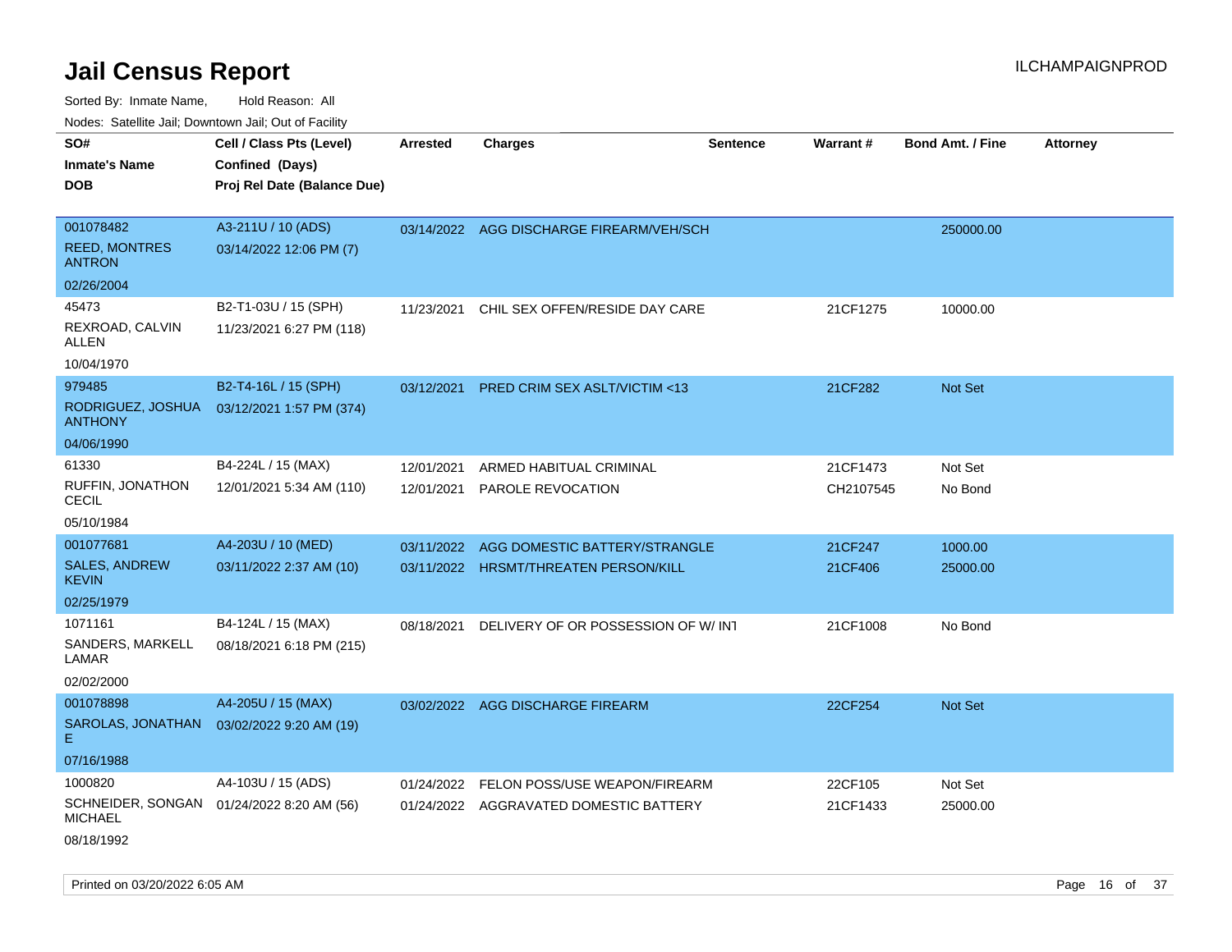# Jail Census Report

ILCHAMPAIGNPROD

Sorted By: Inmate Name, Hold Reason: All

Nodes: Satellite Jail; Downtown Jail; Out of Facility

| SO# / Inmate's Name / DOB | Cell / Class Pts (Level) / Confined (Days) / Proj Rel Date (Balance Due) | Arrested | Charges | Sentence | Warrant # | Bond Amt. / Fine | Attorney |
|---|---|---|---|---|---|---|---|
| 001078482<br>REED, MONTRES ANTRON<br>02/26/2004 | A3-211U / 10 (ADS)<br>03/14/2022 12:06 PM (7) | 03/14/2022 | AGG DISCHARGE FIREARM/VEH/SCH | | | 250000.00 | |
| 45473<br>REXROAD, CALVIN ALLEN<br>10/04/1970 | B2-T1-03U / 15 (SPH)<br>11/23/2021 6:27 PM (118) | 11/23/2021 | CHIL SEX OFFEN/RESIDE DAY CARE | | 21CF1275 | 10000.00 | |
| 979485<br>RODRIGUEZ, JOSHUA ANTHONY<br>04/06/1990 | B2-T4-16L / 15 (SPH)<br>03/12/2021 1:57 PM (374) | 03/12/2021 | PRED CRIM SEX ASLT/VICTIM <13 | | 21CF282 | Not Set | |
| 61330<br>RUFFIN, JONATHON CECIL<br>05/10/1984 | B4-224L / 15 (MAX)<br>12/01/2021 5:34 AM (110) | 12/01/2021<br>12/01/2021 | ARMED HABITUAL CRIMINAL<br>PAROLE REVOCATION | | 21CF1473<br>CH2107545 | Not Set<br>No Bond | |
| 001077681<br>SALES, ANDREW KEVIN<br>02/25/1979 | A4-203U / 10 (MED)<br>03/11/2022 2:37 AM (10) | 03/11/2022<br>03/11/2022 | AGG DOMESTIC BATTERY/STRANGLE<br>HRSMT/THREATEN PERSON/KILL | | 21CF247<br>21CF406 | 1000.00<br>25000.00 | |
| 1071161<br>SANDERS, MARKELL LAMAR<br>02/02/2000 | B4-124L / 15 (MAX)<br>08/18/2021 6:18 PM (215) | 08/18/2021 | DELIVERY OF OR POSSESSION OF W/ INT | | 21CF1008 | No Bond | |
| 001078898<br>SAROLAS, JONATHAN E<br>07/16/1988 | A4-205U / 15 (MAX)<br>03/02/2022 9:20 AM (19) | 03/02/2022 | AGG DISCHARGE FIREARM | | 22CF254 | Not Set | |
| 1000820<br>SCHNEIDER, SONGAN MICHAEL<br>08/18/1992 | A4-103U / 15 (ADS)<br>01/24/2022 8:20 AM (56) | 01/24/2022<br>01/24/2022 | FELON POSS/USE WEAPON/FIREARM<br>AGGRAVATED DOMESTIC BATTERY | | 22CF105<br>21CF1433 | Not Set<br>25000.00 | |

Printed on 03/20/2022 6:05 AM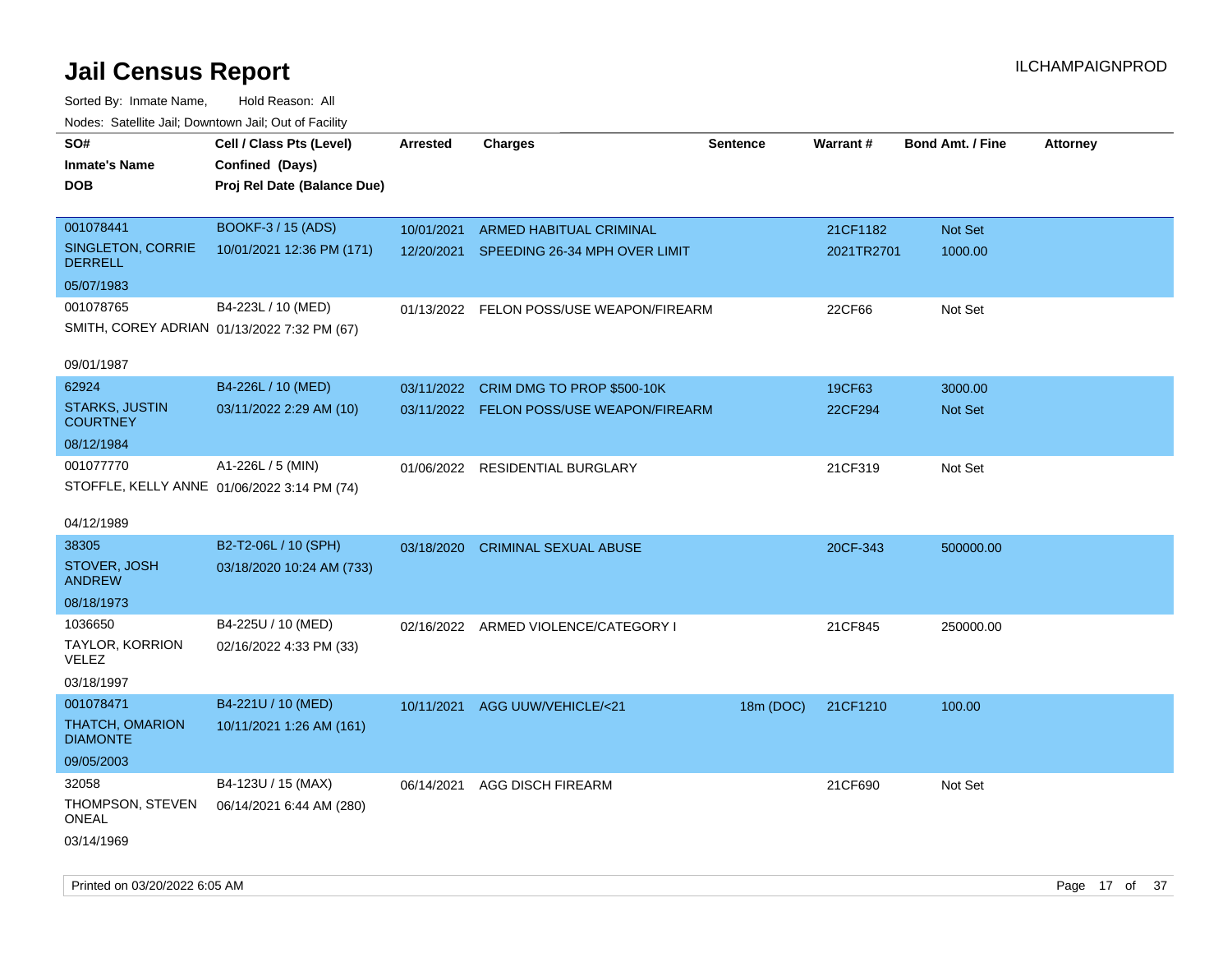# Jail Census Report

ILCHAMPAIGNPROD

Sorted By: Inmate Name, Hold Reason: All

Nodes: Satellite Jail; Downtown Jail; Out of Facility

| SO# / Inmate's Name / DOB | Cell / Class Pts (Level) / Confined (Days) / Proj Rel Date (Balance Due) | Arrested | Charges | Sentence | Warrant # | Bond Amt. / Fine | Attorney |
|---|---|---|---|---|---|---|---|
| 001078441<br>SINGLETON, CORRIE DERRELL<br>05/07/1983 | BOOKF-3 / 15 (ADS)<br>10/01/2021 12:36 PM (171) | 10/01/2021 | ARMED HABITUAL CRIMINAL | | 21CF1182 | Not Set | |
| | | 12/20/2021 | SPEEDING 26-34 MPH OVER LIMIT | | 2021TR2701 | 1000.00 | |
| 001078765<br>SMITH, COREY ADRIAN<br>09/01/1987 | B4-223L / 10 (MED)<br>01/13/2022 7:32 PM (67) | 01/13/2022 | FELON POSS/USE WEAPON/FIREARM | | 22CF66 | Not Set | |
| 62924<br>STARKS, JUSTIN COURTNEY<br>08/12/1984 | B4-226L / 10 (MED)<br>03/11/2022 2:29 AM (10) | 03/11/2022 | CRIM DMG TO PROP $500-10K | | 19CF63 | 3000.00 | |
| | | 03/11/2022 | FELON POSS/USE WEAPON/FIREARM | | 22CF294 | Not Set | |
| 001077770<br>STOFFLE, KELLY ANNE<br>04/12/1989 | A1-226L / 5 (MIN)<br>01/06/2022 3:14 PM (74) | 01/06/2022 | RESIDENTIAL BURGLARY | | 21CF319 | Not Set | |
| 38305<br>STOVER, JOSH ANDREW<br>08/18/1973 | B2-T2-06L / 10 (SPH)<br>03/18/2020 10:24 AM (733) | 03/18/2020 | CRIMINAL SEXUAL ABUSE | | 20CF-343 | 500000.00 | |
| 1036650<br>TAYLOR, KORRION VELEZ<br>03/18/1997 | B4-225U / 10 (MED)<br>02/16/2022 4:33 PM (33) | 02/16/2022 | ARMED VIOLENCE/CATEGORY I | | 21CF845 | 250000.00 | |
| 001078471<br>THATCH, OMARION DIAMONTE<br>09/05/2003 | B4-221U / 10 (MED)<br>10/11/2021 1:26 AM (161) | 10/11/2021 | AGG UUW/VEHICLE/<21 | 18m (DOC) | 21CF1210 | 100.00 | |
| 32058<br>THOMPSON, STEVEN ONEAL<br>03/14/1969 | B4-123U / 15 (MAX)<br>06/14/2021 6:44 AM (280) | 06/14/2021 | AGG DISCH FIREARM | | 21CF690 | Not Set | |

Printed on 03/20/2022 6:05 AM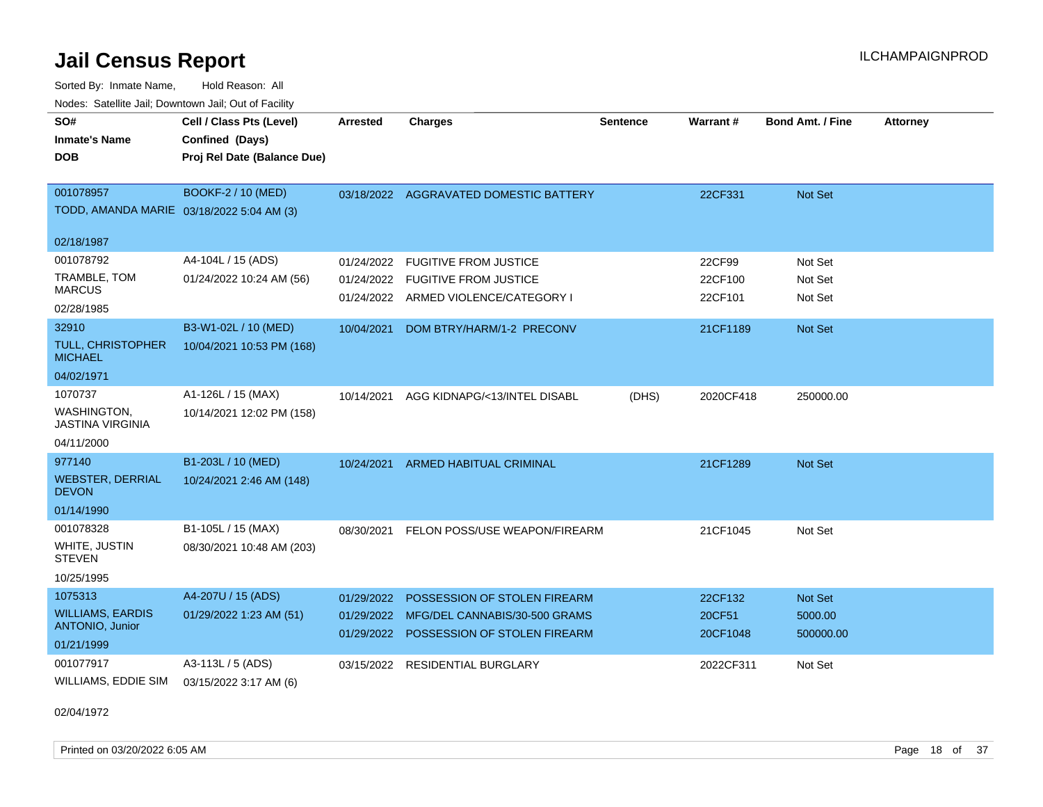# Jail Census Report

ILCHAMPAIGNPROD

Sorted By: Inmate Name, Hold Reason: All

Nodes: Satellite Jail; Downtown Jail; Out of Facility

| SO# / Inmate's Name / DOB | Cell / Class Pts (Level) / Confined (Days) / Proj Rel Date (Balance Due) | Arrested | Charges | Sentence | Warrant # | Bond Amt. / Fine | Attorney |
|---|---|---|---|---|---|---|---|
| 001078957<br>TODD, AMANDA MARIE<br>02/18/1987 | BOOKF-2 / 10 (MED)<br>03/18/2022 5:04 AM (3) | 03/18/2022 | AGGRAVATED DOMESTIC BATTERY | | 22CF331 | Not Set | |
| 001078792<br>TRAMBLE, TOM MARCUS<br>02/28/1985 | A4-104L / 15 (ADS)<br>01/24/2022 10:24 AM (56) | 01/24/2022 | FUGITIVE FROM JUSTICE | | 22CF99 | Not Set | |
| | | 01/24/2022 | FUGITIVE FROM JUSTICE | | 22CF100 | Not Set | |
| | | 01/24/2022 | ARMED VIOLENCE/CATEGORY I | | 22CF101 | Not Set | |
| 32910<br>TULL, CHRISTOPHER MICHAEL<br>04/02/1971 | B3-W1-02L / 10 (MED)<br>10/04/2021 10:53 PM (168) | 10/04/2021 | DOM BTRY/HARM/1-2 PRECONV | | 21CF1189 | Not Set | |
| 1070737<br>WASHINGTON, JASTINA VIRGINIA<br>04/11/2000 | A1-126L / 15 (MAX)<br>10/14/2021 12:02 PM (158) | 10/14/2021 | AGG KIDNAPG/<13/INTEL DISABL | (DHS) | 2020CF418 | 250000.00 | |
| 977140<br>WEBSTER, DERRIAL DEVON<br>01/14/1990 | B1-203L / 10 (MED)<br>10/24/2021 2:46 AM (148) | 10/24/2021 | ARMED HABITUAL CRIMINAL | | 21CF1289 | Not Set | |
| 001078328<br>WHITE, JUSTIN STEVEN<br>10/25/1995 | B1-105L / 15 (MAX)<br>08/30/2021 10:48 AM (203) | 08/30/2021 | FELON POSS/USE WEAPON/FIREARM | | 21CF1045 | Not Set | |
| 1075313<br>WILLIAMS, EARDIS ANTONIO, Junior<br>01/21/1999 | A4-207U / 15 (ADS)<br>01/29/2022 1:23 AM (51) | 01/29/2022 | POSSESSION OF STOLEN FIREARM | | 22CF132 | Not Set | |
| | | 01/29/2022 | MFG/DEL CANNABIS/30-500 GRAMS | | 20CF51 | 5000.00 | |
| | | 01/29/2022 | POSSESSION OF STOLEN FIREARM | | 20CF1048 | 500000.00 | |
| 001077917<br>WILLIAMS, EDDIE SIM<br>02/04/1972 | A3-113L / 5 (ADS)<br>03/15/2022 3:17 AM (6) | 03/15/2022 | RESIDENTIAL BURGLARY | | 2022CF311 | Not Set | |

Printed on 03/20/2022 6:05 AM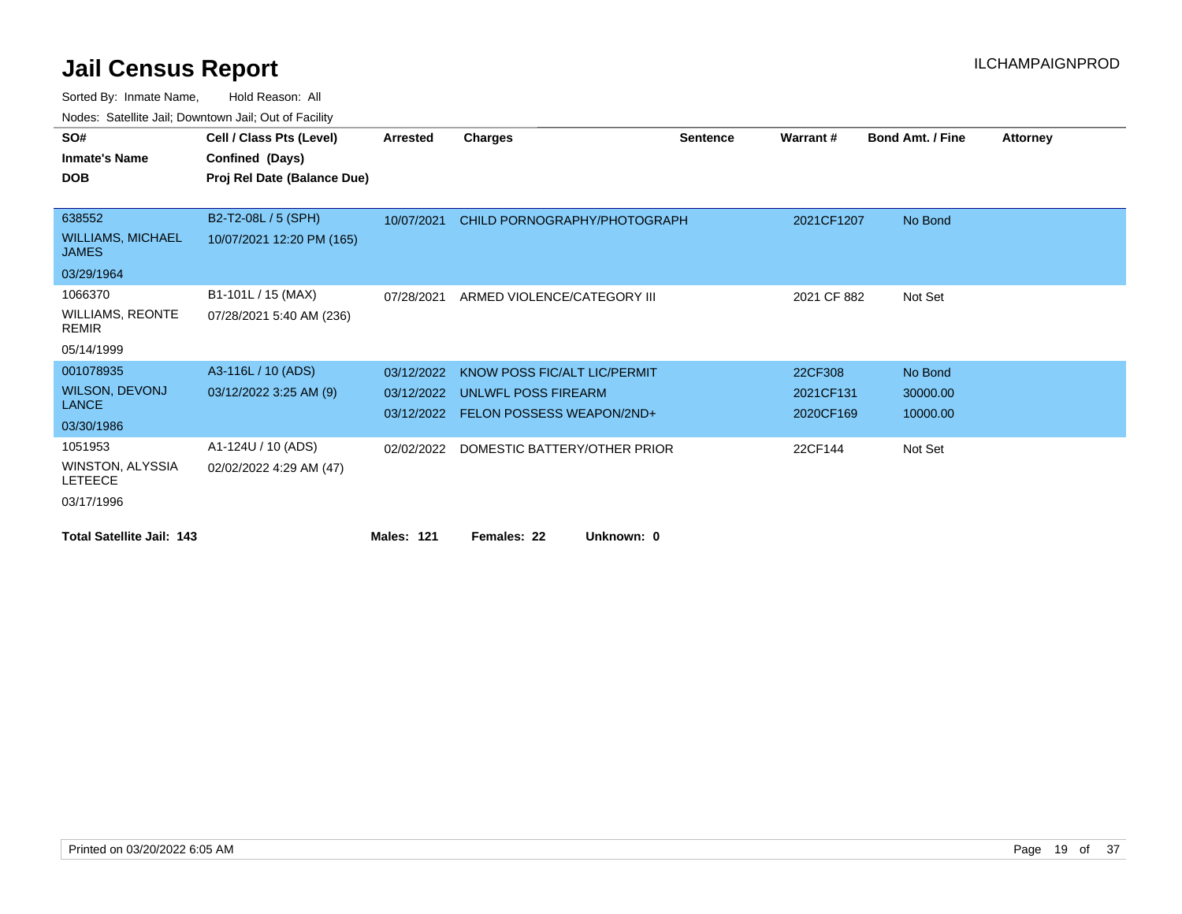# Jail Census Report

ILCHAMPAIGNPROD

Sorted By: Inmate Name, Hold Reason: All

Nodes: Satellite Jail; Downtown Jail; Out of Facility

| SO# / Inmate's Name / DOB | Cell / Class Pts (Level) / Confined (Days) / Proj Rel Date (Balance Due) | Arrested | Charges | Sentence | Warrant # | Bond Amt. / Fine | Attorney |
|---|---|---|---|---|---|---|---|
| 638552<br>WILLIAMS, MICHAEL JAMES<br>03/29/1964 | B2-T2-08L / 5 (SPH)<br>10/07/2021 12:20 PM (165) | 10/07/2021 | CHILD PORNOGRAPHY/PHOTOGRAPH | | 2021CF1207 | No Bond | |
| 1066370<br>WILLIAMS, REONTE REMIR<br>05/14/1999 | B1-101L / 15 (MAX)<br>07/28/2021 5:40 AM (236) | 07/28/2021 | ARMED VIOLENCE/CATEGORY III | | 2021 CF 882 | Not Set | |
| 001078935<br>WILSON, DEVONJ LANCE<br>03/30/1986 | A3-116L / 10 (ADS)<br>03/12/2022 3:25 AM (9) | 03/12/2022 | KNOW POSS FIC/ALT LIC/PERMIT | | 22CF308 | No Bond | |
| | | 03/12/2022 | UNLWFL POSS FIREARM | | 2021CF131 | 30000.00 | |
| | | 03/12/2022 | FELON POSSESS WEAPON/2ND+ | | 2020CF169 | 10000.00 | |
| 1051953<br>WINSTON, ALYSSIA LETEECE<br>03/17/1996 | A1-124U / 10 (ADS)<br>02/02/2022 4:29 AM (47) | 02/02/2022 | DOMESTIC BATTERY/OTHER PRIOR | | 22CF144 | Not Set | |

**Total Satellite Jail: 143** **Males: 121** **Females: 22** **Unknown: 0**

Printed on 03/20/2022 6:05 AM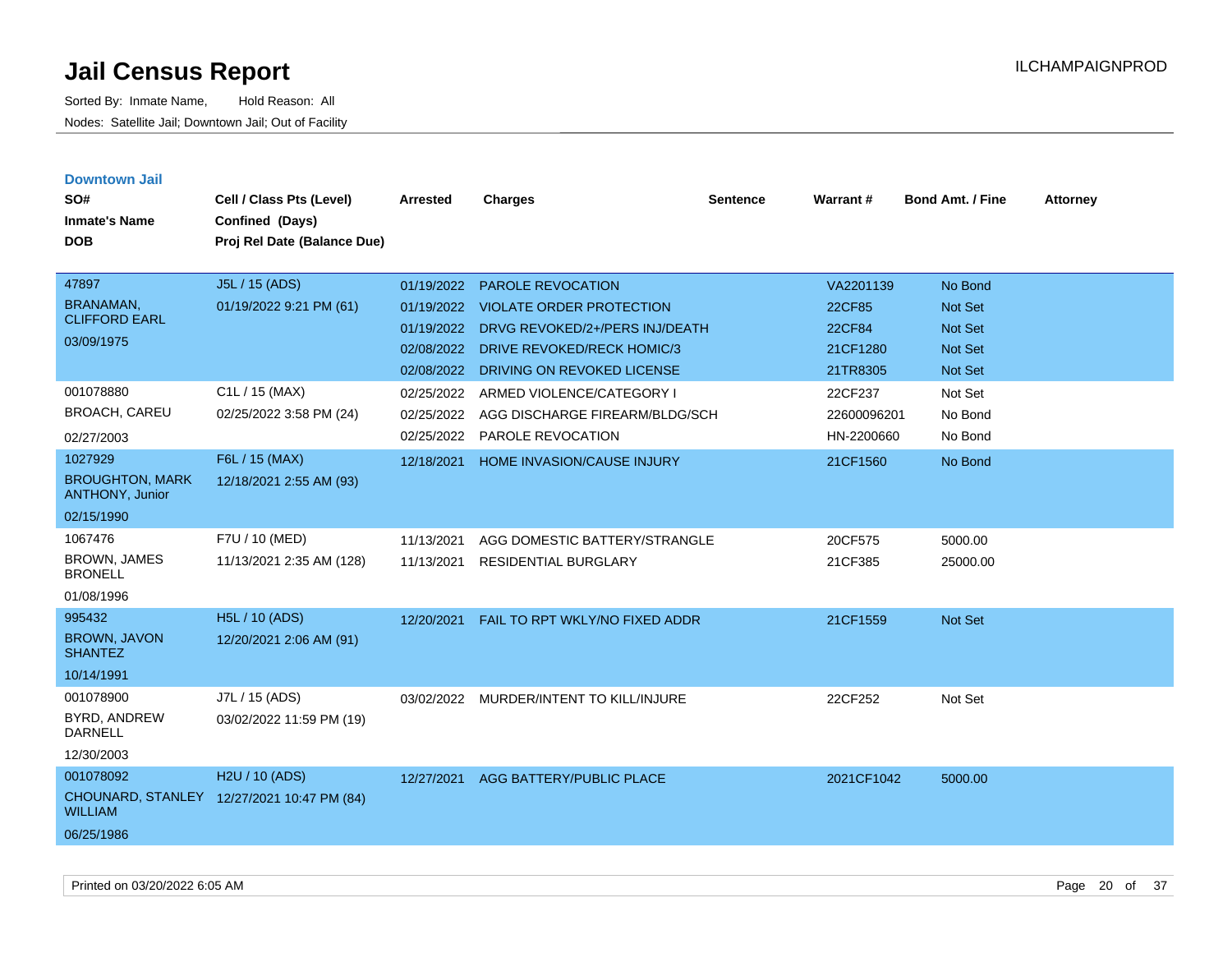# Jail Census Report

ILCHAMPAIGNPROD

Sorted By: Inmate Name, Hold Reason: All

Nodes: Satellite Jail; Downtown Jail; Out of Facility

## Downtown Jail

| SO# / Inmate's Name / DOB | Cell / Class Pts (Level) / Confined (Days) / Proj Rel Date (Balance Due) | Arrested | Charges | Sentence | Warrant # | Bond Amt. / Fine | Attorney |
|---|---|---|---|---|---|---|---|
| 47897<br>BRANAMAN, CLIFFORD EARL<br>03/09/1975 | J5L / 15 (ADS)<br>01/19/2022 9:21 PM (61) | 01/19/2022 | PAROLE REVOCATION | | VA2201139 | No Bond | |
| | | 01/19/2022 | VIOLATE ORDER PROTECTION | | 22CF85 | Not Set | |
| | | 01/19/2022 | DRVG REVOKED/2+/PERS INJ/DEATH | | 22CF84 | Not Set | |
| | | 02/08/2022 | DRIVE REVOKED/RECK HOMIC/3 | | 21CF1280 | Not Set | |
| | | 02/08/2022 | DRIVING ON REVOKED LICENSE | | 21TR8305 | Not Set | |
| 001078880<br>BROACH, CAREU<br>02/27/2003 | C1L / 15 (MAX)<br>02/25/2022 3:58 PM (24) | 02/25/2022 | ARMED VIOLENCE/CATEGORY I | | 22CF237 | Not Set | |
| | | 02/25/2022 | AGG DISCHARGE FIREARM/BLDG/SCH | | 22600096201 | No Bond | |
| | | 02/25/2022 | PAROLE REVOCATION | | HN-2200660 | No Bond | |
| 1027929<br>BROUGHTON, MARK ANTHONY, Junior<br>02/15/1990 | F6L / 15 (MAX)<br>12/18/2021 2:55 AM (93) | 12/18/2021 | HOME INVASION/CAUSE INJURY | | 21CF1560 | No Bond | |
| 1067476<br>BROWN, JAMES BRONELL<br>01/08/1996 | F7U / 10 (MED)<br>11/13/2021 2:35 AM (128) | 11/13/2021 | AGG DOMESTIC BATTERY/STRANGLE | | 20CF575 | 5000.00 | |
| | | 11/13/2021 | RESIDENTIAL BURGLARY | | 21CF385 | 25000.00 | |
| 995432<br>BROWN, JAVON SHANTEZ<br>10/14/1991 | H5L / 10 (ADS)<br>12/20/2021 2:06 AM (91) | 12/20/2021 | FAIL TO RPT WKLY/NO FIXED ADDR | | 21CF1559 | Not Set | |
| 001078900<br>BYRD, ANDREW DARNELL<br>12/30/2003 | J7L / 15 (ADS)<br>03/02/2022 11:59 PM (19) | 03/02/2022 | MURDER/INTENT TO KILL/INJURE | | 22CF252 | Not Set | |
| 001078092<br>CHOUNARD, STANLEY WILLIAM<br>06/25/1986 | H2U / 10 (ADS)<br>12/27/2021 10:47 PM (84) | 12/27/2021 | AGG BATTERY/PUBLIC PLACE | | 2021CF1042 | 5000.00 | |

Printed on 03/20/2022 6:05 AM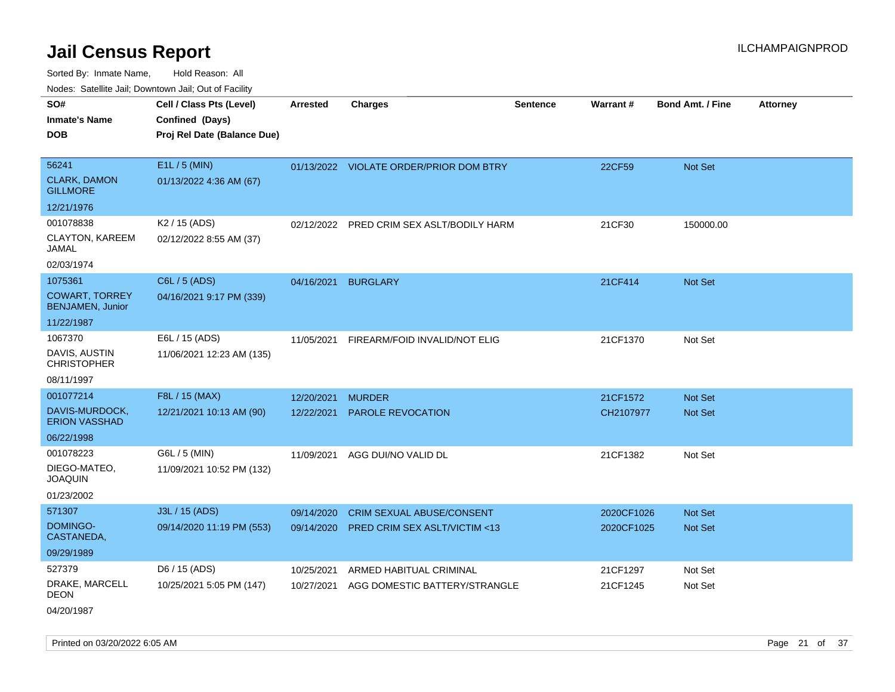# Jail Census Report

ILCHAMPAIGNPROD

Sorted By: Inmate Name, Hold Reason: All

Nodes: Satellite Jail; Downtown Jail; Out of Facility

| SO# / Inmate's Name / DOB | Cell / Class Pts (Level) / Confined (Days) / Proj Rel Date (Balance Due) | Arrested | Charges | Sentence | Warrant # | Bond Amt. / Fine | Attorney |
|---|---|---|---|---|---|---|---|
| 56241<br>CLARK, DAMON GILLMORE<br>12/21/1976 | E1L / 5 (MIN)<br>01/13/2022 4:36 AM (67) | 01/13/2022 | VIOLATE ORDER/PRIOR DOM BTRY | | 22CF59 | Not Set | |
| 001078838<br>CLAYTON, KAREEM JAMAL<br>02/03/1974 | K2 / 15 (ADS)<br>02/12/2022 8:55 AM (37) | 02/12/2022 | PRED CRIM SEX ASLT/BODILY HARM | | 21CF30 | 150000.00 | |
| 1075361<br>COWART, TORREY BENJAMEN, Junior<br>11/22/1987 | C6L / 5 (ADS)<br>04/16/2021 9:17 PM (339) | 04/16/2021 | BURGLARY | | 21CF414 | Not Set | |
| 1067370<br>DAVIS, AUSTIN CHRISTOPHER<br>08/11/1997 | E6L / 15 (ADS)<br>11/06/2021 12:23 AM (135) | 11/05/2021 | FIREARM/FOID INVALID/NOT ELIG | | 21CF1370 | Not Set | |
| 001077214<br>DAVIS-MURDOCK, ERION VASSHAD<br>06/22/1998 | F8L / 15 (MAX)<br>12/21/2021 10:13 AM (90) | 12/20/2021<br>12/22/2021 | MURDER<br>PAROLE REVOCATION | | 21CF1572<br>CH2107977 | Not Set<br>Not Set | |
| 001078223<br>DIEGO-MATEO, JOAQUIN<br>01/23/2002 | G6L / 5 (MIN)<br>11/09/2021 10:52 PM (132) | 11/09/2021 | AGG DUI/NO VALID DL | | 21CF1382 | Not Set | |
| 571307<br>DOMINGO-CASTANEDA,<br>09/29/1989 | J3L / 15 (ADS)<br>09/14/2020 11:19 PM (553) | 09/14/2020<br>09/14/2020 | CRIM SEXUAL ABUSE/CONSENT<br>PRED CRIM SEX ASLT/VICTIM <13 | | 2020CF1026<br>2020CF1025 | Not Set<br>Not Set | |
| 527379<br>DRAKE, MARCELL DEON<br>04/20/1987 | D6 / 15 (ADS)<br>10/25/2021 5:05 PM (147) | 10/25/2021<br>10/27/2021 | ARMED HABITUAL CRIMINAL<br>AGG DOMESTIC BATTERY/STRANGLE | | 21CF1297<br>21CF1245 | Not Set<br>Not Set | |

Printed on 03/20/2022 6:05 AM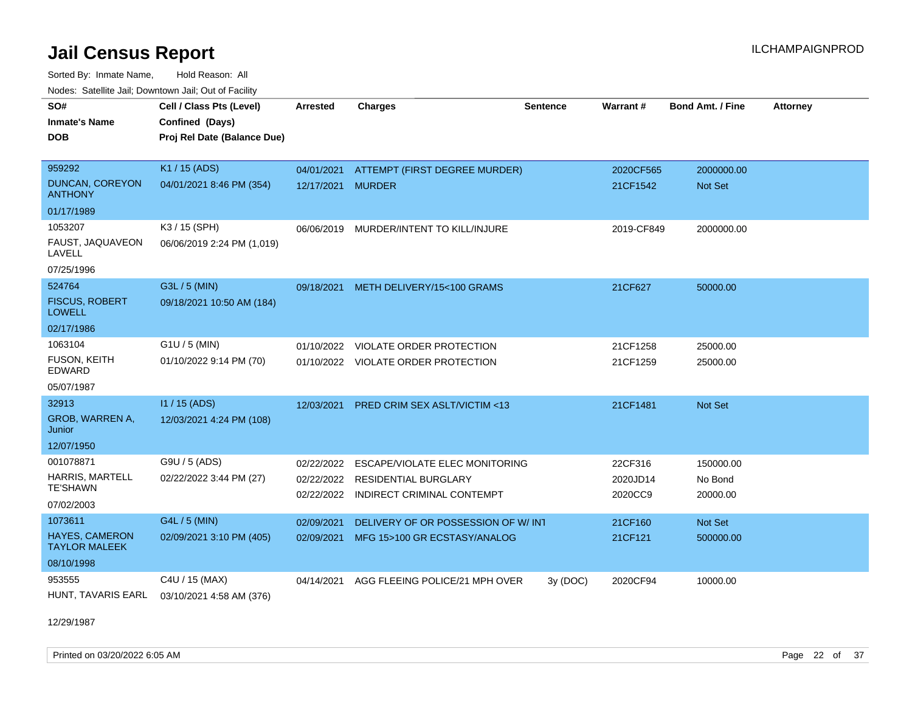# Jail Census Report

ILCHAMPAIGNPROD

Sorted By: Inmate Name, Hold Reason: All

Nodes: Satellite Jail; Downtown Jail; Out of Facility

| SO# / Inmate's Name / DOB | Cell / Class Pts (Level) / Confined (Days) / Proj Rel Date (Balance Due) | Arrested | Charges | Sentence | Warrant # | Bond Amt. / Fine | Attorney |
|---|---|---|---|---|---|---|---|
| 959292<br>DUNCAN, COREYON ANTHONY<br>01/17/1989 | K1 / 15 (ADS)<br>04/01/2021 8:46 PM (354) | 04/01/2021<br>12/17/2021 | ATTEMPT (FIRST DEGREE MURDER)<br>MURDER | | 2020CF565<br>21CF1542 | 2000000.00<br>Not Set | |
| 1053207<br>FAUST, JAQUAVEON LAVELL<br>07/25/1996 | K3 / 15 (SPH)<br>06/06/2019 2:24 PM (1,019) | 06/06/2019 | MURDER/INTENT TO KILL/INJURE | | 2019-CF849 | 2000000.00 | |
| 524764<br>FISCUS, ROBERT LOWELL<br>02/17/1986 | G3L / 5 (MIN)<br>09/18/2021 10:50 AM (184) | 09/18/2021 | METH DELIVERY/15<100 GRAMS | | 21CF627 | 50000.00 | |
| 1063104<br>FUSON, KEITH EDWARD<br>05/07/1987 | G1U / 5 (MIN)<br>01/10/2022 9:14 PM (70) | 01/10/2022<br>01/10/2022 | VIOLATE ORDER PROTECTION<br>VIOLATE ORDER PROTECTION | | 21CF1258<br>21CF1259 | 25000.00<br>25000.00 | |
| 32913<br>GROB, WARREN A, Junior<br>12/07/1950 | I1 / 15 (ADS)<br>12/03/2021 4:24 PM (108) | 12/03/2021 | PRED CRIM SEX ASLT/VICTIM <13 | | 21CF1481 | Not Set | |
| 001078871<br>HARRIS, MARTELL TE'SHAWN<br>07/02/2003 | G9U / 5 (ADS)<br>02/22/2022 3:44 PM (27) | 02/22/2022<br>02/22/2022<br>02/22/2022 | ESCAPE/VIOLATE ELEC MONITORING<br>RESIDENTIAL BURGLARY<br>INDIRECT CRIMINAL CONTEMPT | | 22CF316<br>2020JD14<br>2020CC9 | 150000.00<br>No Bond<br>20000.00 | |
| 1073611<br>HAYES, CAMERON TAYLOR MALEEK<br>08/10/1998 | G4L / 5 (MIN)<br>02/09/2021 3:10 PM (405) | 02/09/2021<br>02/09/2021 | DELIVERY OF OR POSSESSION OF W/ INT<br>MFG 15>100 GR ECSTASY/ANALOG | | 21CF160<br>21CF121 | Not Set<br>500000.00 | |
| 953555<br>HUNT, TAVARIS EARL<br>12/29/1987 | C4U / 15 (MAX)<br>03/10/2021 4:58 AM (376) | 04/14/2021 | AGG FLEEING POLICE/21 MPH OVER | 3y (DOC) | 2020CF94 | 10000.00 | |

Printed on 03/20/2022 6:05 AM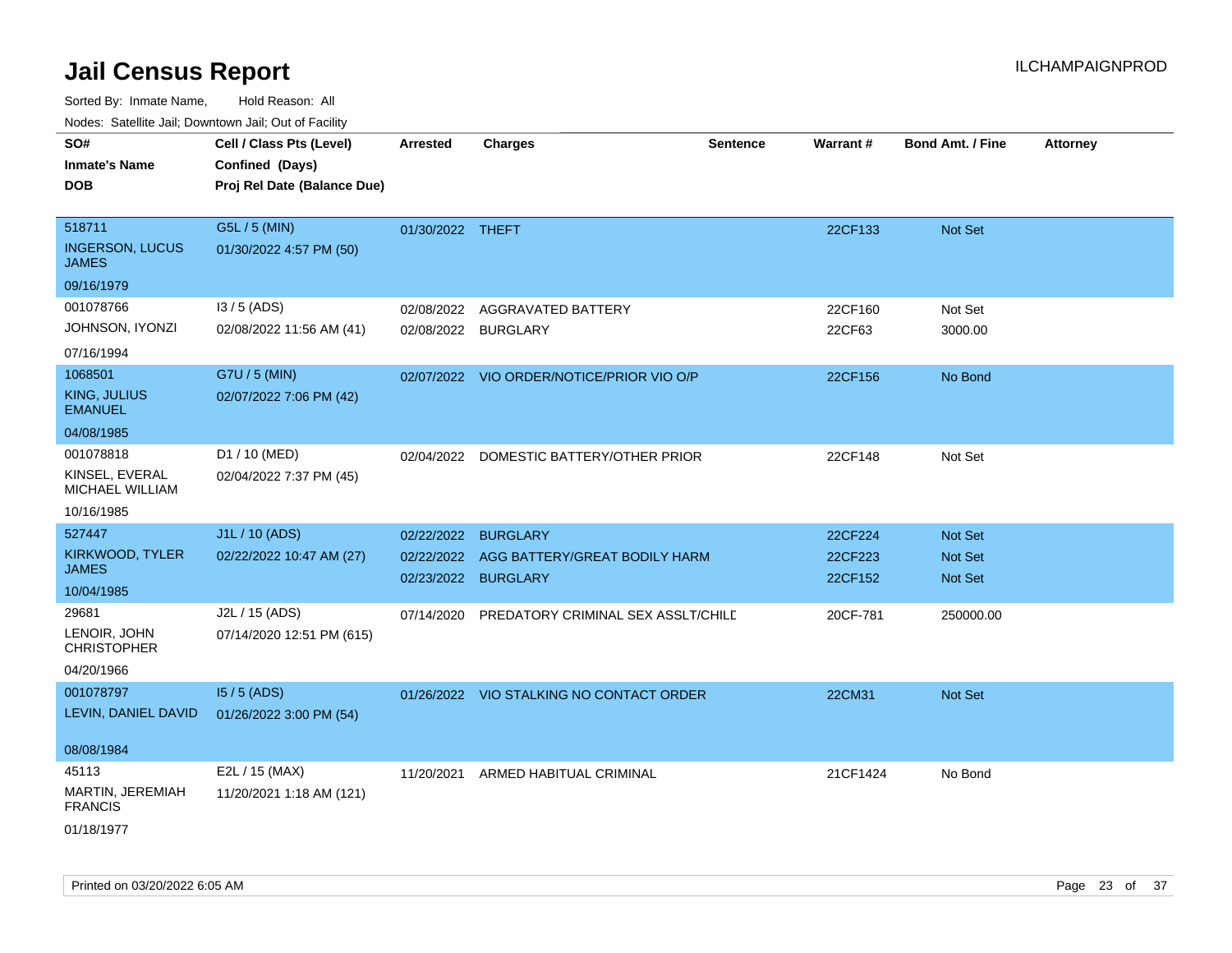# Jail Census Report

ILCHAMPAIGNPROD

Sorted By: Inmate Name, Hold Reason: All

Nodes: Satellite Jail; Downtown Jail; Out of Facility

| SO# / Inmate's Name / DOB | Cell / Class Pts (Level) / Confined (Days) / Proj Rel Date (Balance Due) | Arrested | Charges | Sentence | Warrant # | Bond Amt. / Fine | Attorney |
|---|---|---|---|---|---|---|---|
| 518711<br>INGERSON, LUCUS JAMES<br>09/16/1979 | G5L / 5 (MIN)<br>01/30/2022 4:57 PM (50) | 01/30/2022 | THEFT | | 22CF133 | Not Set | |
| 001078766<br>JOHNSON, IYONZI<br>07/16/1994 | I3 / 5 (ADS)<br>02/08/2022 11:56 AM (41) | 02/08/2022<br>02/08/2022 | AGGRAVATED BATTERY<br>BURGLARY | | 22CF160<br>22CF63 | Not Set<br>3000.00 | |
| 1068501<br>KING, JULIUS EMANUEL<br>04/08/1985 | G7U / 5 (MIN)<br>02/07/2022 7:06 PM (42) | 02/07/2022 | VIO ORDER/NOTICE/PRIOR VIO O/P | | 22CF156 | No Bond | |
| 001078818<br>KINSEL, EVERAL MICHAEL WILLIAM<br>10/16/1985 | D1 / 10 (MED)<br>02/04/2022 7:37 PM (45) | 02/04/2022 | DOMESTIC BATTERY/OTHER PRIOR | | 22CF148 | Not Set | |
| 527447<br>KIRKWOOD, TYLER JAMES<br>10/04/1985 | J1L / 10 (ADS)<br>02/22/2022 10:47 AM (27) | 02/22/2022<br>02/22/2022<br>02/23/2022 | BURGLARY<br>AGG BATTERY/GREAT BODILY HARM<br>BURGLARY | | 22CF224<br>22CF223<br>22CF152 | Not Set<br>Not Set<br>Not Set | |
| 29681<br>LENOIR, JOHN CHRISTOPHER<br>04/20/1966 | J2L / 15 (ADS)<br>07/14/2020 12:51 PM (615) | 07/14/2020 | PREDATORY CRIMINAL SEX ASSLT/CHILD | | 20CF-781 | 250000.00 | |
| 001078797<br>LEVIN, DANIEL DAVID<br>08/08/1984 | I5 / 5 (ADS)<br>01/26/2022 3:00 PM (54) | 01/26/2022 | VIO STALKING NO CONTACT ORDER | | 22CM31 | Not Set | |
| 45113<br>MARTIN, JEREMIAH FRANCIS<br>01/18/1977 | E2L / 15 (MAX)<br>11/20/2021 1:18 AM (121) | 11/20/2021 | ARMED HABITUAL CRIMINAL | | 21CF1424 | No Bond | |

Printed on 03/20/2022 6:05 AM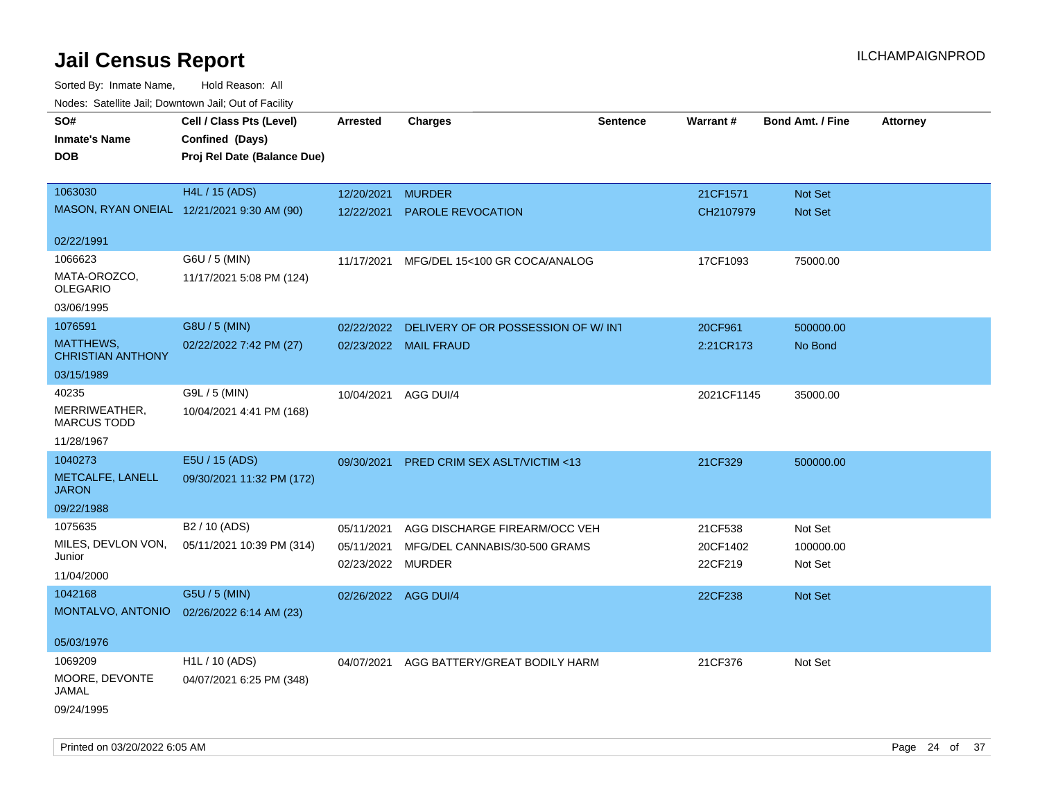# Jail Census Report

ILCHAMPAIGNPROD

Sorted By: Inmate Name, Hold Reason: All

Nodes: Satellite Jail; Downtown Jail; Out of Facility

| SO# / Inmate's Name / DOB | Cell / Class Pts (Level) / Confined (Days) / Proj Rel Date (Balance Due) | Arrested | Charges | Sentence | Warrant # | Bond Amt. / Fine | Attorney |
|---|---|---|---|---|---|---|---|
| 1063030<br>MASON, RYAN ONEIAL<br>02/22/1991 | H4L / 15 (ADS)<br>12/21/2021 9:30 AM (90) | 12/20/2021<br>12/22/2021 | MURDER<br>PAROLE REVOCATION | | 21CF1571<br>CH2107979 | Not Set<br>Not Set | |
| 1066623<br>MATA-OROZCO, OLEGARIO<br>03/06/1995 | G6U / 5 (MIN)<br>11/17/2021 5:08 PM (124) | 11/17/2021 | MFG/DEL 15<100 GR COCA/ANALOG | | 17CF1093 | 75000.00 | |
| 1076591<br>MATTHEWS, CHRISTIAN ANTHONY<br>03/15/1989 | G8U / 5 (MIN)<br>02/22/2022 7:42 PM (27) | 02/22/2022<br>02/23/2022 | DELIVERY OF OR POSSESSION OF W/ INT<br>MAIL FRAUD | | 20CF961<br>2:21CR173 | 500000.00<br>No Bond | |
| 40235<br>MERRIWEATHER, MARCUS TODD<br>11/28/1967 | G9L / 5 (MIN)<br>10/04/2021 4:41 PM (168) | 10/04/2021 | AGG DUI/4 | | 2021CF1145 | 35000.00 | |
| 1040273<br>METCALFE, LANELL JARON<br>09/22/1988 | E5U / 15 (ADS)<br>09/30/2021 11:32 PM (172) | 09/30/2021 | PRED CRIM SEX ASLT/VICTIM <13 | | 21CF329 | 500000.00 | |
| 1075635<br>MILES, DEVLON VON, Junior<br>11/04/2000 | B2 / 10 (ADS)<br>05/11/2021 10:39 PM (314) | 05/11/2021<br>05/11/2021<br>02/23/2022 | AGG DISCHARGE FIREARM/OCC VEH<br>MFG/DEL CANNABIS/30-500 GRAMS<br>MURDER | | 21CF538<br>20CF1402<br>22CF219 | Not Set<br>100000.00<br>Not Set | |
| 1042168<br>MONTALVO, ANTONIO<br>05/03/1976 | G5U / 5 (MIN)<br>02/26/2022 6:14 AM (23) | 02/26/2022 | AGG DUI/4 | | 22CF238 | Not Set | |
| 1069209<br>MOORE, DEVONTE JAMAL<br>09/24/1995 | H1L / 10 (ADS)<br>04/07/2021 6:25 PM (348) | 04/07/2021 | AGG BATTERY/GREAT BODILY HARM | | 21CF376 | Not Set | |

Printed on 03/20/2022 6:05 AM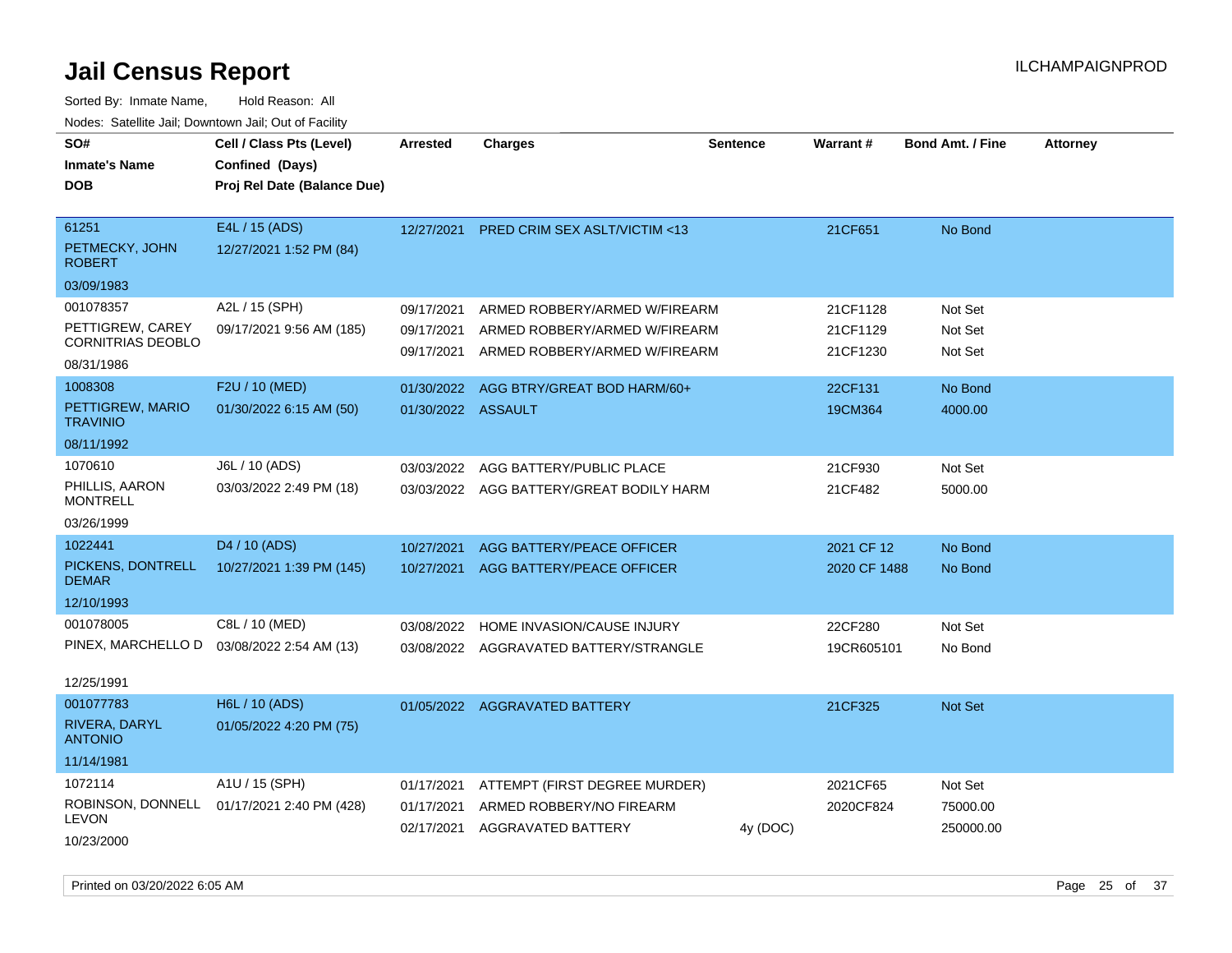# Jail Census Report

ILCHAMPAIGNPROD

Sorted By: Inmate Name, Hold Reason: All

Nodes: Satellite Jail; Downtown Jail; Out of Facility

| SO# / Inmate's Name / DOB | Cell / Class Pts (Level) / Confined (Days) / Proj Rel Date (Balance Due) | Arrested | Charges | Sentence | Warrant # | Bond Amt. / Fine | Attorney |
|---|---|---|---|---|---|---|---|
| 61251 PETMECKY, JOHN ROBERT 03/09/1983 | E4L / 15 (ADS) 12/27/2021 1:52 PM (84) | 12/27/2021 | PRED CRIM SEX ASLT/VICTIM <13 | | 21CF651 | No Bond | |
| 001078357 PETTIGREW, CAREY CORNITRIAS DEOBLO 08/31/1986 | A2L / 15 (SPH) 09/17/2021 9:56 AM (185) | 09/17/2021 | ARMED ROBBERY/ARMED W/FIREARM | | 21CF1128 | Not Set | |
| | | 09/17/2021 | ARMED ROBBERY/ARMED W/FIREARM | | 21CF1129 | Not Set | |
| | | 09/17/2021 | ARMED ROBBERY/ARMED W/FIREARM | | 21CF1230 | Not Set | |
| 1008308 PETTIGREW, MARIO TRAVINIO 08/11/1992 | F2U / 10 (MED) 01/30/2022 6:15 AM (50) | 01/30/2022 | AGG BTRY/GREAT BOD HARM/60+ | | 22CF131 | No Bond | |
| | | 01/30/2022 | ASSAULT | | 19CM364 | 4000.00 | |
| 1070610 PHILLIS, AARON MONTRELL 03/26/1999 | J6L / 10 (ADS) 03/03/2022 2:49 PM (18) | 03/03/2022 | AGG BATTERY/PUBLIC PLACE | | 21CF930 | Not Set | |
| | | 03/03/2022 | AGG BATTERY/GREAT BODILY HARM | | 21CF482 | 5000.00 | |
| 1022441 PICKENS, DONTRELL DEMAR 12/10/1993 | D4 / 10 (ADS) 10/27/2021 1:39 PM (145) | 10/27/2021 | AGG BATTERY/PEACE OFFICER | | 2021 CF 12 | No Bond | |
| | | 10/27/2021 | AGG BATTERY/PEACE OFFICER | | 2020 CF 1488 | No Bond | |
| 001078005 PINEX, MARCHELLO D 12/25/1991 | C8L / 10 (MED) 03/08/2022 2:54 AM (13) | 03/08/2022 | HOME INVASION/CAUSE INJURY | | 22CF280 | Not Set | |
| | | 03/08/2022 | AGGRAVATED BATTERY/STRANGLE | | 19CR605101 | No Bond | |
| 001077783 RIVERA, DARYL ANTONIO 11/14/1981 | H6L / 10 (ADS) 01/05/2022 4:20 PM (75) | 01/05/2022 | AGGRAVATED BATTERY | | 21CF325 | Not Set | |
| 1072114 ROBINSON, DONNELL LEVON 10/23/2000 | A1U / 15 (SPH) 01/17/2021 2:40 PM (428) | 01/17/2021 | ATTEMPT (FIRST DEGREE MURDER) | | 2021CF65 | Not Set | |
| | | 01/17/2021 | ARMED ROBBERY/NO FIREARM | | 2020CF824 | 75000.00 | |
| | | 02/17/2021 | AGGRAVATED BATTERY | 4y (DOC) | | 250000.00 | |

Printed on 03/20/2022 6:05 AM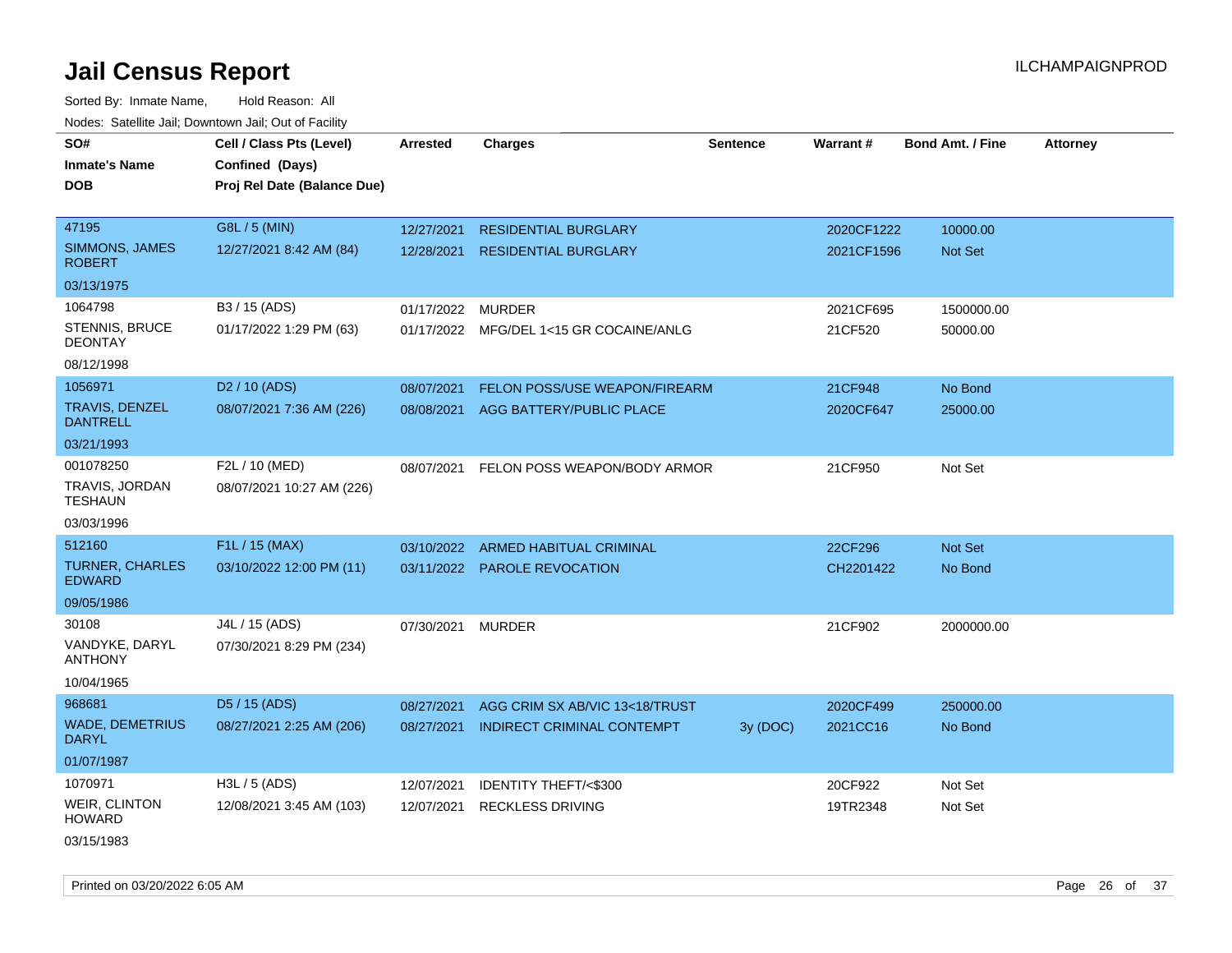# Jail Census Report

ILCHAMPAIGNPROD

Sorted By: Inmate Name, Hold Reason: All

Nodes: Satellite Jail; Downtown Jail; Out of Facility

| SO# / Inmate's Name / DOB | Cell / Class Pts (Level) / Confined (Days) / Proj Rel Date (Balance Due) | Arrested | Charges | Sentence | Warrant # | Bond Amt. / Fine | Attorney |
|---|---|---|---|---|---|---|---|
| 47195 SIMMONS, JAMES ROBERT 03/13/1975 | G8L / 5 (MIN) 12/27/2021 8:42 AM (84) | 12/27/2021 | RESIDENTIAL BURGLARY | | 2020CF1222 | 10000.00 | |
| | | 12/28/2021 | RESIDENTIAL BURGLARY | | 2021CF1596 | Not Set | |
| 1064798 STENNIS, BRUCE DEONTAY 08/12/1998 | B3 / 15 (ADS) 01/17/2022 1:29 PM (63) | 01/17/2022 | MURDER | | 2021CF695 | 1500000.00 | |
| | | 01/17/2022 | MFG/DEL 1<15 GR COCAINE/ANLG | | 21CF520 | 50000.00 | |
| 1056971 TRAVIS, DENZEL DANTRELL 03/21/1993 | D2 / 10 (ADS) 08/07/2021 7:36 AM (226) | 08/07/2021 | FELON POSS/USE WEAPON/FIREARM | | 21CF948 | No Bond | |
| | | 08/08/2021 | AGG BATTERY/PUBLIC PLACE | | 2020CF647 | 25000.00 | |
| 001078250 TRAVIS, JORDAN TESHAUN 03/03/1996 | F2L / 10 (MED) 08/07/2021 10:27 AM (226) | 08/07/2021 | FELON POSS WEAPON/BODY ARMOR | | 21CF950 | Not Set | |
| 512160 TURNER, CHARLES EDWARD 09/05/1986 | F1L / 15 (MAX) 03/10/2022 12:00 PM (11) | 03/10/2022 | ARMED HABITUAL CRIMINAL | | 22CF296 | Not Set | |
| | | 03/11/2022 | PAROLE REVOCATION | | CH2201422 | No Bond | |
| 30108 VANDYKE, DARYL ANTHONY 10/04/1965 | J4L / 15 (ADS) 07/30/2021 8:29 PM (234) | 07/30/2021 | MURDER | | 21CF902 | 2000000.00 | |
| 968681 WADE, DEMETRIUS DARYL 01/07/1987 | D5 / 15 (ADS) 08/27/2021 2:25 AM (206) | 08/27/2021 | AGG CRIM SX AB/VIC 13<18/TRUST | | 2020CF499 | 250000.00 | |
| | | 08/27/2021 | INDIRECT CRIMINAL CONTEMPT | 3y (DOC) | 2021CC16 | No Bond | |
| 1070971 WEIR, CLINTON HOWARD 03/15/1983 | H3L / 5 (ADS) 12/08/2021 3:45 AM (103) | 12/07/2021 | IDENTITY THEFT/<$300 | | 20CF922 | Not Set | |
| | | 12/07/2021 | RECKLESS DRIVING | | 19TR2348 | Not Set | |

Printed on 03/20/2022 6:05 AM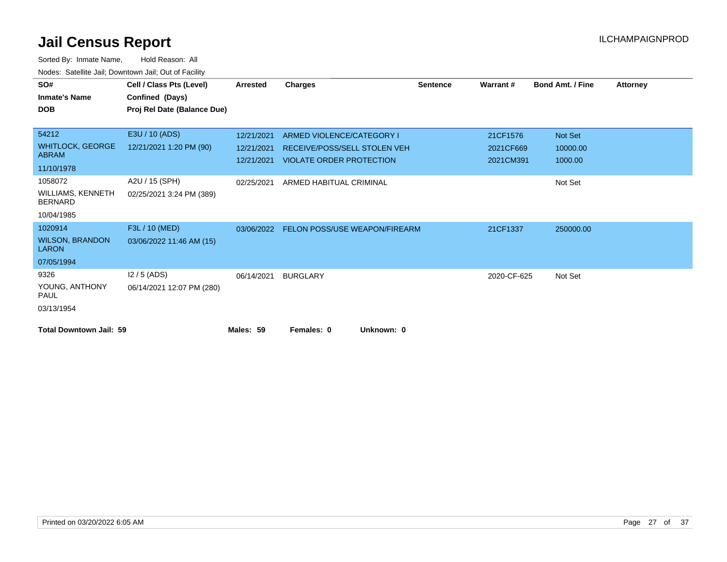# Jail Census Report

ILCHAMPAIGNPROD

Sorted By: Inmate Name, Hold Reason: All

Nodes: Satellite Jail; Downtown Jail; Out of Facility

| SO# / Inmate's Name / DOB | Cell / Class Pts (Level) / Confined (Days) / Proj Rel Date (Balance Due) | Arrested | Charges | Sentence | Warrant # | Bond Amt. / Fine | Attorney |
|---|---|---|---|---|---|---|---|
| 54212<br>WHITLOCK, GEORGE ABRAM<br>11/10/1978 | E3U / 10 (ADS)<br>12/21/2021 1:20 PM (90) | 12/21/2021<br>12/21/2021<br>12/21/2021 | ARMED VIOLENCE/CATEGORY I<br>RECEIVE/POSS/SELL STOLEN VEH<br>VIOLATE ORDER PROTECTION | | 21CF1576<br>2021CF669<br>2021CM391 | Not Set<br>10000.00<br>1000.00 | |
| 1058072<br>WILLIAMS, KENNETH BERNARD<br>10/04/1985 | A2U / 15 (SPH)<br>02/25/2021 3:24 PM (389) | 02/25/2021 | ARMED HABITUAL CRIMINAL | | | Not Set | |
| 1020914<br>WILSON, BRANDON LARON<br>07/05/1994 | F3L / 10 (MED)<br>03/06/2022 11:46 AM (15) | 03/06/2022 | FELON POSS/USE WEAPON/FIREARM | | 21CF1337 | 250000.00 | |
| 9326<br>YOUNG, ANTHONY PAUL<br>03/13/1954 | I2 / 5 (ADS)<br>06/14/2021 12:07 PM (280) | 06/14/2021 | BURGLARY | | 2020-CF-625 | Not Set | |

**Total Downtown Jail: 59** **Males: 59** **Females: 0** **Unknown: 0**

Printed on 03/20/2022 6:05 AM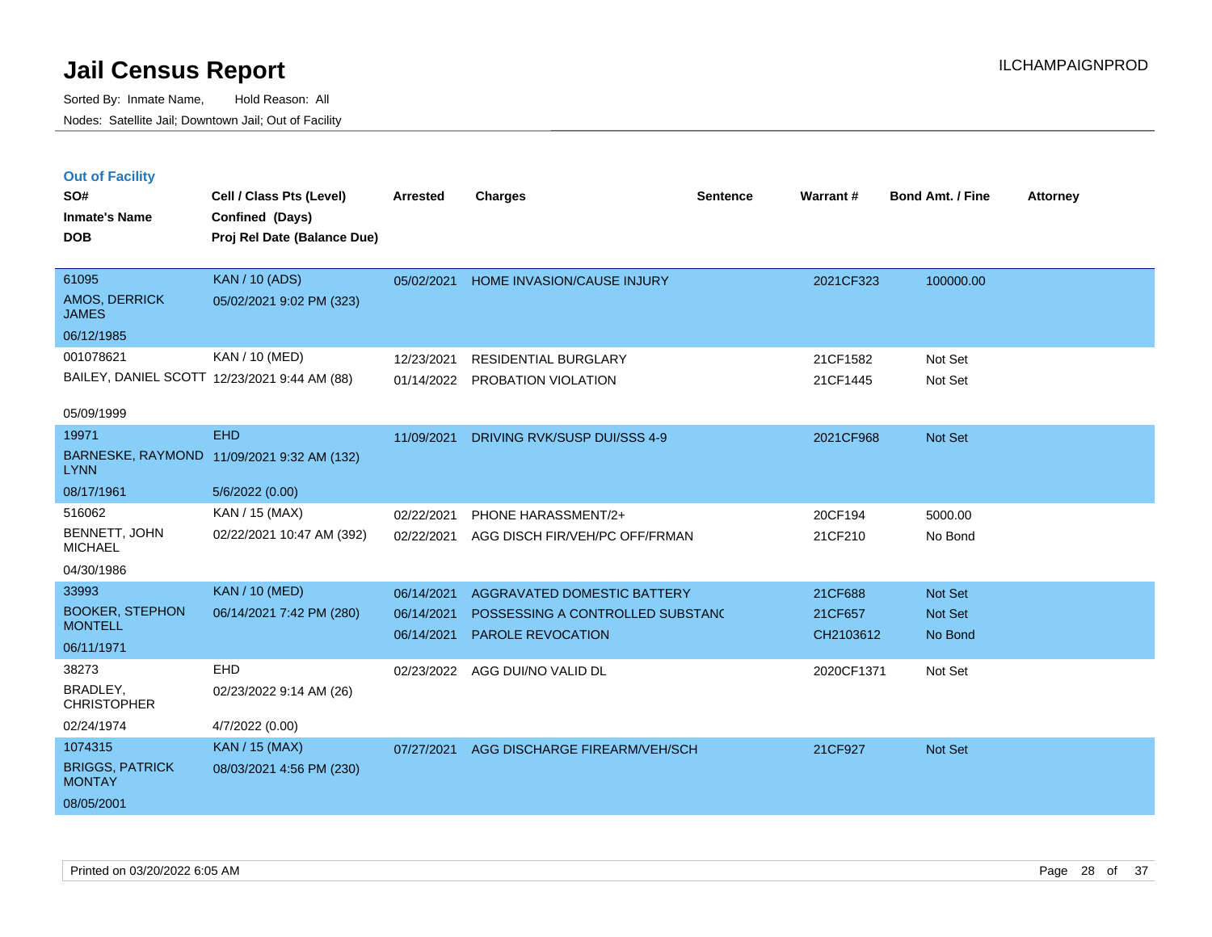# Jail Census Report

Sorted By: Inmate Name, Hold Reason: All

Nodes: Satellite Jail; Downtown Jail; Out of Facility

ILCHAMPAIGNPROD

## Out of Facility

| SO#<br>Inmate's Name<br>DOB | Cell / Class Pts (Level)<br>Confined (Days)<br>Proj Rel Date (Balance Due) | Arrested | Charges | Sentence | Warrant # | Bond Amt. / Fine | Attorney |
|---|---|---|---|---|---|---|---|
| 61095<br>AMOS, DERRICK JAMES<br>06/12/1985 | KAN / 10 (ADS)<br>05/02/2021 9:02 PM (323) | 05/02/2021 | HOME INVASION/CAUSE INJURY | | 2021CF323 | 100000.00 | |
| 001078621<br>BAILEY, DANIEL SCOTT<br>05/09/1999 | KAN / 10 (MED)<br>12/23/2021 9:44 AM (88) | 12/23/2021<br>01/14/2022 | RESIDENTIAL BURGLARY<br>PROBATION VIOLATION | | 21CF1582<br>21CF1445 | Not Set<br>Not Set | |
| 19971<br>BARNESKE, RAYMOND LYNN<br>08/17/1961 | EHD<br>11/09/2021 9:32 AM (132)<br>5/6/2022 (0.00) | 11/09/2021 | DRIVING RVK/SUSP DUI/SSS 4-9 | | 2021CF968 | Not Set | |
| 516062<br>BENNETT, JOHN MICHAEL<br>04/30/1986 | KAN / 15 (MAX)<br>02/22/2021 10:47 AM (392) | 02/22/2021<br>02/22/2021 | PHONE HARASSMENT/2+<br>AGG DISCH FIR/VEH/PC OFF/FRMAN | | 20CF194<br>21CF210 | 5000.00<br>No Bond | |
| 33993<br>BOOKER, STEPHON MONTELL<br>06/11/1971 | KAN / 10 (MED)<br>06/14/2021 7:42 PM (280) | 06/14/2021<br>06/14/2021<br>06/14/2021 | AGGRAVATED DOMESTIC BATTERY<br>POSSESSING A CONTROLLED SUBSTANC<br>PAROLE REVOCATION | | 21CF688<br>21CF657<br>CH2103612 | Not Set<br>Not Set<br>No Bond | |
| 38273<br>BRADLEY, CHRISTOPHER<br>02/24/1974 | EHD<br>02/23/2022 9:14 AM (26)<br>4/7/2022 (0.00) | 02/23/2022 | AGG DUI/NO VALID DL | | 2020CF1371 | Not Set | |
| 1074315<br>BRIGGS, PATRICK MONTAY<br>08/05/2001 | KAN / 15 (MAX)<br>08/03/2021 4:56 PM (230) | 07/27/2021 | AGG DISCHARGE FIREARM/VEH/SCH | | 21CF927 | Not Set | |

Printed on 03/20/2022 6:05 AM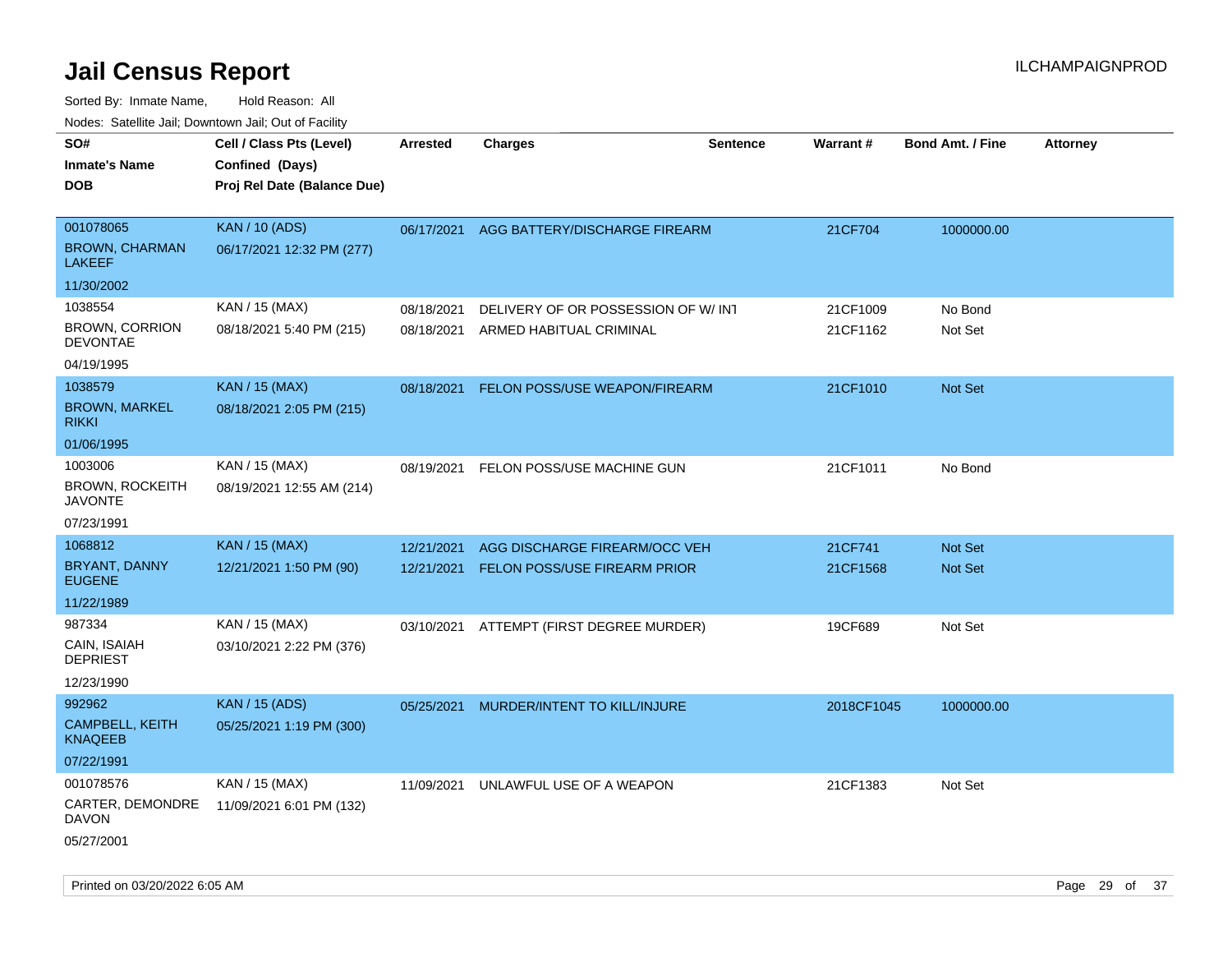# Jail Census Report

ILCHAMPAIGNPROD

Sorted By: Inmate Name, Hold Reason: All

Nodes: Satellite Jail; Downtown Jail; Out of Facility

| SO# / Inmate's Name / DOB | Cell / Class Pts (Level) / Confined (Days) / Proj Rel Date (Balance Due) | Arrested | Charges | Sentence | Warrant # | Bond Amt. / Fine | Attorney |
|---|---|---|---|---|---|---|---|
| 001078065<br>BROWN, CHARMAN LAKEEF<br>11/30/2002 | KAN / 10 (ADS)<br>06/17/2021 12:32 PM (277) | 06/17/2021 | AGG BATTERY/DISCHARGE FIREARM | | 21CF704 | 1000000.00 | |
| 1038554<br>BROWN, CORRION DEVONTAE<br>04/19/1995 | KAN / 15 (MAX)<br>08/18/2021 5:40 PM (215) | 08/18/2021<br>08/18/2021 | DELIVERY OF OR POSSESSION OF W/ INT<br>ARMED HABITUAL CRIMINAL | | 21CF1009<br>21CF1162 | No Bond<br>Not Set | |
| 1038579<br>BROWN, MARKEL RIKKI<br>01/06/1995 | KAN / 15 (MAX)<br>08/18/2021 2:05 PM (215) | 08/18/2021 | FELON POSS/USE WEAPON/FIREARM | | 21CF1010 | Not Set | |
| 1003006<br>BROWN, ROCKEITH JAVONTE<br>07/23/1991 | KAN / 15 (MAX)<br>08/19/2021 12:55 AM (214) | 08/19/2021 | FELON POSS/USE MACHINE GUN | | 21CF1011 | No Bond | |
| 1068812<br>BRYANT, DANNY EUGENE<br>11/22/1989 | KAN / 15 (MAX)<br>12/21/2021 1:50 PM (90) | 12/21/2021<br>12/21/2021 | AGG DISCHARGE FIREARM/OCC VEH<br>FELON POSS/USE FIREARM PRIOR | | 21CF741<br>21CF1568 | Not Set<br>Not Set | |
| 987334<br>CAIN, ISAIAH DEPRIEST<br>12/23/1990 | KAN / 15 (MAX)<br>03/10/2021 2:22 PM (376) | 03/10/2021 | ATTEMPT (FIRST DEGREE MURDER) | | 19CF689 | Not Set | |
| 992962<br>CAMPBELL, KEITH KNAQEEB<br>07/22/1991 | KAN / 15 (ADS)<br>05/25/2021 1:19 PM (300) | 05/25/2021 | MURDER/INTENT TO KILL/INJURE | | 2018CF1045 | 1000000.00 | |
| 001078576<br>CARTER, DEMONDRE DAVON<br>05/27/2001 | KAN / 15 (MAX)<br>11/09/2021 6:01 PM (132) | 11/09/2021 | UNLAWFUL USE OF A WEAPON | | 21CF1383 | Not Set | |

Printed on 03/20/2022 6:05 AM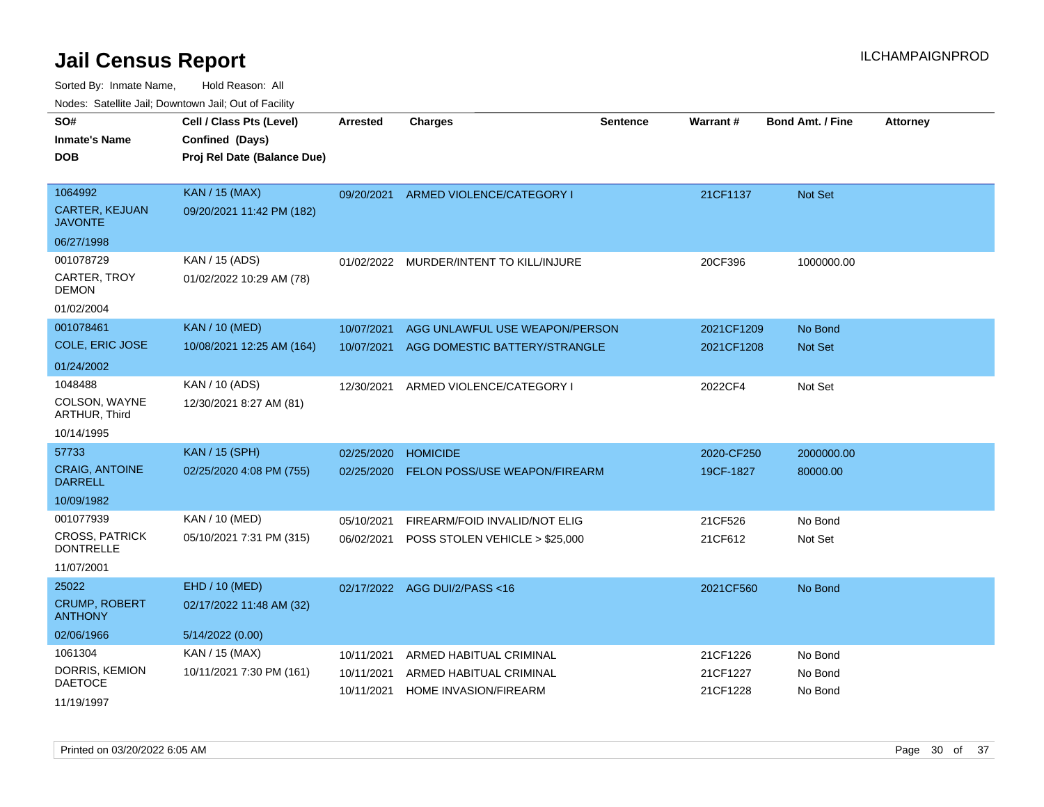# Jail Census Report

Sorted By: Inmate Name, Hold Reason: All

Nodes: Satellite Jail; Downtown Jail; Out of Facility

| SO# / Inmate's Name / DOB | Cell / Class Pts (Level) / Confined (Days) / Proj Rel Date (Balance Due) | Arrested | Charges | Sentence | Warrant # | Bond Amt. / Fine | Attorney |
|---|---|---|---|---|---|---|---|
| 1064992<br>CARTER, KEJUAN JAVONTE<br>06/27/1998 | KAN / 15 (MAX)<br>09/20/2021 11:42 PM (182) | 09/20/2021 | ARMED VIOLENCE/CATEGORY I | | 21CF1137 | Not Set | |
| 001078729<br>CARTER, TROY DEMON<br>01/02/2004 | KAN / 15 (ADS)<br>01/02/2022 10:29 AM (78) | 01/02/2022 | MURDER/INTENT TO KILL/INJURE | | 20CF396 | 1000000.00 | |
| 001078461<br>COLE, ERIC JOSE<br>01/24/2002 | KAN / 10 (MED)<br>10/08/2021 12:25 AM (164) | 10/07/2021<br>10/07/2021 | AGG UNLAWFUL USE WEAPON/PERSON<br>AGG DOMESTIC BATTERY/STRANGLE | | 2021CF1209<br>2021CF1208 | No Bond<br>Not Set | |
| 1048488<br>COLSON, WAYNE ARTHUR, Third<br>10/14/1995 | KAN / 10 (ADS)<br>12/30/2021 8:27 AM (81) | 12/30/2021 | ARMED VIOLENCE/CATEGORY I | | 2022CF4 | Not Set | |
| 57733<br>CRAIG, ANTOINE DARRELL<br>10/09/1982 | KAN / 15 (SPH)<br>02/25/2020 4:08 PM (755) | 02/25/2020<br>02/25/2020 | HOMICIDE<br>FELON POSS/USE WEAPON/FIREARM | | 2020-CF250<br>19CF-1827 | 2000000.00<br>80000.00 | |
| 001077939<br>CROSS, PATRICK DONTRELLE<br>11/07/2001 | KAN / 10 (MED)<br>05/10/2021 7:31 PM (315) | 05/10/2021<br>06/02/2021 | FIREARM/FOID INVALID/NOT ELIG<br>POSS STOLEN VEHICLE > $25,000 | | 21CF526<br>21CF612 | No Bond<br>Not Set | |
| 25022<br>CRUMP, ROBERT ANTHONY<br>02/06/1966 | EHD / 10 (MED)<br>02/17/2022 11:48 AM (32)<br>5/14/2022 (0.00) | 02/17/2022 | AGG DUI/2/PASS <16 | | 2021CF560 | No Bond | |
| 1061304<br>DORRIS, KEMION DAETOCE<br>11/19/1997 | KAN / 15 (MAX)<br>10/11/2021 7:30 PM (161) | 10/11/2021<br>10/11/2021<br>10/11/2021 | ARMED HABITUAL CRIMINAL<br>ARMED HABITUAL CRIMINAL<br>HOME INVASION/FIREARM | | 21CF1226<br>21CF1227<br>21CF1228 | No Bond<br>No Bond<br>No Bond | |

Printed on 03/20/2022 6:05 AM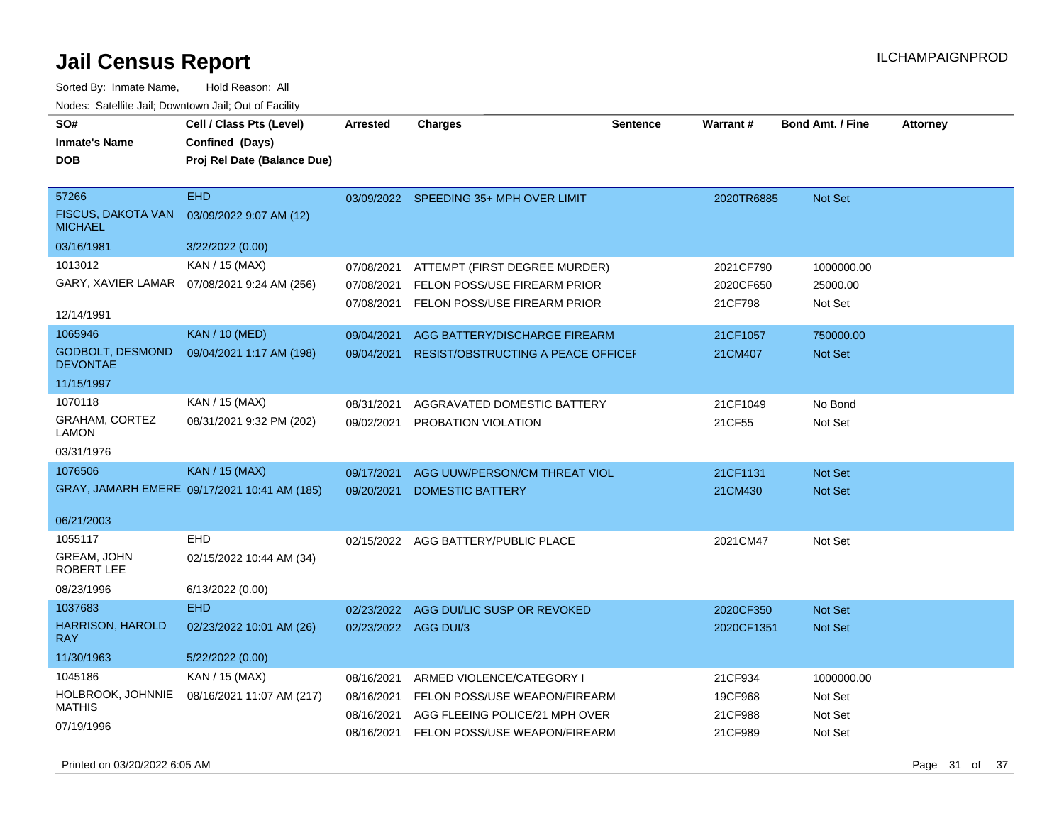# Jail Census Report

ILCHAMPAIGNPROD

Sorted By: Inmate Name, Hold Reason: All

Nodes: Satellite Jail; Downtown Jail; Out of Facility

| SO# / Inmate's Name / DOB | Cell / Class Pts (Level) / Confined (Days) / Proj Rel Date (Balance Due) | Arrested | Charges | Sentence | Warrant # | Bond Amt. / Fine | Attorney |
|---|---|---|---|---|---|---|---|
| 57266 | EHD | 03/09/2022 | SPEEDING 35+ MPH OVER LIMIT | | 2020TR6885 | Not Set | |
| FISCUS, DAKOTA VAN MICHAEL | 03/09/2022 9:07 AM (12) | | | | | | |
| 03/16/1981 | 3/22/2022 (0.00) | | | | | | |
| 1013012 | KAN / 15 (MAX) | 07/08/2021 | ATTEMPT (FIRST DEGREE MURDER) | | 2021CF790 | 1000000.00 | |
| GARY, XAVIER LAMAR | 07/08/2021 9:24 AM (256) | 07/08/2021 | FELON POSS/USE FIREARM PRIOR | | 2020CF650 | 25000.00 | |
| 12/14/1991 | | 07/08/2021 | FELON POSS/USE FIREARM PRIOR | | 21CF798 | Not Set | |
| 1065946 | KAN / 10 (MED) | 09/04/2021 | AGG BATTERY/DISCHARGE FIREARM | | 21CF1057 | 750000.00 | |
| GODBOLT, DESMOND DEVONTAE | 09/04/2021 1:17 AM (198) | 09/04/2021 | RESIST/OBSTRUCTING A PEACE OFFICEI | | 21CM407 | Not Set | |
| 11/15/1997 | | | | | | | |
| 1070118 | KAN / 15 (MAX) | 08/31/2021 | AGGRAVATED DOMESTIC BATTERY | | 21CF1049 | No Bond | |
| GRAHAM, CORTEZ LAMON | 08/31/2021 9:32 PM (202) | 09/02/2021 | PROBATION VIOLATION | | 21CF55 | Not Set | |
| 03/31/1976 | | | | | | | |
| 1076506 | KAN / 15 (MAX) | 09/17/2021 | AGG UUW/PERSON/CM THREAT VIOL | | 21CF1131 | Not Set | |
| GRAY, JAMARH EMERE | 09/17/2021 10:41 AM (185) | 09/20/2021 | DOMESTIC BATTERY | | 21CM430 | Not Set | |
| 06/21/2003 | | | | | | | |
| 1055117 | EHD | 02/15/2022 | AGG BATTERY/PUBLIC PLACE | | 2021CM47 | Not Set | |
| GREAM, JOHN ROBERT LEE | 02/15/2022 10:44 AM (34) | | | | | | |
| 08/23/1996 | 6/13/2022 (0.00) | | | | | | |
| 1037683 | EHD | 02/23/2022 | AGG DUI/LIC SUSP OR REVOKED | | 2020CF350 | Not Set | |
| HARRISON, HAROLD RAY | 02/23/2022 10:01 AM (26) | 02/23/2022 | AGG DUI/3 | | 2020CF1351 | Not Set | |
| 11/30/1963 | 5/22/2022 (0.00) | | | | | | |
| 1045186 | KAN / 15 (MAX) | 08/16/2021 | ARMED VIOLENCE/CATEGORY I | | 21CF934 | 1000000.00 | |
| HOLBROOK, JOHNNIE MATHIS | 08/16/2021 11:07 AM (217) | 08/16/2021 | FELON POSS/USE WEAPON/FIREARM | | 19CF968 | Not Set | |
| 07/19/1996 | | 08/16/2021 | AGG FLEEING POLICE/21 MPH OVER | | 21CF988 | Not Set | |
| | | 08/16/2021 | FELON POSS/USE WEAPON/FIREARM | | 21CF989 | Not Set | |

Printed on 03/20/2022 6:05 AM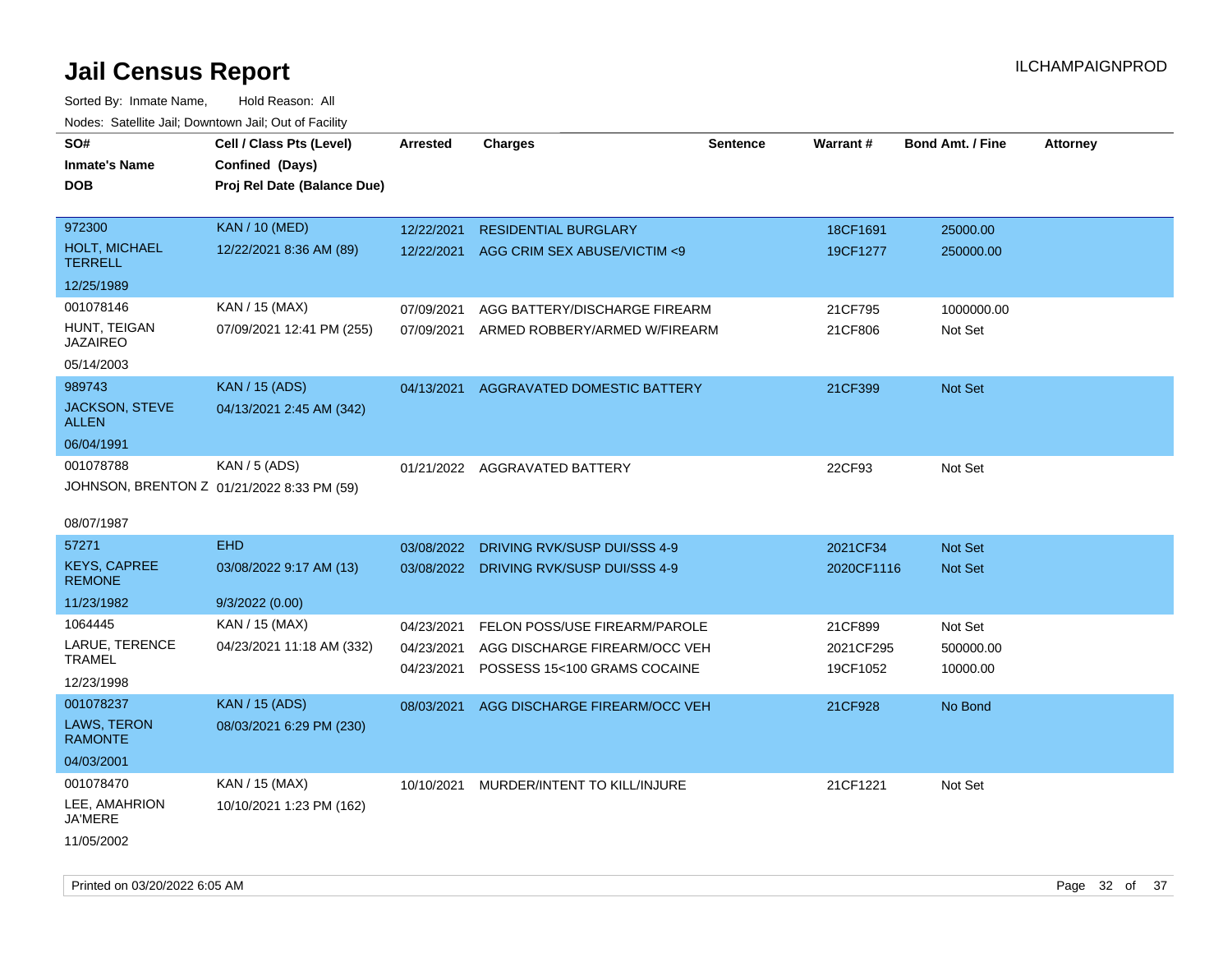# Jail Census Report

ILCHAMPAIGNPROD

Sorted By: Inmate Name, Hold Reason: All

Nodes: Satellite Jail; Downtown Jail; Out of Facility

| SO# / Inmate's Name / DOB | Cell / Class Pts (Level) / Confined (Days) / Proj Rel Date (Balance Due) | Arrested | Charges | Sentence | Warrant # | Bond Amt. / Fine | Attorney |
|---|---|---|---|---|---|---|---|
| 972300<br>HOLT, MICHAEL TERRELL<br>12/25/1989 | KAN / 10 (MED)<br>12/22/2021 8:36 AM (89) | 12/22/2021<br>12/22/2021 | RESIDENTIAL BURGLARY<br>AGG CRIM SEX ABUSE/VICTIM <9 | | 18CF1691<br>19CF1277 | 25000.00<br>250000.00 | |
| 001078146<br>HUNT, TEIGAN JAZAIREO<br>05/14/2003 | KAN / 15 (MAX)<br>07/09/2021 12:41 PM (255) | 07/09/2021<br>07/09/2021 | AGG BATTERY/DISCHARGE FIREARM<br>ARMED ROBBERY/ARMED W/FIREARM | | 21CF795<br>21CF806 | 1000000.00<br>Not Set | |
| 989743<br>JACKSON, STEVE ALLEN<br>06/04/1991 | KAN / 15 (ADS)<br>04/13/2021 2:45 AM (342) | 04/13/2021 | AGGRAVATED DOMESTIC BATTERY | | 21CF399 | Not Set | |
| 001078788<br>JOHNSON, BRENTON Z<br>08/07/1987 | KAN / 5 (ADS)<br>01/21/2022 8:33 PM (59) | 01/21/2022 | AGGRAVATED BATTERY | | 22CF93 | Not Set | |
| 57271<br>KEYS, CAPREE REMONE<br>11/23/1982 | EHD<br>03/08/2022 9:17 AM (13)<br>9/3/2022 (0.00) | 03/08/2022<br>03/08/2022 | DRIVING RVK/SUSP DUI/SSS 4-9<br>DRIVING RVK/SUSP DUI/SSS 4-9 | | 2021CF34<br>2020CF1116 | Not Set<br>Not Set | |
| 1064445<br>LARUE, TERENCE TRAMEL<br>12/23/1998 | KAN / 15 (MAX)<br>04/23/2021 11:18 AM (332) | 04/23/2021<br>04/23/2021<br>04/23/2021 | FELON POSS/USE FIREARM/PAROLE<br>AGG DISCHARGE FIREARM/OCC VEH<br>POSSESS 15<100 GRAMS COCAINE | | 21CF899<br>2021CF295<br>19CF1052 | Not Set<br>500000.00<br>10000.00 | |
| 001078237<br>LAWS, TERON RAMONTE<br>04/03/2001 | KAN / 15 (ADS)<br>08/03/2021 6:29 PM (230) | 08/03/2021 | AGG DISCHARGE FIREARM/OCC VEH | | 21CF928 | No Bond | |
| 001078470<br>LEE, AMAHRION JA'MERE<br>11/05/2002 | KAN / 15 (MAX)<br>10/10/2021 1:23 PM (162) | 10/10/2021 | MURDER/INTENT TO KILL/INJURE | | 21CF1221 | Not Set | |

Printed on 03/20/2022 6:05 AM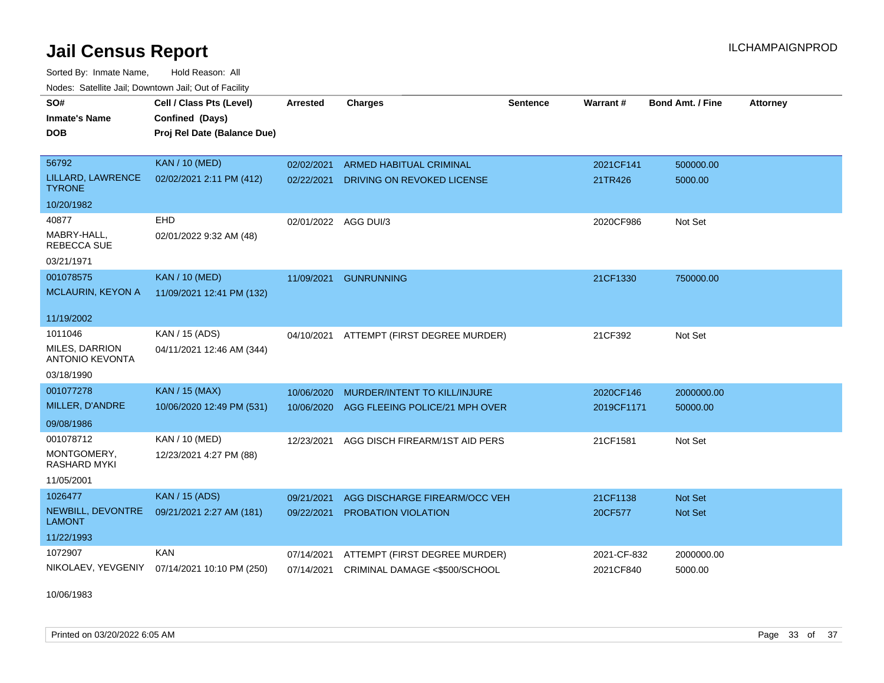# Jail Census Report

Sorted By: Inmate Name, Hold Reason: All

Nodes: Satellite Jail; Downtown Jail; Out of Facility

| SO# / Inmate's Name / DOB | Cell / Class Pts (Level) / Confined (Days) / Proj Rel Date (Balance Due) | Arrested | Charges | Sentence | Warrant # | Bond Amt. / Fine | Attorney |
|---|---|---|---|---|---|---|---|
| 56792<br>LILLARD, LAWRENCE TYRONE<br>10/20/1982 | KAN / 10 (MED)<br>02/02/2021 2:11 PM (412) | 02/02/2021<br>02/22/2021 | ARMED HABITUAL CRIMINAL<br>DRIVING ON REVOKED LICENSE | | 2021CF141<br>21TR426 | 500000.00<br>5000.00 | |
| 40877<br>MABRY-HALL, REBECCA SUE<br>03/21/1971 | EHD<br>02/01/2022 9:32 AM (48) | 02/01/2022 | AGG DUI/3 | | 2020CF986 | Not Set | |
| 001078575<br>MCLAURIN, KEYON A<br>11/19/2002 | KAN / 10 (MED)<br>11/09/2021 12:41 PM (132) | 11/09/2021 | GUNRUNNING | | 21CF1330 | 750000.00 | |
| 1011046<br>MILES, DARRION ANTONIO KEVONTA<br>03/18/1990 | KAN / 15 (ADS)<br>04/11/2021 12:46 AM (344) | 04/10/2021 | ATTEMPT (FIRST DEGREE MURDER) | | 21CF392 | Not Set | |
| 001077278<br>MILLER, D'ANDRE<br>09/08/1986 | KAN / 15 (MAX)<br>10/06/2020 12:49 PM (531) | 10/06/2020<br>10/06/2020 | MURDER/INTENT TO KILL/INJURE<br>AGG FLEEING POLICE/21 MPH OVER | | 2020CF146<br>2019CF1171 | 2000000.00<br>50000.00 | |
| 001078712<br>MONTGOMERY, RASHARD MYKI<br>11/05/2001 | KAN / 10 (MED)<br>12/23/2021 4:27 PM (88) | 12/23/2021 | AGG DISCH FIREARM/1ST AID PERS | | 21CF1581 | Not Set | |
| 1026477<br>NEWBILL, DEVONTRE LAMONT<br>11/22/1993 | KAN / 15 (ADS)<br>09/21/2021 2:27 AM (181) | 09/21/2021<br>09/22/2021 | AGG DISCHARGE FIREARM/OCC VEH<br>PROBATION VIOLATION | | 21CF1138<br>20CF577 | Not Set<br>Not Set | |
| 1072907<br>NIKOLAEV, YEVGENIY<br>10/06/1983 | KAN<br>07/14/2021 10:10 PM (250) | 07/14/2021<br>07/14/2021 | ATTEMPT (FIRST DEGREE MURDER)<br>CRIMINAL DAMAGE <$500/SCHOOL | | 2021-CF-832<br>2021CF840 | 2000000.00<br>5000.00 | |

Printed on 03/20/2022 6:05 AM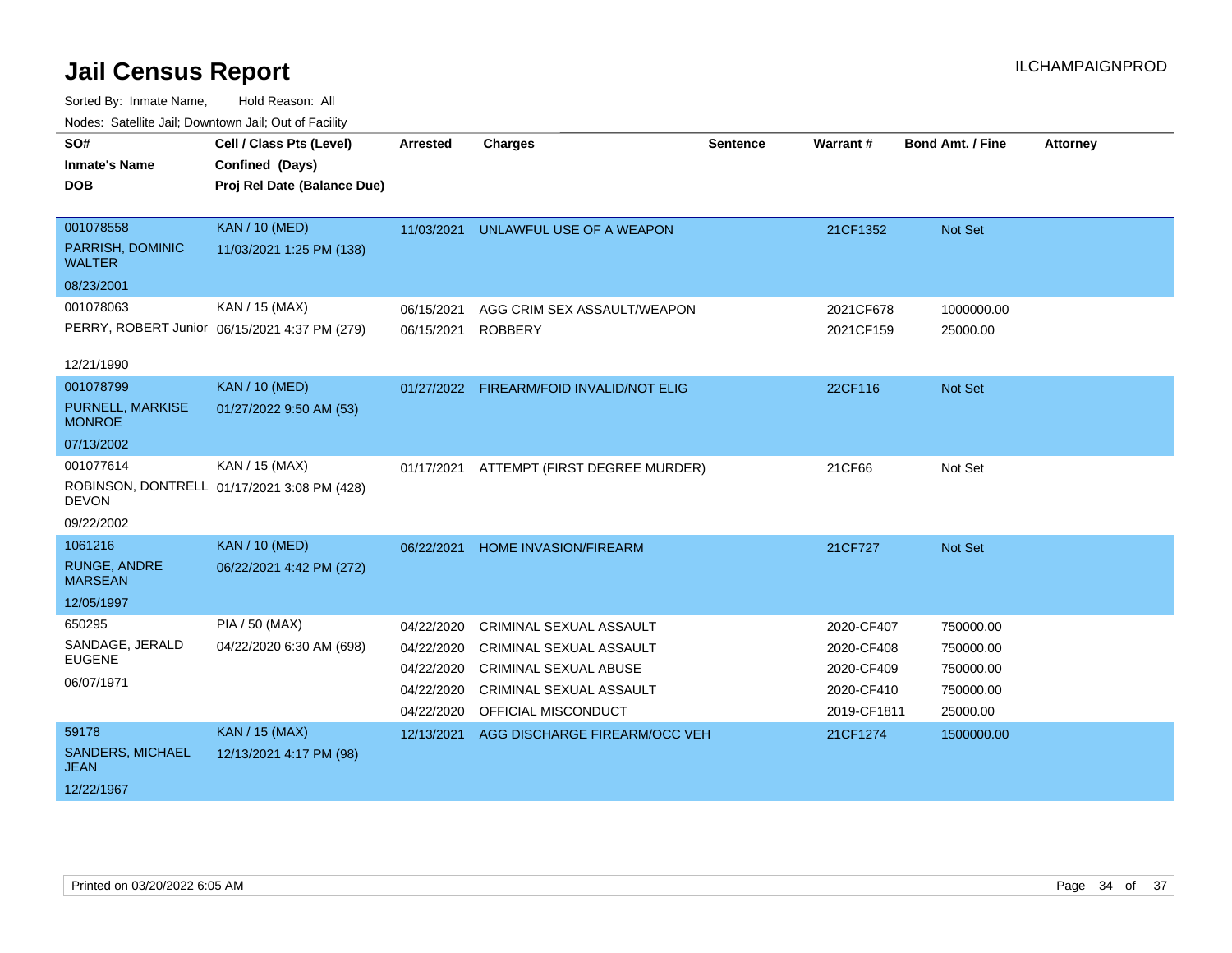# Jail Census Report

ILCHAMPAIGNPROD

Sorted By: Inmate Name, Hold Reason: All

Nodes: Satellite Jail; Downtown Jail; Out of Facility

| SO# / Inmate's Name / DOB | Cell / Class Pts (Level) / Confined (Days) / Proj Rel Date (Balance Due) | Arrested | Charges | Sentence | Warrant # | Bond Amt. / Fine | Attorney |
|---|---|---|---|---|---|---|---|
| 001078558<br>PARRISH, DOMINIC WALTER<br>08/23/2001 | KAN / 10 (MED)<br>11/03/2021 1:25 PM (138) | 11/03/2021 | UNLAWFUL USE OF A WEAPON | | 21CF1352 | Not Set | |
| 001078063<br>PERRY, ROBERT Junior<br>12/21/1990 | KAN / 15 (MAX)<br>06/15/2021 4:37 PM (279) | 06/15/2021 | AGG CRIM SEX ASSAULT/WEAPON | | 2021CF678 | 1000000.00 | |
| | | 06/15/2021 | ROBBERY | | 2021CF159 | 25000.00 | |
| 001078799<br>PURNELL, MARKISE MONROE<br>07/13/2002 | KAN / 10 (MED)<br>01/27/2022 9:50 AM (53) | 01/27/2022 | FIREARM/FOID INVALID/NOT ELIG | | 22CF116 | Not Set | |
| 001077614<br>ROBINSON, DONTRELL DEVON<br>09/22/2002 | KAN / 15 (MAX)<br>01/17/2021 3:08 PM (428) | 01/17/2021 | ATTEMPT (FIRST DEGREE MURDER) | | 21CF66 | Not Set | |
| 1061216<br>RUNGE, ANDRE MARSEAN<br>12/05/1997 | KAN / 10 (MED)<br>06/22/2021 4:42 PM (272) | 06/22/2021 | HOME INVASION/FIREARM | | 21CF727 | Not Set | |
| 650295<br>SANDAGE, JERALD EUGENE<br>06/07/1971 | PIA / 50 (MAX)<br>04/22/2020 6:30 AM (698) | 04/22/2020 | CRIMINAL SEXUAL ASSAULT | | 2020-CF407 | 750000.00 | |
| | | 04/22/2020 | CRIMINAL SEXUAL ASSAULT | | 2020-CF408 | 750000.00 | |
| | | 04/22/2020 | CRIMINAL SEXUAL ABUSE | | 2020-CF409 | 750000.00 | |
| | | 04/22/2020 | CRIMINAL SEXUAL ASSAULT | | 2020-CF410 | 750000.00 | |
| | | 04/22/2020 | OFFICIAL MISCONDUCT | | 2019-CF1811 | 25000.00 | |
| 59178<br>SANDERS, MICHAEL JEAN<br>12/22/1967 | KAN / 15 (MAX)<br>12/13/2021 4:17 PM (98) | 12/13/2021 | AGG DISCHARGE FIREARM/OCC VEH | | 21CF1274 | 1500000.00 | |

Printed on 03/20/2022 6:05 AM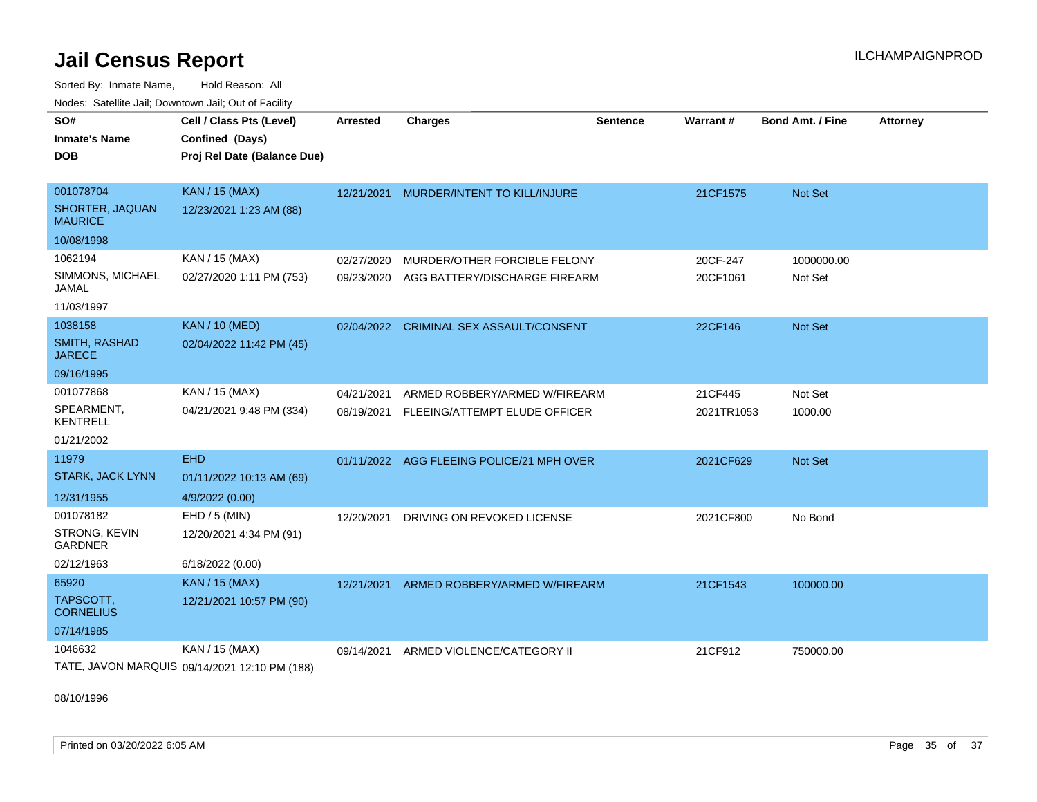# Jail Census Report

Sorted By: Inmate Name, Hold Reason: All

Nodes: Satellite Jail; Downtown Jail; Out of Facility

| SO# / Inmate's Name / DOB | Cell / Class Pts (Level) / Confined (Days) / Proj Rel Date (Balance Due) | Arrested | Charges | Sentence | Warrant # | Bond Amt. / Fine | Attorney |
|---|---|---|---|---|---|---|---|
| 001078704<br>SHORTER, JAQUAN MAURICE<br>10/08/1998 | KAN / 15 (MAX)<br>12/23/2021 1:23 AM (88) | 12/21/2021 | MURDER/INTENT TO KILL/INJURE | | 21CF1575 | Not Set | |
| 1062194<br>SIMMONS, MICHAEL JAMAL<br>11/03/1997 | KAN / 15 (MAX)<br>02/27/2020 1:11 PM (753) | 02/27/2020<br>09/23/2020 | MURDER/OTHER FORCIBLE FELONY<br>AGG BATTERY/DISCHARGE FIREARM | | 20CF-247<br>20CF1061 | 1000000.00<br>Not Set | |
| 1038158<br>SMITH, RASHAD JARECE<br>09/16/1995 | KAN / 10 (MED)<br>02/04/2022 11:42 PM (45) | 02/04/2022 | CRIMINAL SEX ASSAULT/CONSENT | | 22CF146 | Not Set | |
| 001077868<br>SPEARMENT, KENTRELL<br>01/21/2002 | KAN / 15 (MAX)<br>04/21/2021 9:48 PM (334) | 04/21/2021<br>08/19/2021 | ARMED ROBBERY/ARMED W/FIREARM<br>FLEEING/ATTEMPT ELUDE OFFICER | | 21CF445<br>2021TR1053 | Not Set<br>1000.00 | |
| 11979<br>STARK, JACK LYNN<br>12/31/1955 | EHD<br>01/11/2022 10:13 AM (69)<br>4/9/2022 (0.00) | 01/11/2022 | AGG FLEEING POLICE/21 MPH OVER | | 2021CF629 | Not Set | |
| 001078182<br>STRONG, KEVIN GARDNER<br>02/12/1963 | EHD / 5 (MIN)<br>12/20/2021 4:34 PM (91)<br>6/18/2022 (0.00) | 12/20/2021 | DRIVING ON REVOKED LICENSE | | 2021CF800 | No Bond | |
| 65920<br>TAPSCOTT, CORNELIUS<br>07/14/1985 | KAN / 15 (MAX)<br>12/21/2021 10:57 PM (90) | 12/21/2021 | ARMED ROBBERY/ARMED W/FIREARM | | 21CF1543 | 100000.00 | |
| 1046632<br>TATE, JAVON MARQUIS<br>08/10/1996 | KAN / 15 (MAX)<br>09/14/2021 12:10 PM (188) | 09/14/2021 | ARMED VIOLENCE/CATEGORY II | | 21CF912 | 750000.00 | |

Printed on 03/20/2022 6:05 AM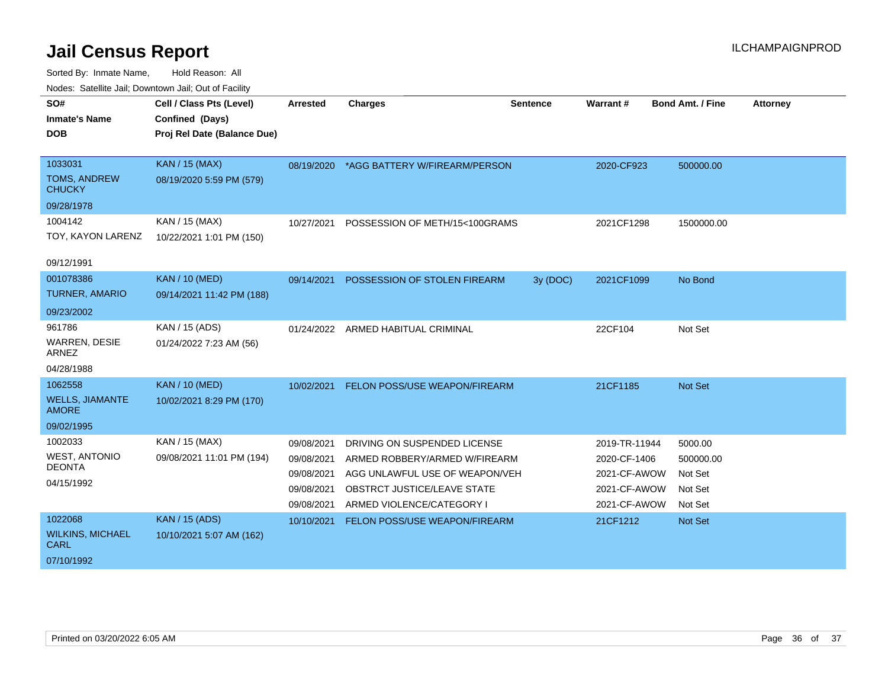# Jail Census Report

Sorted By: Inmate Name, Hold Reason: All

Nodes: Satellite Jail; Downtown Jail; Out of Facility

| SO# / Inmate's Name / DOB | Cell / Class Pts (Level) / Confined (Days) / Proj Rel Date (Balance Due) | Arrested | Charges | Sentence | Warrant # | Bond Amt. / Fine | Attorney |
|---|---|---|---|---|---|---|---|
| 1033031<br>TOMS, ANDREW CHUCKY<br>09/28/1978 | KAN / 15 (MAX)<br>08/19/2020 5:59 PM (579) | 08/19/2020 | *AGG BATTERY W/FIREARM/PERSON | | 2020-CF923 | 500000.00 | |
| 1004142<br>TOY, KAYON LARENZ<br>09/12/1991 | KAN / 15 (MAX)<br>10/22/2021 1:01 PM (150) | 10/27/2021 | POSSESSION OF METH/15<100GRAMS | | 2021CF1298 | 1500000.00 | |
| 001078386<br>TURNER, AMARIO<br>09/23/2002 | KAN / 10 (MED)<br>09/14/2021 11:42 PM (188) | 09/14/2021 | POSSESSION OF STOLEN FIREARM | 3y (DOC) | 2021CF1099 | No Bond | |
| 961786<br>WARREN, DESIE ARNEZ<br>04/28/1988 | KAN / 15 (ADS)<br>01/24/2022 7:23 AM (56) | 01/24/2022 | ARMED HABITUAL CRIMINAL | | 22CF104 | Not Set | |
| 1062558<br>WELLS, JIAMANTE AMORE<br>09/02/1995 | KAN / 10 (MED)<br>10/02/2021 8:29 PM (170) | 10/02/2021 | FELON POSS/USE WEAPON/FIREARM | | 21CF1185 | Not Set | |
| 1002033<br>WEST, ANTONIO DEONTA<br>04/15/1992 | KAN / 15 (MAX)<br>09/08/2021 11:01 PM (194) | 09/08/2021 | DRIVING ON SUSPENDED LICENSE | | 2019-TR-11944 | 5000.00 | |
| | | 09/08/2021 | ARMED ROBBERY/ARMED W/FIREARM | | 2020-CF-1406 | 500000.00 | |
| | | 09/08/2021 | AGG UNLAWFUL USE OF WEAPON/VEH | | 2021-CF-AWOW | Not Set | |
| | | 09/08/2021 | OBSTRCT JUSTICE/LEAVE STATE | | 2021-CF-AWOW | Not Set | |
| | | 09/08/2021 | ARMED VIOLENCE/CATEGORY I | | 2021-CF-AWOW | Not Set | |
| 1022068<br>WILKINS, MICHAEL CARL<br>07/10/1992 | KAN / 15 (ADS)<br>10/10/2021 5:07 AM (162) | 10/10/2021 | FELON POSS/USE WEAPON/FIREARM | | 21CF1212 | Not Set | |

Printed on 03/20/2022 6:05 AM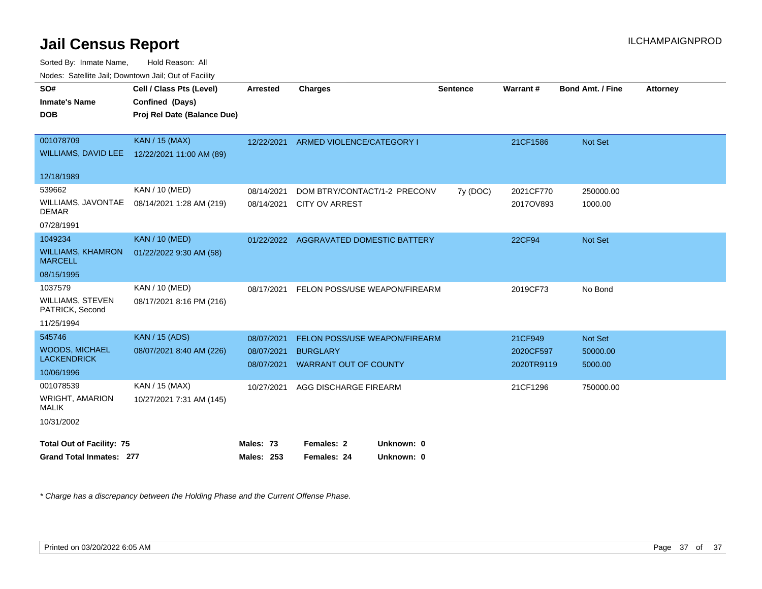# Jail Census Report

ILCHAMPAIGNPROD

Sorted By: Inmate Name, Hold Reason: All

Nodes: Satellite Jail; Downtown Jail; Out of Facility

| SO# / Inmate's Name / DOB | Cell / Class Pts (Level) / Confined (Days) / Proj Rel Date (Balance Due) | Arrested | Charges | Sentence | Warrant # | Bond Amt. / Fine | Attorney |
|---|---|---|---|---|---|---|---|
| 001078709<br>WILLIAMS, DAVID LEE<br>12/18/1989 | KAN / 15 (MAX)<br>12/22/2021 11:00 AM (89) | 12/22/2021 | ARMED VIOLENCE/CATEGORY I | | 21CF1586 | Not Set | |
| 539662<br>WILLIAMS, JAVONTAE DEMAR<br>07/28/1991 | KAN / 10 (MED)<br>08/14/2021 1:28 AM (219) | 08/14/2021<br>08/14/2021 | DOM BTRY/CONTACT/1-2 PRECONV<br>CITY OV ARREST | 7y (DOC) | 2021CF770<br>2017OV893 | 250000.00<br>1000.00 | |
| 1049234<br>WILLIAMS, KHAMRON MARCELL<br>08/15/1995 | KAN / 10 (MED)<br>01/22/2022 9:30 AM (58) | 01/22/2022 | AGGRAVATED DOMESTIC BATTERY | | 22CF94 | Not Set | |
| 1037579<br>WILLIAMS, STEVEN PATRICK, Second<br>11/25/1994 | KAN / 10 (MED)<br>08/17/2021 8:16 PM (216) | 08/17/2021 | FELON POSS/USE WEAPON/FIREARM | | 2019CF73 | No Bond | |
| 545746<br>WOODS, MICHAEL LACKENDRICK<br>10/06/1996 | KAN / 15 (ADS)<br>08/07/2021 8:40 AM (226) | 08/07/2021<br>08/07/2021<br>08/07/2021 | FELON POSS/USE WEAPON/FIREARM<br>BURGLARY<br>WARRANT OUT OF COUNTY | | 21CF949<br>2020CF597<br>2020TR9119 | Not Set<br>50000.00<br>5000.00 | |
| 001078539<br>WRIGHT, AMARION MALIK<br>10/31/2002 | KAN / 15 (MAX)<br>10/27/2021 7:31 AM (145) | 10/27/2021 | AGG DISCHARGE FIREARM | | 21CF1296 | 750000.00 | |

**Total Out of Facility: 75** **Males: 73** **Females: 2** **Unknown: 0**

**Grand Total Inmates: 277** **Males: 253** **Females: 24** **Unknown: 0**

*\* Charge has a discrepancy between the Holding Phase and the Current Offense Phase.*

Printed on 03/20/2022 6:05 AM